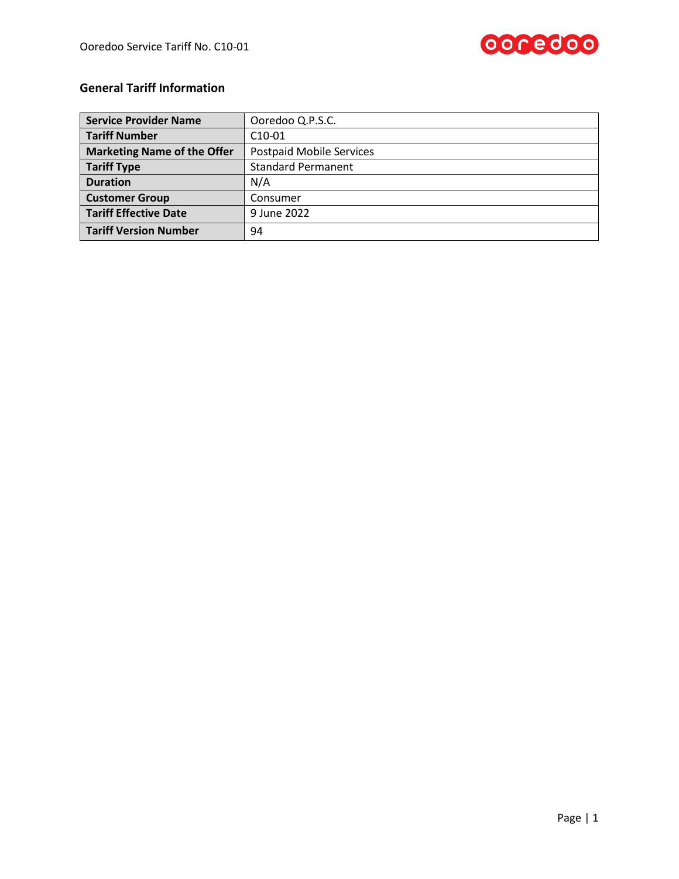## General Tariff Information

| | |
|---|---|
| **Service Provider Name** | Ooredoo Q.P.S.C. |
| **Tariff Number** | C10-01 |
| **Marketing Name of the Offer** | Postpaid Mobile Services |
| **Tariff Type** | Standard Permanent |
| **Duration** | N/A |
| **Customer Group** | Consumer |
| **Tariff Effective Date** | 9 June 2022 |
| **Tariff Version Number** | 94 |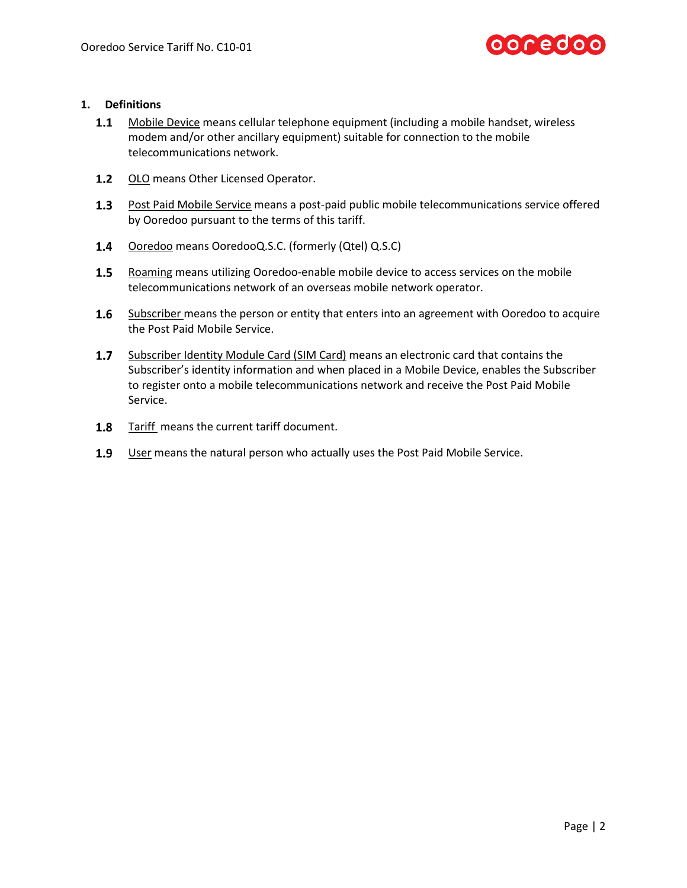## 1. Definitions

**1.1** Mobile Device means cellular telephone equipment (including a mobile handset, wireless modem and/or other ancillary equipment) suitable for connection to the mobile telecommunications network.

**1.2** OLO means Other Licensed Operator.

**1.3** Post Paid Mobile Service means a post-paid public mobile telecommunications service offered by Ooredoo pursuant to the terms of this tariff.

**1.4** Ooredoo means OoredooQ.S.C. (formerly (Qtel) Q.S.C)

**1.5** Roaming means utilizing Ooredoo-enable mobile device to access services on the mobile telecommunications network of an overseas mobile network operator.

**1.6** Subscriber means the person or entity that enters into an agreement with Ooredoo to acquire the Post Paid Mobile Service.

**1.7** Subscriber Identity Module Card (SIM Card) means an electronic card that contains the Subscriber's identity information and when placed in a Mobile Device, enables the Subscriber to register onto a mobile telecommunications network and receive the Post Paid Mobile Service.

**1.8** Tariff means the current tariff document.

**1.9** User means the natural person who actually uses the Post Paid Mobile Service.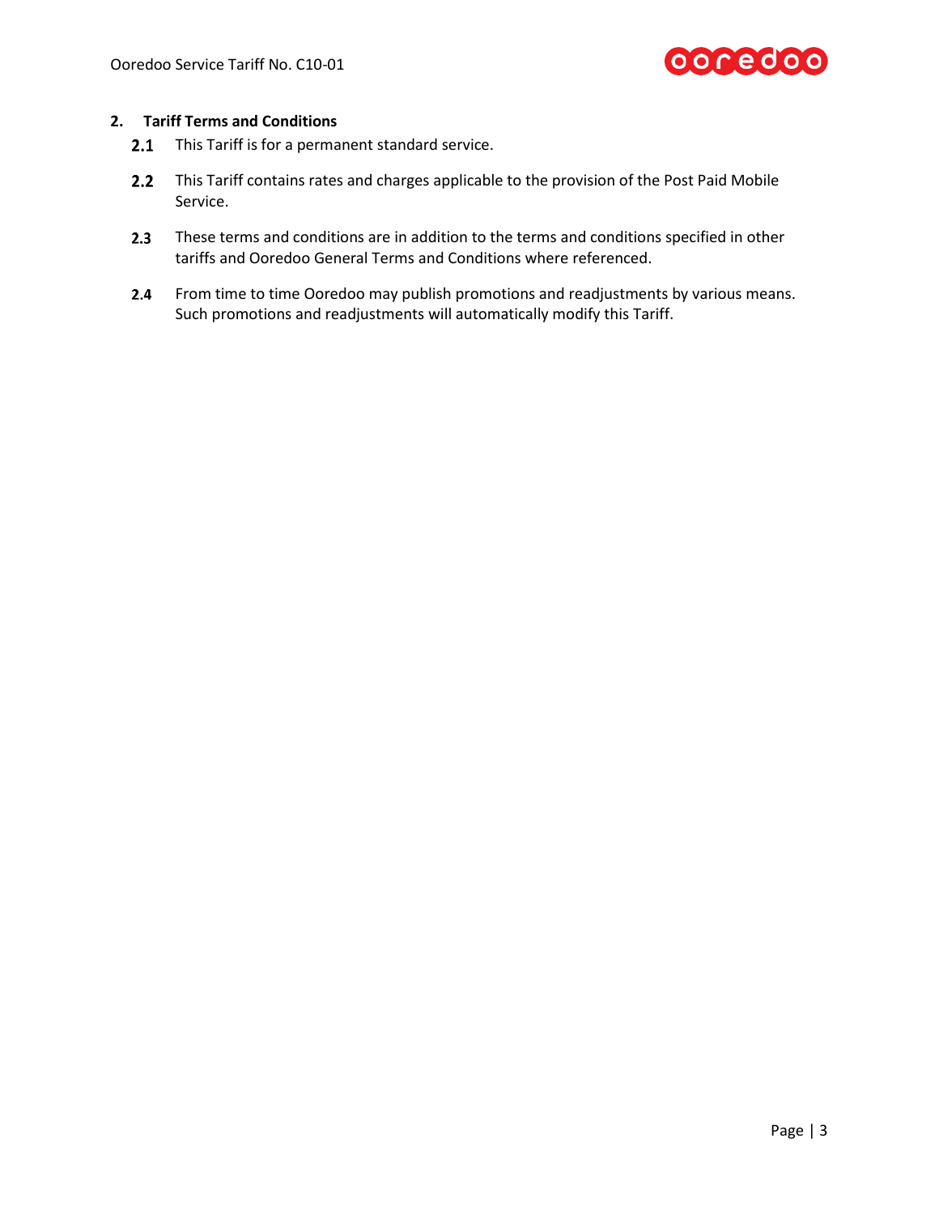## 2. Tariff Terms and Conditions

**2.1** This Tariff is for a permanent standard service.

**2.2** This Tariff contains rates and charges applicable to the provision of the Post Paid Mobile Service.

**2.3** These terms and conditions are in addition to the terms and conditions specified in other tariffs and Ooredoo General Terms and Conditions where referenced.

**2.4** From time to time Ooredoo may publish promotions and readjustments by various means. Such promotions and readjustments will automatically modify this Tariff.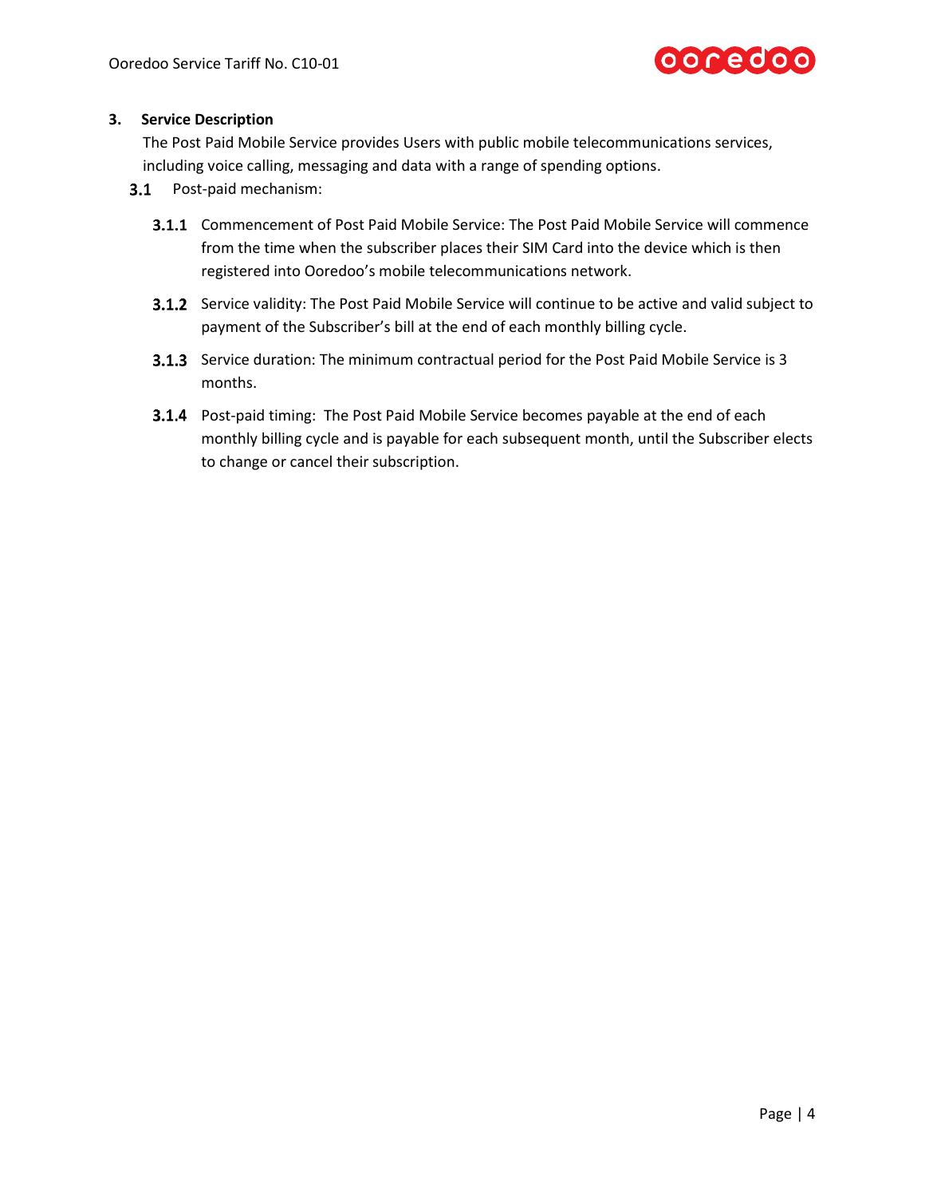## 3. Service Description

The Post Paid Mobile Service provides Users with public mobile telecommunications services, including voice calling, messaging and data with a range of spending options.

### 3.1 Post-paid mechanism:

**3.1.1** Commencement of Post Paid Mobile Service: The Post Paid Mobile Service will commence from the time when the subscriber places their SIM Card into the device which is then registered into Ooredoo's mobile telecommunications network.

**3.1.2** Service validity: The Post Paid Mobile Service will continue to be active and valid subject to payment of the Subscriber's bill at the end of each monthly billing cycle.

**3.1.3** Service duration: The minimum contractual period for the Post Paid Mobile Service is 3 months.

**3.1.4** Post-paid timing: The Post Paid Mobile Service becomes payable at the end of each monthly billing cycle and is payable for each subsequent month, until the Subscriber elects to change or cancel their subscription.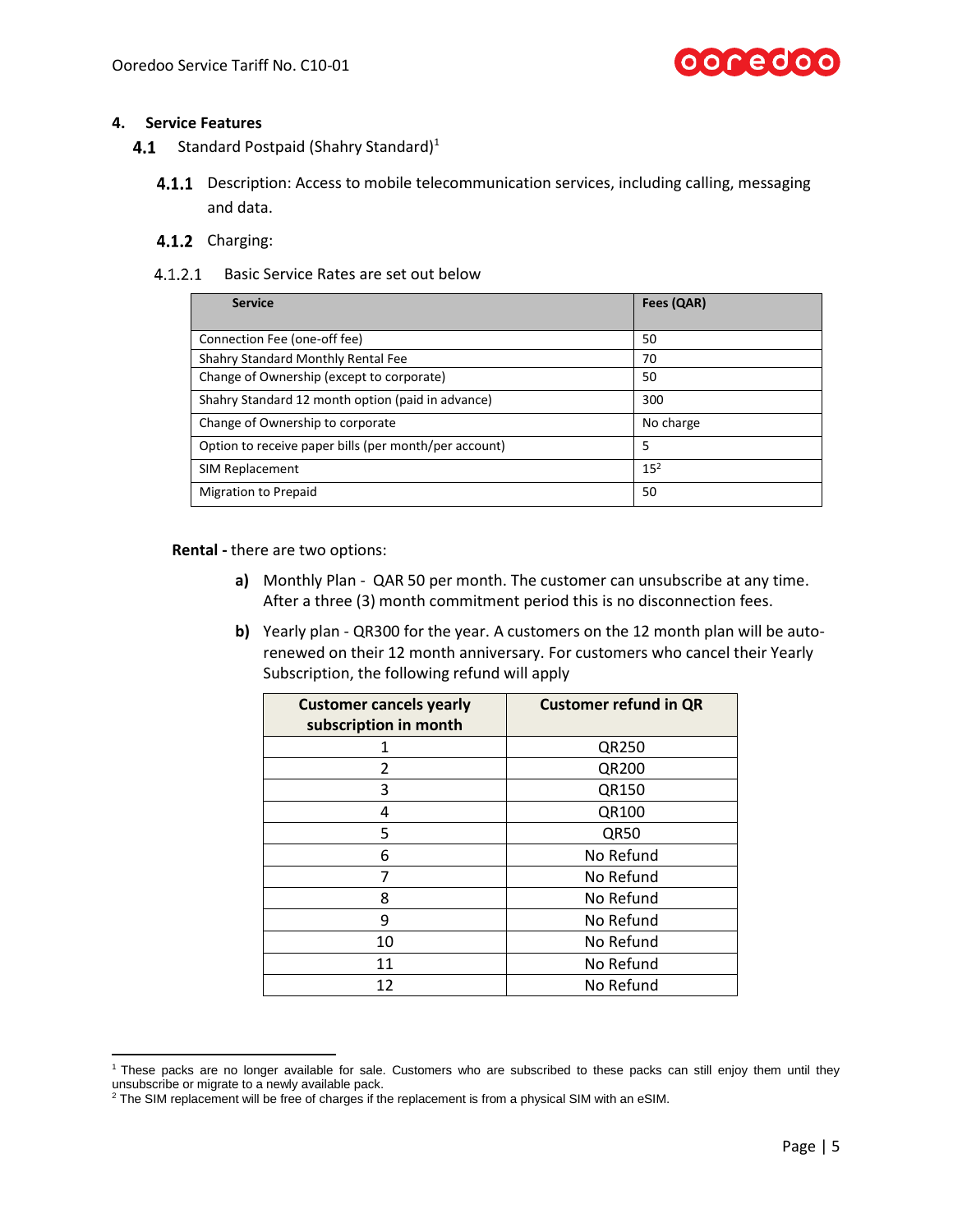## 4. Service Features

### 4.1 Standard Postpaid (Shahry Standard)[1]

**4.1.1** Description: Access to mobile telecommunication services, including calling, messaging and data.

**4.1.2** Charging:

4.1.2.1 Basic Service Rates are set out below

| Service | Fees (QAR) |
|---|---|
| Connection Fee (one-off fee) | 50 |
| Shahry Standard Monthly Rental Fee | 70 |
| Change of Ownership (except to corporate) | 50 |
| Shahry Standard 12 month option (paid in advance) | 300 |
| Change of Ownership to corporate | No charge |
| Option to receive paper bills (per month/per account) | 5 |
| SIM Replacement | 15[2] |
| Migration to Prepaid | 50 |

**Rental -** there are two options:

**a)** Monthly Plan - QAR 50 per month. The customer can unsubscribe at any time. After a three (3) month commitment period this is no disconnection fees.

**b)** Yearly plan - QR300 for the year. A customers on the 12 month plan will be auto-renewed on their 12 month anniversary. For customers who cancel their Yearly Subscription, the following refund will apply

| Customer cancels yearly subscription in month | Customer refund in QR |
|---|---|
| 1 | QR250 |
| 2 | QR200 |
| 3 | QR150 |
| 4 | QR100 |
| 5 | QR50 |
| 6 | No Refund |
| 7 | No Refund |
| 8 | No Refund |
| 9 | No Refund |
| 10 | No Refund |
| 11 | No Refund |
| 12 | No Refund |

[1] These packs are no longer available for sale. Customers who are subscribed to these packs can still enjoy them until they unsubscribe or migrate to a newly available pack.

[2] The SIM replacement will be free of charges if the replacement is from a physical SIM with an eSIM.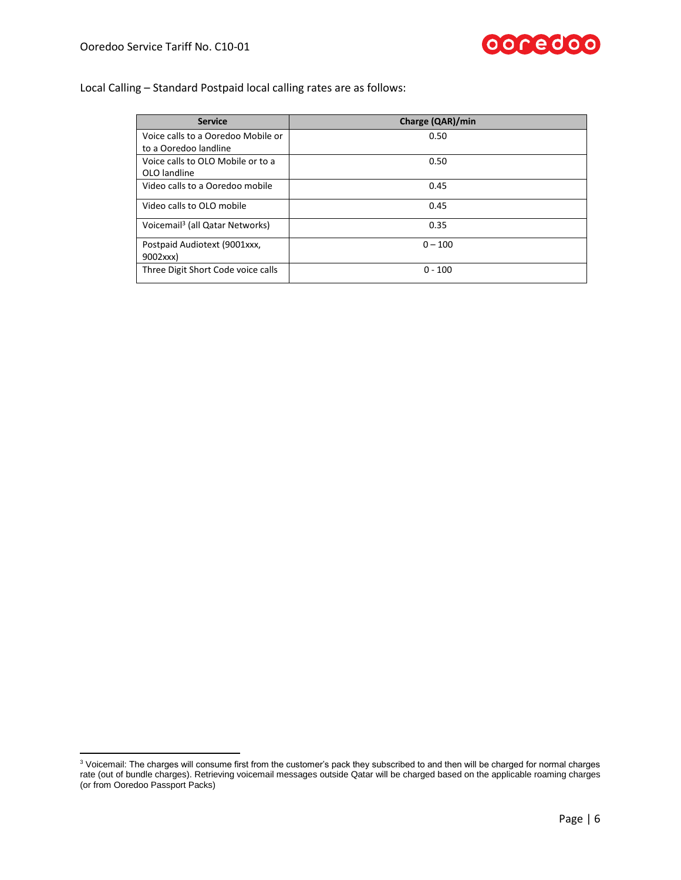Local Calling – Standard Postpaid local calling rates are as follows:

| Service | Charge (QAR)/min |
| --- | --- |
| Voice calls to a Ooredoo Mobile or to a Ooredoo landline | 0.50 |
| Voice calls to OLO Mobile or to a OLO landline | 0.50 |
| Video calls to a Ooredoo mobile | 0.45 |
| Video calls to OLO mobile | 0.45 |
| Voicemail[3] (all Qatar Networks) | 0.35 |
| Postpaid Audiotext (9001xxx, 9002xxx) | 0 – 100 |
| Three Digit Short Code voice calls | 0 - 100 |

[3] Voicemail: The charges will consume first from the customer's pack they subscribed to and then will be charged for normal charges rate (out of bundle charges). Retrieving voicemail messages outside Qatar will be charged based on the applicable roaming charges (or from Ooredoo Passport Packs)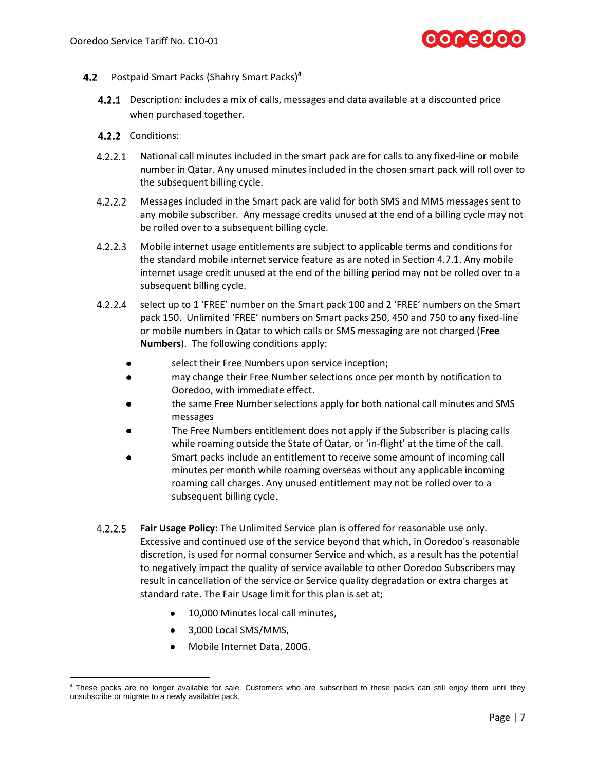## 4.2 Postpaid Smart Packs (Shahry Smart Packs)[4]

### 4.2.1 Description: includes a mix of calls, messages and data available at a discounted price when purchased together.

### 4.2.2 Conditions:

4.2.2.1 National call minutes included in the smart pack are for calls to any fixed-line or mobile number in Qatar. Any unused minutes included in the chosen smart pack will roll over to the subsequent billing cycle.

4.2.2.2 Messages included in the Smart pack are valid for both SMS and MMS messages sent to any mobile subscriber. Any message credits unused at the end of a billing cycle may not be rolled over to a subsequent billing cycle.

4.2.2.3 Mobile internet usage entitlements are subject to applicable terms and conditions for the standard mobile internet service feature as are noted in Section 4.7.1. Any mobile internet usage credit unused at the end of the billing period may not be rolled over to a subsequent billing cycle.

4.2.2.4 select up to 1 'FREE' number on the Smart pack 100 and 2 'FREE' numbers on the Smart pack 150. Unlimited 'FREE' numbers on Smart packs 250, 450 and 750 to any fixed-line or mobile numbers in Qatar to which calls or SMS messaging are not charged (**Free Numbers**). The following conditions apply:

- select their Free Numbers upon service inception;
- may change their Free Number selections once per month by notification to Ooredoo, with immediate effect.
- the same Free Number selections apply for both national call minutes and SMS messages
- The Free Numbers entitlement does not apply if the Subscriber is placing calls while roaming outside the State of Qatar, or 'in-flight' at the time of the call.
- Smart packs include an entitlement to receive some amount of incoming call minutes per month while roaming overseas without any applicable incoming roaming call charges. Any unused entitlement may not be rolled over to a subsequent billing cycle.

4.2.2.5 **Fair Usage Policy:** The Unlimited Service plan is offered for reasonable use only. Excessive and continued use of the service beyond that which, in Ooredoo's reasonable discretion, is used for normal consumer Service and which, as a result has the potential to negatively impact the quality of service available to other Ooredoo Subscribers may result in cancellation of the service or Service quality degradation or extra charges at standard rate. The Fair Usage limit for this plan is set at;

- 10,000 Minutes local call minutes,
- 3,000 Local SMS/MMS,
- Mobile Internet Data, 200G.

[4] These packs are no longer available for sale. Customers who are subscribed to these packs can still enjoy them until they unsubscribe or migrate to a newly available pack.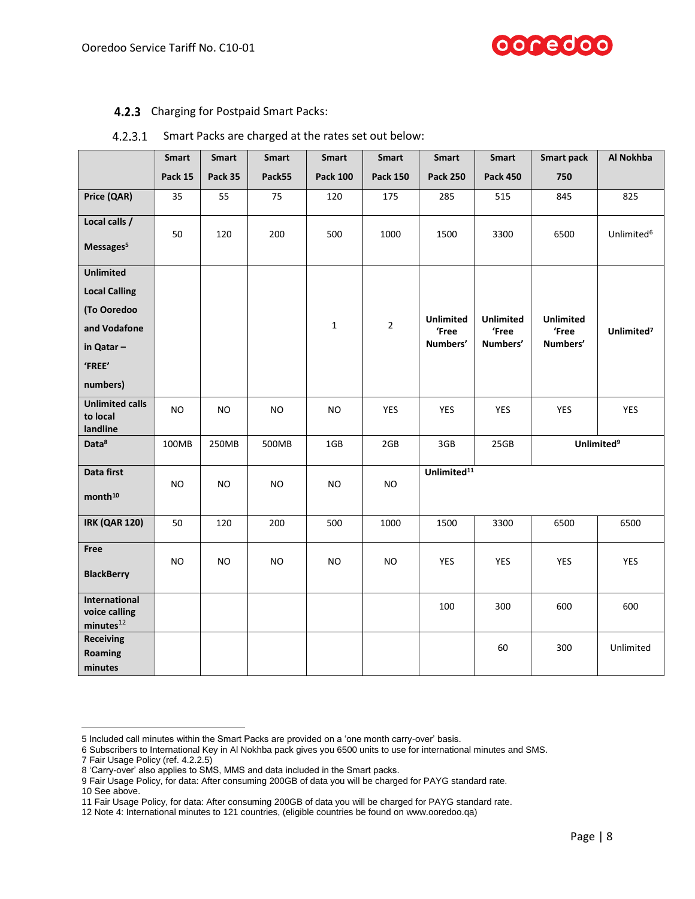### 4.2.3 Charging for Postpaid Smart Packs:

#### 4.2.3.1 Smart Packs are charged at the rates set out below:

| | Smart Pack 15 | Smart Pack 35 | Smart Pack55 | Smart Pack 100 | Smart Pack 150 | Smart Pack 250 | Smart Pack 450 | Smart pack 750 | Al Nokhba |
|---|---|---|---|---|---|---|---|---|---|
| **Price (QAR)** | 35 | 55 | 75 | 120 | 175 | 285 | 515 | 845 | 825 |
| **Local calls / Messages[5]** | 50 | 120 | 200 | 500 | 1000 | 1500 | 3300 | 6500 | Unlimited[6] |
| **Unlimited Local Calling (To Ooredoo and Vodafone in Qatar – 'FREE' numbers)** | | | | 1 | 2 | **Unlimited 'Free Numbers'** | **Unlimited 'Free Numbers'** | **Unlimited 'Free Numbers'** | **Unlimited[7]** |
| **Unlimited calls to local landline** | NO | NO | NO | NO | YES | YES | YES | YES | YES |
| **Data[8]** | 100MB | 250MB | 500MB | 1GB | 2GB | 3GB | 25GB | **Unlimited[9]** | |
| **Data first month[10]** | NO | NO | NO | NO | NO | **Unlimited[11]** | | | |
| **IRK (QAR 120)** | 50 | 120 | 200 | 500 | 1000 | 1500 | 3300 | 6500 | 6500 |
| **Free BlackBerry** | NO | NO | NO | NO | NO | YES | YES | YES | YES |
| **International voice calling minutes[12]** | | | | | | 100 | 300 | 600 | 600 |
| **Receiving Roaming minutes** | | | | | | | 60 | 300 | Unlimited |

5 Included call minutes within the Smart Packs are provided on a 'one month carry-over' basis.
6 Subscribers to International Key in Al Nokhba pack gives you 6500 units to use for international minutes and SMS.
7 Fair Usage Policy (ref. 4.2.2.5)
8 'Carry-over' also applies to SMS, MMS and data included in the Smart packs.
9 Fair Usage Policy, for data: After consuming 200GB of data you will be charged for PAYG standard rate.
10 See above.
11 Fair Usage Policy, for data: After consuming 200GB of data you will be charged for PAYG standard rate.
12 Note 4: International minutes to 121 countries, (eligible countries be found on www.ooredoo.qa)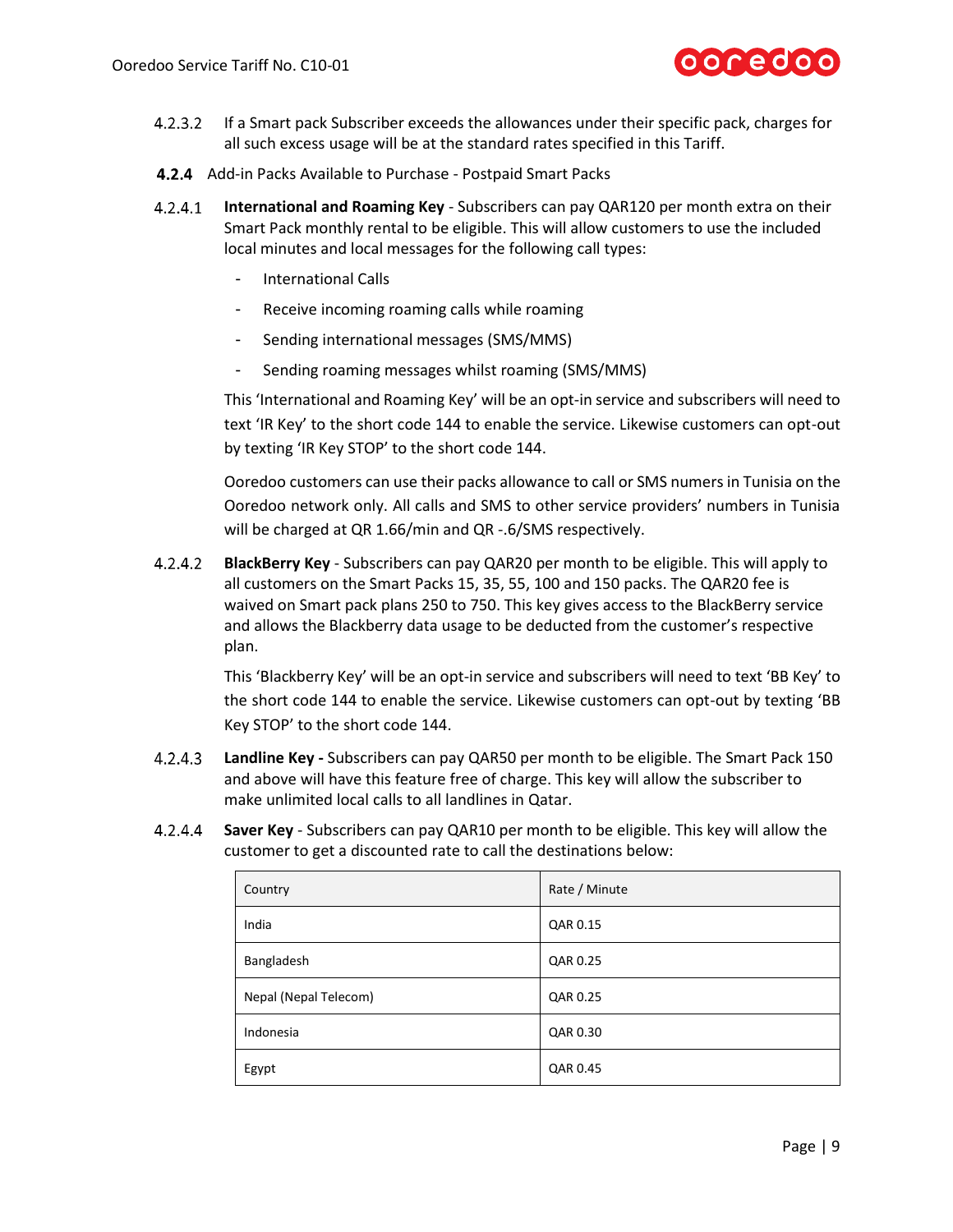4.2.3.2 If a Smart pack Subscriber exceeds the allowances under their specific pack, charges for all such excess usage will be at the standard rates specified in this Tariff.

### **4.2.4** Add-in Packs Available to Purchase - Postpaid Smart Packs

4.2.4.1 **International and Roaming Key** - Subscribers can pay QAR120 per month extra on their Smart Pack monthly rental to be eligible. This will allow customers to use the included local minutes and local messages for the following call types:

- International Calls
- Receive incoming roaming calls while roaming
- Sending international messages (SMS/MMS)
- Sending roaming messages whilst roaming (SMS/MMS)

This 'International and Roaming Key' will be an opt-in service and subscribers will need to text 'IR Key' to the short code 144 to enable the service. Likewise customers can opt-out by texting 'IR Key STOP' to the short code 144.

Ooredoo customers can use their packs allowance to call or SMS numers in Tunisia on the Ooredoo network only. All calls and SMS to other service providers' numbers in Tunisia will be charged at QR 1.66/min and QR -.6/SMS respectively.

4.2.4.2 **BlackBerry Key** - Subscribers can pay QAR20 per month to be eligible. This will apply to all customers on the Smart Packs 15, 35, 55, 100 and 150 packs. The QAR20 fee is waived on Smart pack plans 250 to 750. This key gives access to the BlackBerry service and allows the Blackberry data usage to be deducted from the customer's respective plan.

This 'Blackberry Key' will be an opt-in service and subscribers will need to text 'BB Key' to the short code 144 to enable the service. Likewise customers can opt-out by texting 'BB Key STOP' to the short code 144.

4.2.4.3 **Landline Key -** Subscribers can pay QAR50 per month to be eligible. The Smart Pack 150 and above will have this feature free of charge. This key will allow the subscriber to make unlimited local calls to all landlines in Qatar.

4.2.4.4 **Saver Key** - Subscribers can pay QAR10 per month to be eligible. This key will allow the customer to get a discounted rate to call the destinations below:

| Country | Rate / Minute |
|---|---|
| India | QAR 0.15 |
| Bangladesh | QAR 0.25 |
| Nepal (Nepal Telecom) | QAR 0.25 |
| Indonesia | QAR 0.30 |
| Egypt | QAR 0.45 |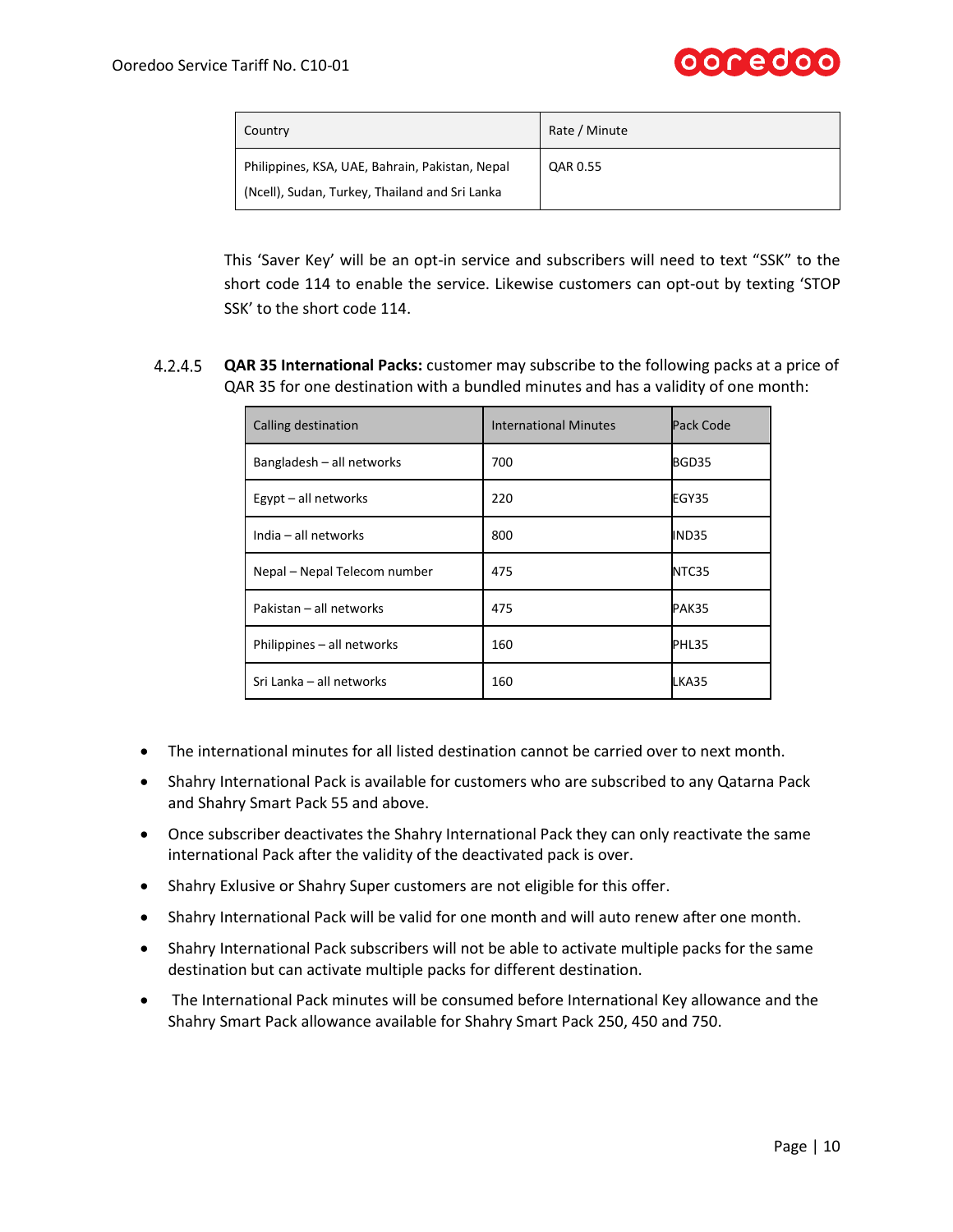| Country | Rate / Minute |
|---|---|
| Philippines, KSA, UAE, Bahrain, Pakistan, Nepal (Ncell), Sudan, Turkey, Thailand and Sri Lanka | QAR 0.55 |

This 'Saver Key' will be an opt-in service and subscribers will need to text "SSK" to the short code 114 to enable the service. Likewise customers can opt-out by texting 'STOP SSK' to the short code 114.

4.2.4.5 **QAR 35 International Packs:** customer may subscribe to the following packs at a price of QAR 35 for one destination with a bundled minutes and has a validity of one month:

| Calling destination | International Minutes | Pack Code |
|---|---|---|
| Bangladesh – all networks | 700 | BGD35 |
| Egypt – all networks | 220 | EGY35 |
| India – all networks | 800 | IND35 |
| Nepal – Nepal Telecom number | 475 | NTC35 |
| Pakistan – all networks | 475 | PAK35 |
| Philippines – all networks | 160 | PHL35 |
| Sri Lanka – all networks | 160 | LKA35 |

- The international minutes for all listed destination cannot be carried over to next month.
- Shahry International Pack is available for customers who are subscribed to any Qatarna Pack and Shahry Smart Pack 55 and above.
- Once subscriber deactivates the Shahry International Pack they can only reactivate the same international Pack after the validity of the deactivated pack is over.
- Shahry Exlusive or Shahry Super customers are not eligible for this offer.
- Shahry International Pack will be valid for one month and will auto renew after one month.
- Shahry International Pack subscribers will not be able to activate multiple packs for the same destination but can activate multiple packs for different destination.
- The International Pack minutes will be consumed before International Key allowance and the Shahry Smart Pack allowance available for Shahry Smart Pack 250, 450 and 750.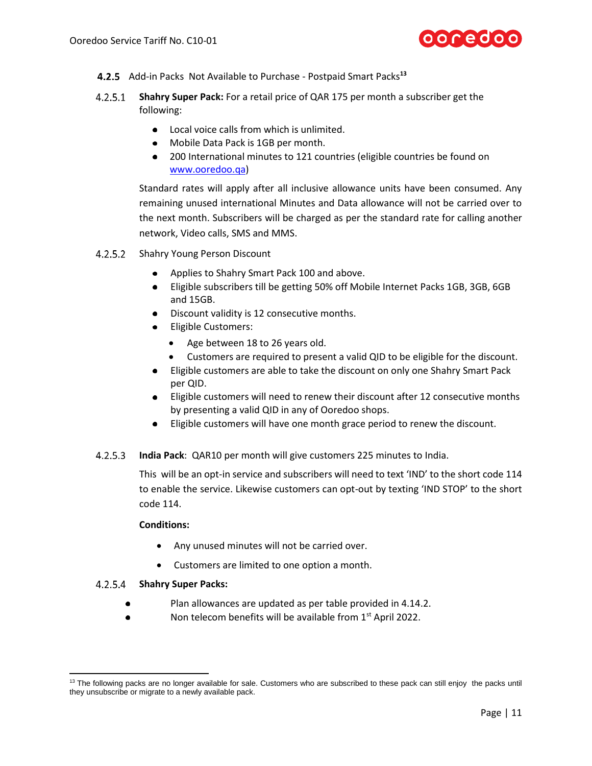### 4.2.5 Add-in Packs Not Available to Purchase - Postpaid Smart Packs[13]

4.2.5.1 **Shahry Super Pack:** For a retail price of QAR 175 per month a subscriber get the following:

- Local voice calls from which is unlimited.
- Mobile Data Pack is 1GB per month.
- 200 International minutes to 121 countries (eligible countries be found on www.ooredoo.qa)

Standard rates will apply after all inclusive allowance units have been consumed. Any remaining unused international Minutes and Data allowance will not be carried over to the next month. Subscribers will be charged as per the standard rate for calling another network, Video calls, SMS and MMS.

4.2.5.2 Shahry Young Person Discount

- Applies to Shahry Smart Pack 100 and above.
- Eligible subscribers till be getting 50% off Mobile Internet Packs 1GB, 3GB, 6GB and 15GB.
- Discount validity is 12 consecutive months.
- Eligible Customers:
  - Age between 18 to 26 years old.
  - Customers are required to present a valid QID to be eligible for the discount.
- Eligible customers are able to take the discount on only one Shahry Smart Pack per QID.
- Eligible customers will need to renew their discount after 12 consecutive months by presenting a valid QID in any of Ooredoo shops.
- Eligible customers will have one month grace period to renew the discount.

4.2.5.3 **India Pack**: QAR10 per month will give customers 225 minutes to India.

This will be an opt-in service and subscribers will need to text 'IND' to the short code 114 to enable the service. Likewise customers can opt-out by texting 'IND STOP' to the short code 114.

**Conditions:**

- Any unused minutes will not be carried over.
- Customers are limited to one option a month.

4.2.5.4 **Shahry Super Packs:**

- Plan allowances are updated as per table provided in 4.14.2.
- Non telecom benefits will be available from 1st April 2022.

[13] The following packs are no longer available for sale. Customers who are subscribed to these pack can still enjoy the packs until they unsubscribe or migrate to a newly available pack.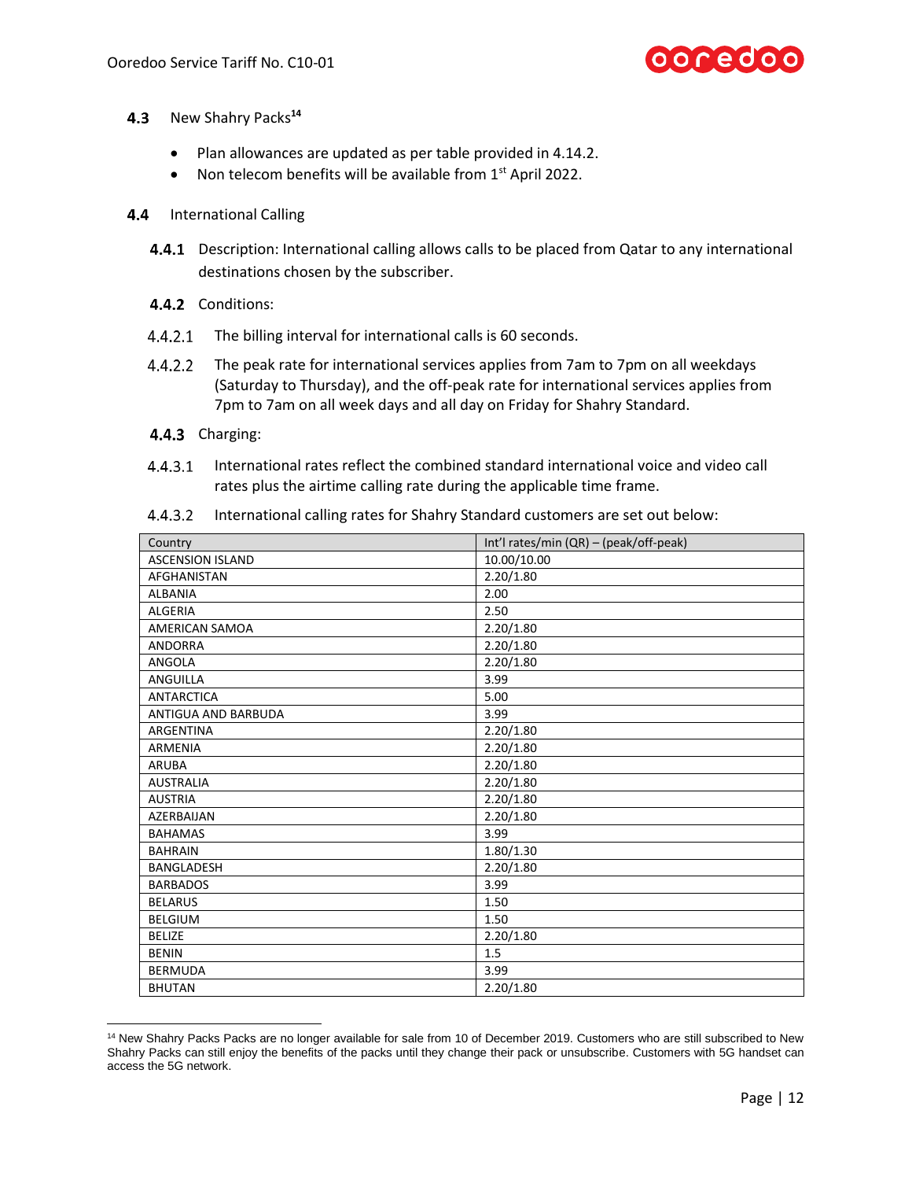## 4.3 New Shahry Packs[14]

- Plan allowances are updated as per table provided in 4.14.2.
- Non telecom benefits will be available from 1st April 2022.

## 4.4 International Calling

### 4.4.1 Description: International calling allows calls to be placed from Qatar to any international destinations chosen by the subscriber.

### 4.4.2 Conditions:

4.4.2.1 The billing interval for international calls is 60 seconds.

4.4.2.2 The peak rate for international services applies from 7am to 7pm on all weekdays (Saturday to Thursday), and the off-peak rate for international services applies from 7pm to 7am on all week days and all day on Friday for Shahry Standard.

### 4.4.3 Charging:

4.4.3.1 International rates reflect the combined standard international voice and video call rates plus the airtime calling rate during the applicable time frame.

4.4.3.2 International calling rates for Shahry Standard customers are set out below:

| Country | Int'l rates/min (QR) – (peak/off-peak) |
|---|---|
| ASCENSION ISLAND | 10.00/10.00 |
| AFGHANISTAN | 2.20/1.80 |
| ALBANIA | 2.00 |
| ALGERIA | 2.50 |
| AMERICAN SAMOA | 2.20/1.80 |
| ANDORRA | 2.20/1.80 |
| ANGOLA | 2.20/1.80 |
| ANGUILLA | 3.99 |
| ANTARCTICA | 5.00 |
| ANTIGUA AND BARBUDA | 3.99 |
| ARGENTINA | 2.20/1.80 |
| ARMENIA | 2.20/1.80 |
| ARUBA | 2.20/1.80 |
| AUSTRALIA | 2.20/1.80 |
| AUSTRIA | 2.20/1.80 |
| AZERBAIJAN | 2.20/1.80 |
| BAHAMAS | 3.99 |
| BAHRAIN | 1.80/1.30 |
| BANGLADESH | 2.20/1.80 |
| BARBADOS | 3.99 |
| BELARUS | 1.50 |
| BELGIUM | 1.50 |
| BELIZE | 2.20/1.80 |
| BENIN | 1.5 |
| BERMUDA | 3.99 |
| BHUTAN | 2.20/1.80 |

[14] New Shahry Packs Packs are no longer available for sale from 10 of December 2019. Customers who are still subscribed to New Shahry Packs can still enjoy the benefits of the packs until they change their pack or unsubscribe. Customers with 5G handset can access the 5G network.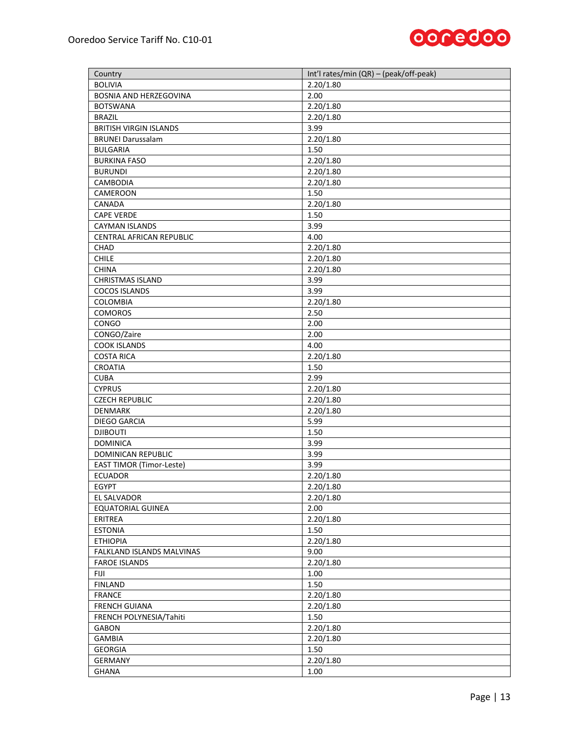| Country | Int'l rates/min (QR) – (peak/off-peak) |
|---|---|
| BOLIVIA | 2.20/1.80 |
| BOSNIA AND HERZEGOVINA | 2.00 |
| BOTSWANA | 2.20/1.80 |
| BRAZIL | 2.20/1.80 |
| BRITISH VIRGIN ISLANDS | 3.99 |
| BRUNEI Darussalam | 2.20/1.80 |
| BULGARIA | 1.50 |
| BURKINA FASO | 2.20/1.80 |
| BURUNDI | 2.20/1.80 |
| CAMBODIA | 2.20/1.80 |
| CAMEROON | 1.50 |
| CANADA | 2.20/1.80 |
| CAPE VERDE | 1.50 |
| CAYMAN ISLANDS | 3.99 |
| CENTRAL AFRICAN REPUBLIC | 4.00 |
| CHAD | 2.20/1.80 |
| CHILE | 2.20/1.80 |
| CHINA | 2.20/1.80 |
| CHRISTMAS ISLAND | 3.99 |
| COCOS ISLANDS | 3.99 |
| COLOMBIA | 2.20/1.80 |
| COMOROS | 2.50 |
| CONGO | 2.00 |
| CONGO/Zaire | 2.00 |
| COOK ISLANDS | 4.00 |
| COSTA RICA | 2.20/1.80 |
| CROATIA | 1.50 |
| CUBA | 2.99 |
| CYPRUS | 2.20/1.80 |
| CZECH REPUBLIC | 2.20/1.80 |
| DENMARK | 2.20/1.80 |
| DIEGO GARCIA | 5.99 |
| DJIBOUTI | 1.50 |
| DOMINICA | 3.99 |
| DOMINICAN REPUBLIC | 3.99 |
| EAST TIMOR (Timor-Leste) | 3.99 |
| ECUADOR | 2.20/1.80 |
| EGYPT | 2.20/1.80 |
| EL SALVADOR | 2.20/1.80 |
| EQUATORIAL GUINEA | 2.00 |
| ERITREA | 2.20/1.80 |
| ESTONIA | 1.50 |
| ETHIOPIA | 2.20/1.80 |
| FALKLAND ISLANDS MALVINAS | 9.00 |
| FAROE ISLANDS | 2.20/1.80 |
| FIJI | 1.00 |
| FINLAND | 1.50 |
| FRANCE | 2.20/1.80 |
| FRENCH GUIANA | 2.20/1.80 |
| FRENCH POLYNESIA/Tahiti | 1.50 |
| GABON | 2.20/1.80 |
| GAMBIA | 2.20/1.80 |
| GEORGIA | 1.50 |
| GERMANY | 2.20/1.80 |
| GHANA | 1.00 |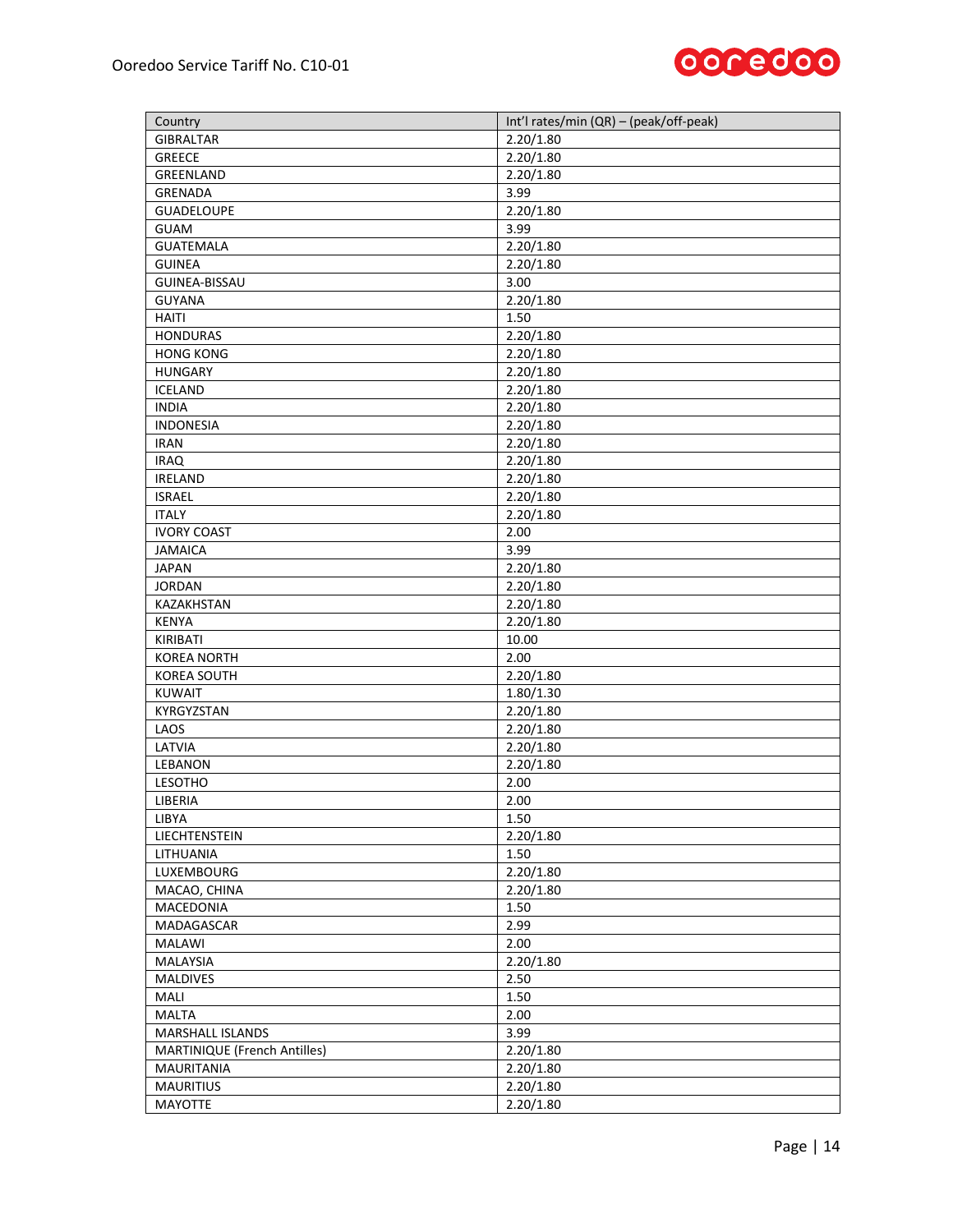| Country | Int'l rates/min (QR) – (peak/off-peak) |
|---|---|
| GIBRALTAR | 2.20/1.80 |
| GREECE | 2.20/1.80 |
| GREENLAND | 2.20/1.80 |
| GRENADA | 3.99 |
| GUADELOUPE | 2.20/1.80 |
| GUAM | 3.99 |
| GUATEMALA | 2.20/1.80 |
| GUINEA | 2.20/1.80 |
| GUINEA-BISSAU | 3.00 |
| GUYANA | 2.20/1.80 |
| HAITI | 1.50 |
| HONDURAS | 2.20/1.80 |
| HONG KONG | 2.20/1.80 |
| HUNGARY | 2.20/1.80 |
| ICELAND | 2.20/1.80 |
| INDIA | 2.20/1.80 |
| INDONESIA | 2.20/1.80 |
| IRAN | 2.20/1.80 |
| IRAQ | 2.20/1.80 |
| IRELAND | 2.20/1.80 |
| ISRAEL | 2.20/1.80 |
| ITALY | 2.20/1.80 |
| IVORY COAST | 2.00 |
| JAMAICA | 3.99 |
| JAPAN | 2.20/1.80 |
| JORDAN | 2.20/1.80 |
| KAZAKHSTAN | 2.20/1.80 |
| KENYA | 2.20/1.80 |
| KIRIBATI | 10.00 |
| KOREA NORTH | 2.00 |
| KOREA SOUTH | 2.20/1.80 |
| KUWAIT | 1.80/1.30 |
| KYRGYZSTAN | 2.20/1.80 |
| LAOS | 2.20/1.80 |
| LATVIA | 2.20/1.80 |
| LEBANON | 2.20/1.80 |
| LESOTHO | 2.00 |
| LIBERIA | 2.00 |
| LIBYA | 1.50 |
| LIECHTENSTEIN | 2.20/1.80 |
| LITHUANIA | 1.50 |
| LUXEMBOURG | 2.20/1.80 |
| MACAO, CHINA | 2.20/1.80 |
| MACEDONIA | 1.50 |
| MADAGASCAR | 2.99 |
| MALAWI | 2.00 |
| MALAYSIA | 2.20/1.80 |
| MALDIVES | 2.50 |
| MALI | 1.50 |
| MALTA | 2.00 |
| MARSHALL ISLANDS | 3.99 |
| MARTINIQUE (French Antilles) | 2.20/1.80 |
| MAURITANIA | 2.20/1.80 |
| MAURITIUS | 2.20/1.80 |
| MAYOTTE | 2.20/1.80 |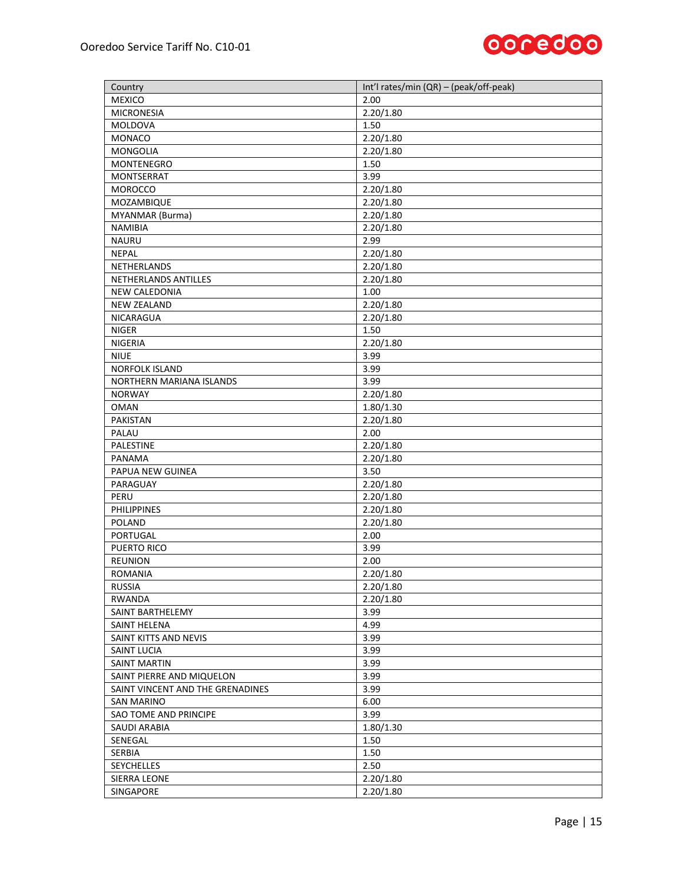| Country | Int'l rates/min (QR) – (peak/off-peak) |
|---|---|
| MEXICO | 2.00 |
| MICRONESIA | 2.20/1.80 |
| MOLDOVA | 1.50 |
| MONACO | 2.20/1.80 |
| MONGOLIA | 2.20/1.80 |
| MONTENEGRO | 1.50 |
| MONTSERRAT | 3.99 |
| MOROCCO | 2.20/1.80 |
| MOZAMBIQUE | 2.20/1.80 |
| MYANMAR (Burma) | 2.20/1.80 |
| NAMIBIA | 2.20/1.80 |
| NAURU | 2.99 |
| NEPAL | 2.20/1.80 |
| NETHERLANDS | 2.20/1.80 |
| NETHERLANDS ANTILLES | 2.20/1.80 |
| NEW CALEDONIA | 1.00 |
| NEW ZEALAND | 2.20/1.80 |
| NICARAGUA | 2.20/1.80 |
| NIGER | 1.50 |
| NIGERIA | 2.20/1.80 |
| NIUE | 3.99 |
| NORFOLK ISLAND | 3.99 |
| NORTHERN MARIANA ISLANDS | 3.99 |
| NORWAY | 2.20/1.80 |
| OMAN | 1.80/1.30 |
| PAKISTAN | 2.20/1.80 |
| PALAU | 2.00 |
| PALESTINE | 2.20/1.80 |
| PANAMA | 2.20/1.80 |
| PAPUA NEW GUINEA | 3.50 |
| PARAGUAY | 2.20/1.80 |
| PERU | 2.20/1.80 |
| PHILIPPINES | 2.20/1.80 |
| POLAND | 2.20/1.80 |
| PORTUGAL | 2.00 |
| PUERTO RICO | 3.99 |
| REUNION | 2.00 |
| ROMANIA | 2.20/1.80 |
| RUSSIA | 2.20/1.80 |
| RWANDA | 2.20/1.80 |
| SAINT BARTHELEMY | 3.99 |
| SAINT HELENA | 4.99 |
| SAINT KITTS AND NEVIS | 3.99 |
| SAINT LUCIA | 3.99 |
| SAINT MARTIN | 3.99 |
| SAINT PIERRE AND MIQUELON | 3.99 |
| SAINT VINCENT AND THE GRENADINES | 3.99 |
| SAN MARINO | 6.00 |
| SAO TOME AND PRINCIPE | 3.99 |
| SAUDI ARABIA | 1.80/1.30 |
| SENEGAL | 1.50 |
| SERBIA | 1.50 |
| SEYCHELLES | 2.50 |
| SIERRA LEONE | 2.20/1.80 |
| SINGAPORE | 2.20/1.80 |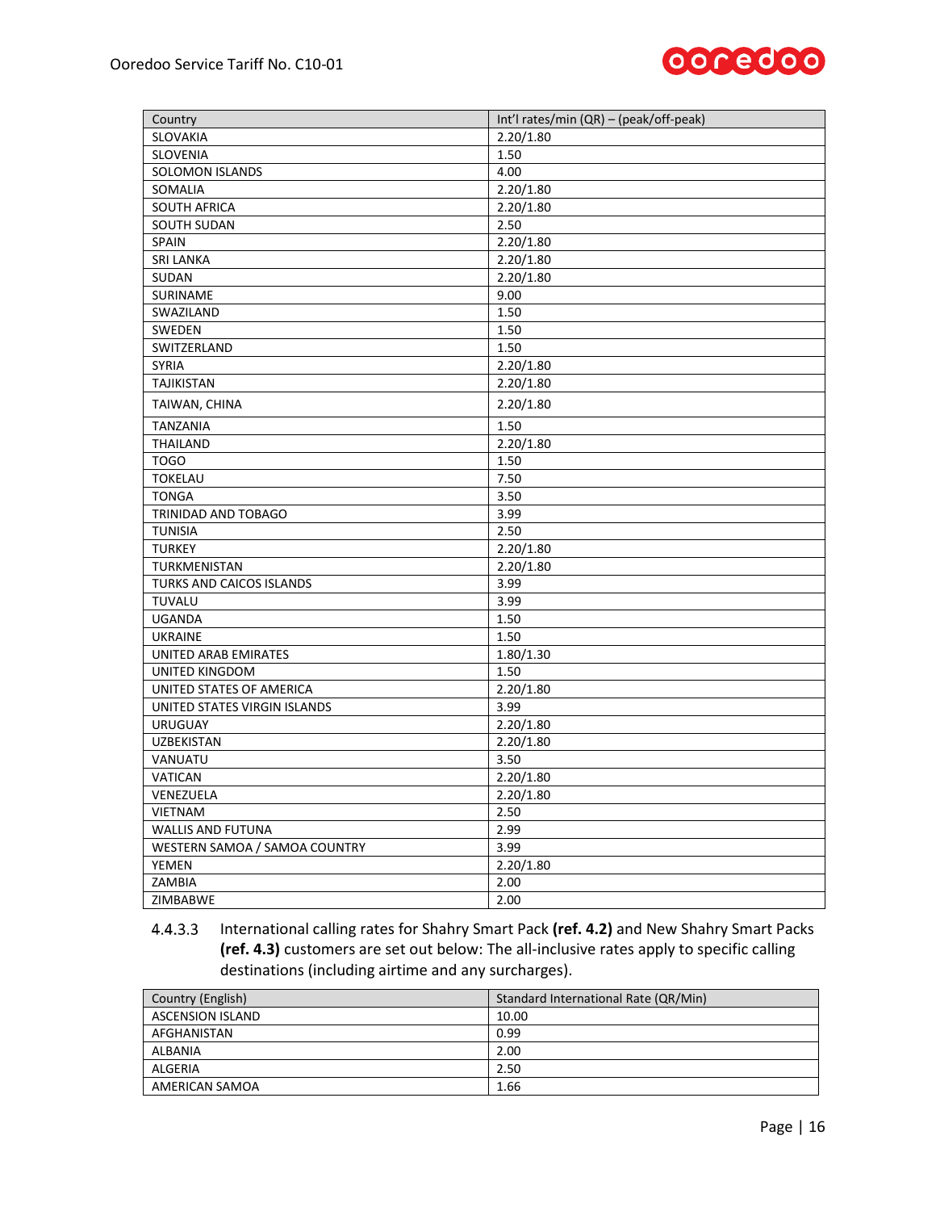| Country | Int'l rates/min (QR) – (peak/off-peak) |
|---|---|
| SLOVAKIA | 2.20/1.80 |
| SLOVENIA | 1.50 |
| SOLOMON ISLANDS | 4.00 |
| SOMALIA | 2.20/1.80 |
| SOUTH AFRICA | 2.20/1.80 |
| SOUTH SUDAN | 2.50 |
| SPAIN | 2.20/1.80 |
| SRI LANKA | 2.20/1.80 |
| SUDAN | 2.20/1.80 |
| SURINAME | 9.00 |
| SWAZILAND | 1.50 |
| SWEDEN | 1.50 |
| SWITZERLAND | 1.50 |
| SYRIA | 2.20/1.80 |
| TAJIKISTAN | 2.20/1.80 |
| TAIWAN, CHINA | 2.20/1.80 |
| TANZANIA | 1.50 |
| THAILAND | 2.20/1.80 |
| TOGO | 1.50 |
| TOKELAU | 7.50 |
| TONGA | 3.50 |
| TRINIDAD AND TOBAGO | 3.99 |
| TUNISIA | 2.50 |
| TURKEY | 2.20/1.80 |
| TURKMENISTAN | 2.20/1.80 |
| TURKS AND CAICOS ISLANDS | 3.99 |
| TUVALU | 3.99 |
| UGANDA | 1.50 |
| UKRAINE | 1.50 |
| UNITED ARAB EMIRATES | 1.80/1.30 |
| UNITED KINGDOM | 1.50 |
| UNITED STATES OF AMERICA | 2.20/1.80 |
| UNITED STATES VIRGIN ISLANDS | 3.99 |
| URUGUAY | 2.20/1.80 |
| UZBEKISTAN | 2.20/1.80 |
| VANUATU | 3.50 |
| VATICAN | 2.20/1.80 |
| VENEZUELA | 2.20/1.80 |
| VIETNAM | 2.50 |
| WALLIS AND FUTUNA | 2.99 |
| WESTERN SAMOA / SAMOA COUNTRY | 3.99 |
| YEMEN | 2.20/1.80 |
| ZAMBIA | 2.00 |
| ZIMBABWE | 2.00 |

4.4.3.3 International calling rates for Shahry Smart Pack **(ref. 4.2)** and New Shahry Smart Packs **(ref. 4.3)** customers are set out below: The all-inclusive rates apply to specific calling destinations (including airtime and any surcharges).

| Country (English) | Standard International Rate (QR/Min) |
|---|---|
| ASCENSION ISLAND | 10.00 |
| AFGHANISTAN | 0.99 |
| ALBANIA | 2.00 |
| ALGERIA | 2.50 |
| AMERICAN SAMOA | 1.66 |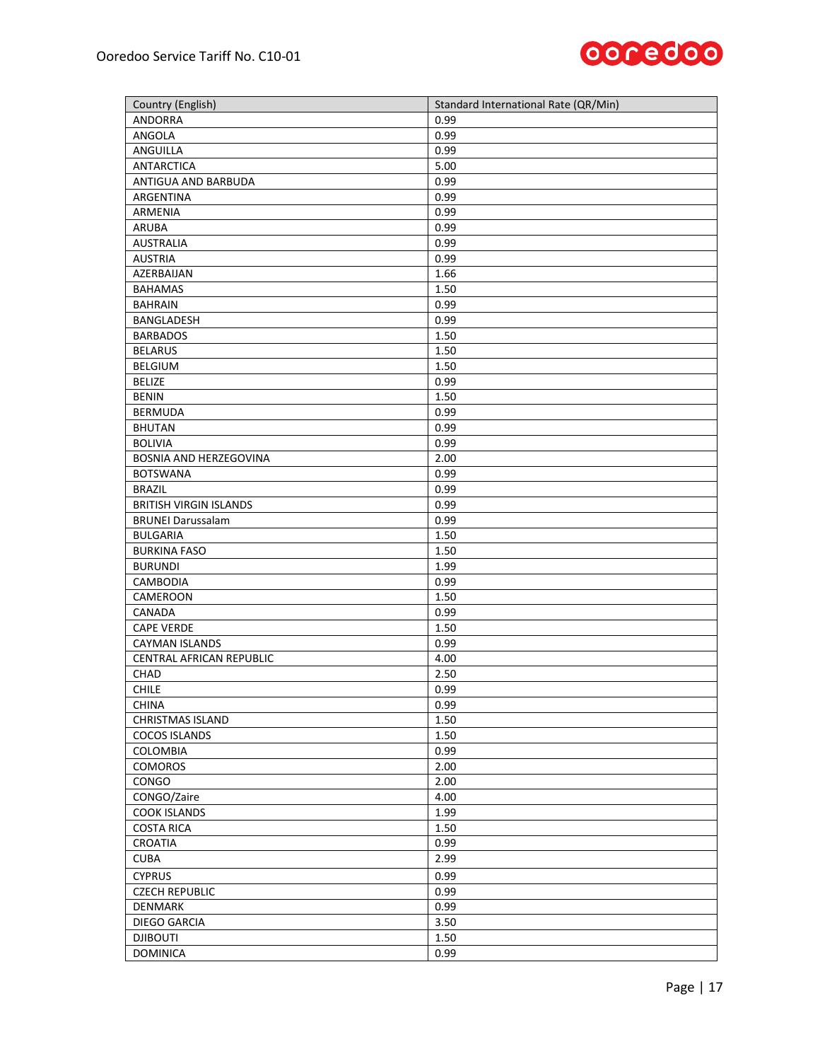| Country (English) | Standard International Rate (QR/Min) |
|---|---|
| ANDORRA | 0.99 |
| ANGOLA | 0.99 |
| ANGUILLA | 0.99 |
| ANTARCTICA | 5.00 |
| ANTIGUA AND BARBUDA | 0.99 |
| ARGENTINA | 0.99 |
| ARMENIA | 0.99 |
| ARUBA | 0.99 |
| AUSTRALIA | 0.99 |
| AUSTRIA | 0.99 |
| AZERBAIJAN | 1.66 |
| BAHAMAS | 1.50 |
| BAHRAIN | 0.99 |
| BANGLADESH | 0.99 |
| BARBADOS | 1.50 |
| BELARUS | 1.50 |
| BELGIUM | 1.50 |
| BELIZE | 0.99 |
| BENIN | 1.50 |
| BERMUDA | 0.99 |
| BHUTAN | 0.99 |
| BOLIVIA | 0.99 |
| BOSNIA AND HERZEGOVINA | 2.00 |
| BOTSWANA | 0.99 |
| BRAZIL | 0.99 |
| BRITISH VIRGIN ISLANDS | 0.99 |
| BRUNEI Darussalam | 0.99 |
| BULGARIA | 1.50 |
| BURKINA FASO | 1.50 |
| BURUNDI | 1.99 |
| CAMBODIA | 0.99 |
| CAMEROON | 1.50 |
| CANADA | 0.99 |
| CAPE VERDE | 1.50 |
| CAYMAN ISLANDS | 0.99 |
| CENTRAL AFRICAN REPUBLIC | 4.00 |
| CHAD | 2.50 |
| CHILE | 0.99 |
| CHINA | 0.99 |
| CHRISTMAS ISLAND | 1.50 |
| COCOS ISLANDS | 1.50 |
| COLOMBIA | 0.99 |
| COMOROS | 2.00 |
| CONGO | 2.00 |
| CONGO/Zaire | 4.00 |
| COOK ISLANDS | 1.99 |
| COSTA RICA | 1.50 |
| CROATIA | 0.99 |
| CUBA | 2.99 |
| CYPRUS | 0.99 |
| CZECH REPUBLIC | 0.99 |
| DENMARK | 0.99 |
| DIEGO GARCIA | 3.50 |
| DJIBOUTI | 1.50 |
| DOMINICA | 0.99 |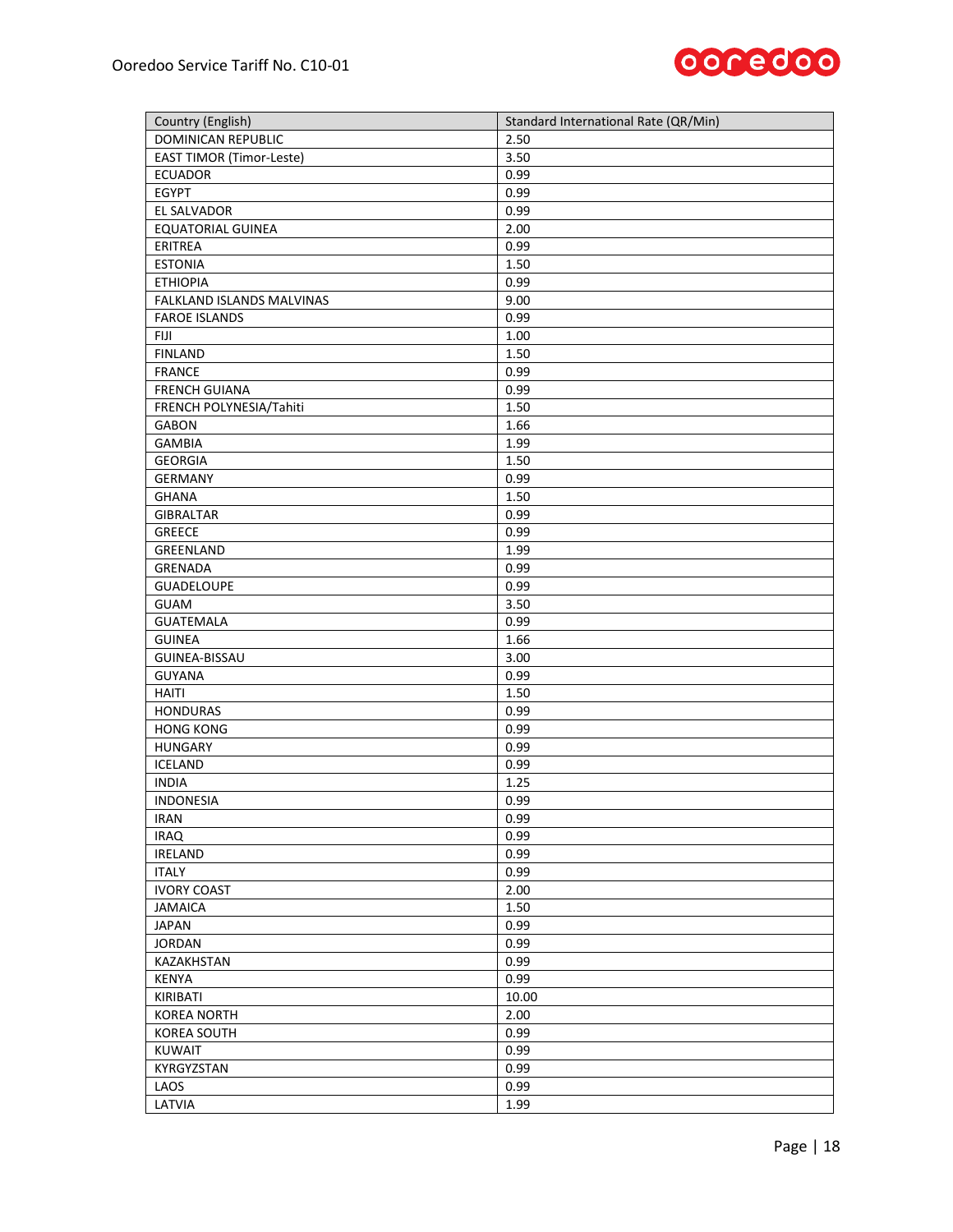| Country (English) | Standard International Rate (QR/Min) |
|---|---|
| DOMINICAN REPUBLIC | 2.50 |
| EAST TIMOR (Timor-Leste) | 3.50 |
| ECUADOR | 0.99 |
| EGYPT | 0.99 |
| EL SALVADOR | 0.99 |
| EQUATORIAL GUINEA | 2.00 |
| ERITREA | 0.99 |
| ESTONIA | 1.50 |
| ETHIOPIA | 0.99 |
| FALKLAND ISLANDS MALVINAS | 9.00 |
| FAROE ISLANDS | 0.99 |
| FIJI | 1.00 |
| FINLAND | 1.50 |
| FRANCE | 0.99 |
| FRENCH GUIANA | 0.99 |
| FRENCH POLYNESIA/Tahiti | 1.50 |
| GABON | 1.66 |
| GAMBIA | 1.99 |
| GEORGIA | 1.50 |
| GERMANY | 0.99 |
| GHANA | 1.50 |
| GIBRALTAR | 0.99 |
| GREECE | 0.99 |
| GREENLAND | 1.99 |
| GRENADA | 0.99 |
| GUADELOUPE | 0.99 |
| GUAM | 3.50 |
| GUATEMALA | 0.99 |
| GUINEA | 1.66 |
| GUINEA-BISSAU | 3.00 |
| GUYANA | 0.99 |
| HAITI | 1.50 |
| HONDURAS | 0.99 |
| HONG KONG | 0.99 |
| HUNGARY | 0.99 |
| ICELAND | 0.99 |
| INDIA | 1.25 |
| INDONESIA | 0.99 |
| IRAN | 0.99 |
| IRAQ | 0.99 |
| IRELAND | 0.99 |
| ITALY | 0.99 |
| IVORY COAST | 2.00 |
| JAMAICA | 1.50 |
| JAPAN | 0.99 |
| JORDAN | 0.99 |
| KAZAKHSTAN | 0.99 |
| KENYA | 0.99 |
| KIRIBATI | 10.00 |
| KOREA NORTH | 2.00 |
| KOREA SOUTH | 0.99 |
| KUWAIT | 0.99 |
| KYRGYZSTAN | 0.99 |
| LAOS | 0.99 |
| LATVIA | 1.99 |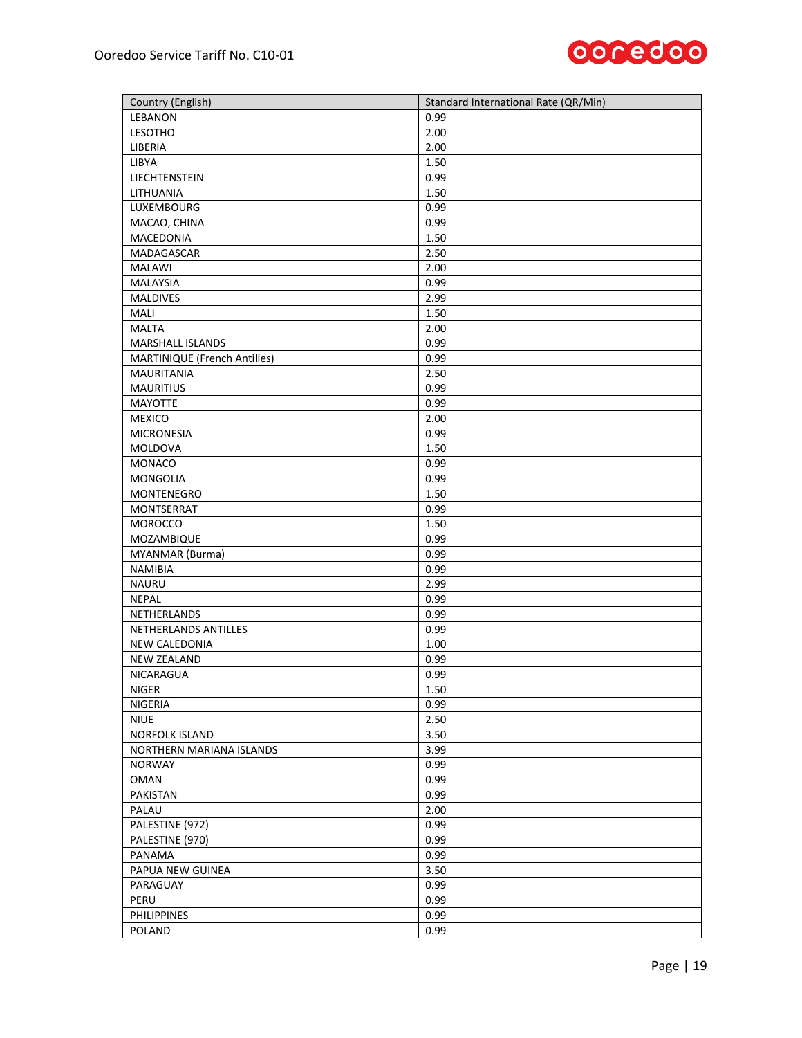| Country (English) | Standard International Rate (QR/Min) |
| --- | --- |
| LEBANON | 0.99 |
| LESOTHO | 2.00 |
| LIBERIA | 2.00 |
| LIBYA | 1.50 |
| LIECHTENSTEIN | 0.99 |
| LITHUANIA | 1.50 |
| LUXEMBOURG | 0.99 |
| MACAO, CHINA | 0.99 |
| MACEDONIA | 1.50 |
| MADAGASCAR | 2.50 |
| MALAWI | 2.00 |
| MALAYSIA | 0.99 |
| MALDIVES | 2.99 |
| MALI | 1.50 |
| MALTA | 2.00 |
| MARSHALL ISLANDS | 0.99 |
| MARTINIQUE (French Antilles) | 0.99 |
| MAURITANIA | 2.50 |
| MAURITIUS | 0.99 |
| MAYOTTE | 0.99 |
| MEXICO | 2.00 |
| MICRONESIA | 0.99 |
| MOLDOVA | 1.50 |
| MONACO | 0.99 |
| MONGOLIA | 0.99 |
| MONTENEGRO | 1.50 |
| MONTSERRAT | 0.99 |
| MOROCCO | 1.50 |
| MOZAMBIQUE | 0.99 |
| MYANMAR (Burma) | 0.99 |
| NAMIBIA | 0.99 |
| NAURU | 2.99 |
| NEPAL | 0.99 |
| NETHERLANDS | 0.99 |
| NETHERLANDS ANTILLES | 0.99 |
| NEW CALEDONIA | 1.00 |
| NEW ZEALAND | 0.99 |
| NICARAGUA | 0.99 |
| NIGER | 1.50 |
| NIGERIA | 0.99 |
| NIUE | 2.50 |
| NORFOLK ISLAND | 3.50 |
| NORTHERN MARIANA ISLANDS | 3.99 |
| NORWAY | 0.99 |
| OMAN | 0.99 |
| PAKISTAN | 0.99 |
| PALAU | 2.00 |
| PALESTINE (972) | 0.99 |
| PALESTINE (970) | 0.99 |
| PANAMA | 0.99 |
| PAPUA NEW GUINEA | 3.50 |
| PARAGUAY | 0.99 |
| PERU | 0.99 |
| PHILIPPINES | 0.99 |
| POLAND | 0.99 |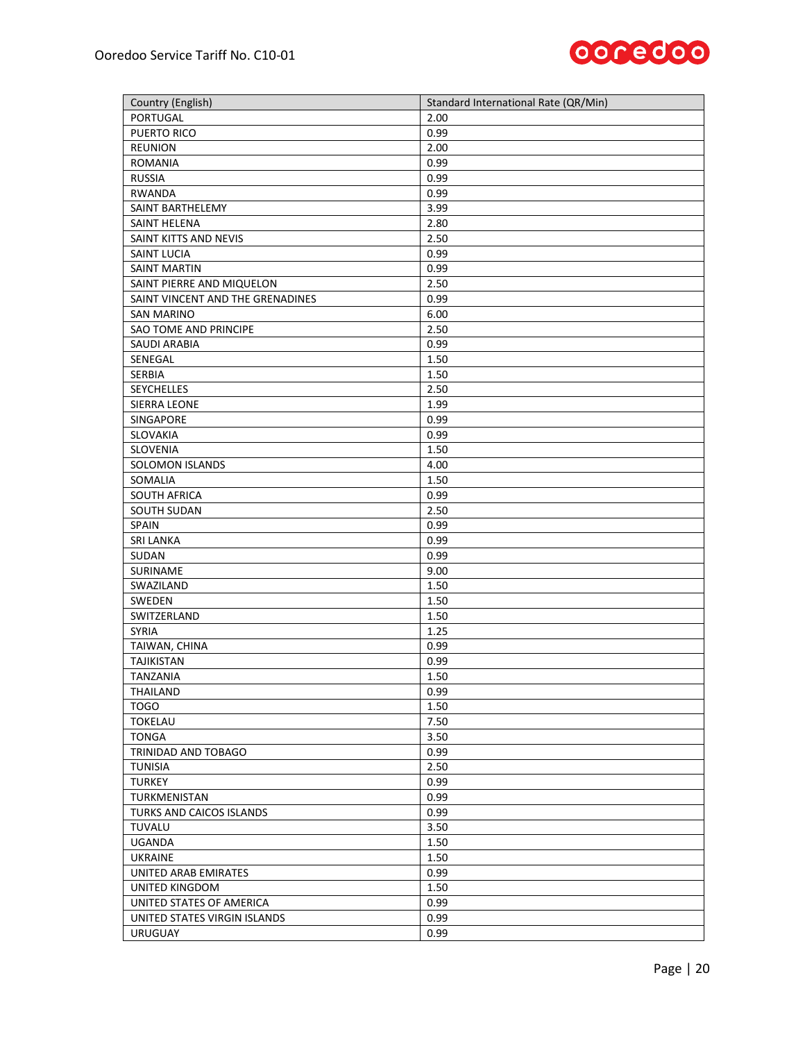| Country (English) | Standard International Rate (QR/Min) |
|---|---|
| PORTUGAL | 2.00 |
| PUERTO RICO | 0.99 |
| REUNION | 2.00 |
| ROMANIA | 0.99 |
| RUSSIA | 0.99 |
| RWANDA | 0.99 |
| SAINT BARTHELEMY | 3.99 |
| SAINT HELENA | 2.80 |
| SAINT KITTS AND NEVIS | 2.50 |
| SAINT LUCIA | 0.99 |
| SAINT MARTIN | 0.99 |
| SAINT PIERRE AND MIQUELON | 2.50 |
| SAINT VINCENT AND THE GRENADINES | 0.99 |
| SAN MARINO | 6.00 |
| SAO TOME AND PRINCIPE | 2.50 |
| SAUDI ARABIA | 0.99 |
| SENEGAL | 1.50 |
| SERBIA | 1.50 |
| SEYCHELLES | 2.50 |
| SIERRA LEONE | 1.99 |
| SINGAPORE | 0.99 |
| SLOVAKIA | 0.99 |
| SLOVENIA | 1.50 |
| SOLOMON ISLANDS | 4.00 |
| SOMALIA | 1.50 |
| SOUTH AFRICA | 0.99 |
| SOUTH SUDAN | 2.50 |
| SPAIN | 0.99 |
| SRI LANKA | 0.99 |
| SUDAN | 0.99 |
| SURINAME | 9.00 |
| SWAZILAND | 1.50 |
| SWEDEN | 1.50 |
| SWITZERLAND | 1.50 |
| SYRIA | 1.25 |
| TAIWAN, CHINA | 0.99 |
| TAJIKISTAN | 0.99 |
| TANZANIA | 1.50 |
| THAILAND | 0.99 |
| TOGO | 1.50 |
| TOKELAU | 7.50 |
| TONGA | 3.50 |
| TRINIDAD AND TOBAGO | 0.99 |
| TUNISIA | 2.50 |
| TURKEY | 0.99 |
| TURKMENISTAN | 0.99 |
| TURKS AND CAICOS ISLANDS | 0.99 |
| TUVALU | 3.50 |
| UGANDA | 1.50 |
| UKRAINE | 1.50 |
| UNITED ARAB EMIRATES | 0.99 |
| UNITED KINGDOM | 1.50 |
| UNITED STATES OF AMERICA | 0.99 |
| UNITED STATES VIRGIN ISLANDS | 0.99 |
| URUGUAY | 0.99 |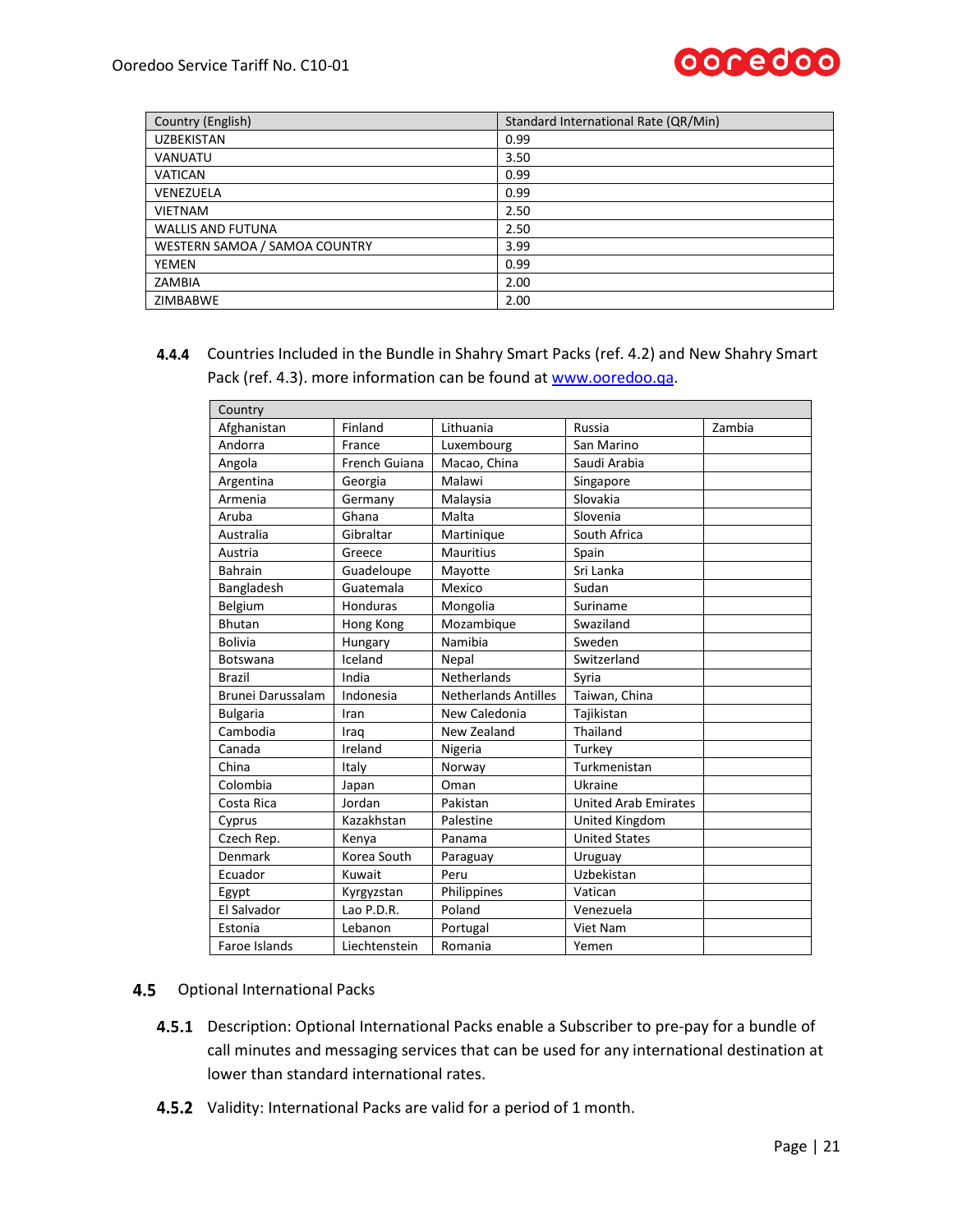| Country (English) | Standard International Rate (QR/Min) |
|---|---|
| UZBEKISTAN | 0.99 |
| VANUATU | 3.50 |
| VATICAN | 0.99 |
| VENEZUELA | 0.99 |
| VIETNAM | 2.50 |
| WALLIS AND FUTUNA | 2.50 |
| WESTERN SAMOA / SAMOA COUNTRY | 3.99 |
| YEMEN | 0.99 |
| ZAMBIA | 2.00 |
| ZIMBABWE | 2.00 |

**4.4.4** Countries Included in the Bundle in Shahry Smart Packs (ref. 4.2) and New Shahry Smart Pack (ref. 4.3). more information can be found at [www.ooredoo.qa](http://www.ooredoo.qa).

| Country | | | | |
|---|---|---|---|---|
| Afghanistan | Finland | Lithuania | Russia | Zambia |
| Andorra | France | Luxembourg | San Marino | |
| Angola | French Guiana | Macao, China | Saudi Arabia | |
| Argentina | Georgia | Malawi | Singapore | |
| Armenia | Germany | Malaysia | Slovakia | |
| Aruba | Ghana | Malta | Slovenia | |
| Australia | Gibraltar | Martinique | South Africa | |
| Austria | Greece | Mauritius | Spain | |
| Bahrain | Guadeloupe | Mayotte | Sri Lanka | |
| Bangladesh | Guatemala | Mexico | Sudan | |
| Belgium | Honduras | Mongolia | Suriname | |
| Bhutan | Hong Kong | Mozambique | Swaziland | |
| Bolivia | Hungary | Namibia | Sweden | |
| Botswana | Iceland | Nepal | Switzerland | |
| Brazil | India | Netherlands | Syria | |
| Brunei Darussalam | Indonesia | Netherlands Antilles | Taiwan, China | |
| Bulgaria | Iran | New Caledonia | Tajikistan | |
| Cambodia | Iraq | New Zealand | Thailand | |
| Canada | Ireland | Nigeria | Turkey | |
| China | Italy | Norway | Turkmenistan | |
| Colombia | Japan | Oman | Ukraine | |
| Costa Rica | Jordan | Pakistan | United Arab Emirates | |
| Cyprus | Kazakhstan | Palestine | United Kingdom | |
| Czech Rep. | Kenya | Panama | United States | |
| Denmark | Korea South | Paraguay | Uruguay | |
| Ecuador | Kuwait | Peru | Uzbekistan | |
| Egypt | Kyrgyzstan | Philippines | Vatican | |
| El Salvador | Lao P.D.R. | Poland | Venezuela | |
| Estonia | Lebanon | Portugal | Viet Nam | |
| Faroe Islands | Liechtenstein | Romania | Yemen | |

## 4.5 Optional International Packs

**4.5.1** Description: Optional International Packs enable a Subscriber to pre-pay for a bundle of call minutes and messaging services that can be used for any international destination at lower than standard international rates.

**4.5.2** Validity: International Packs are valid for a period of 1 month.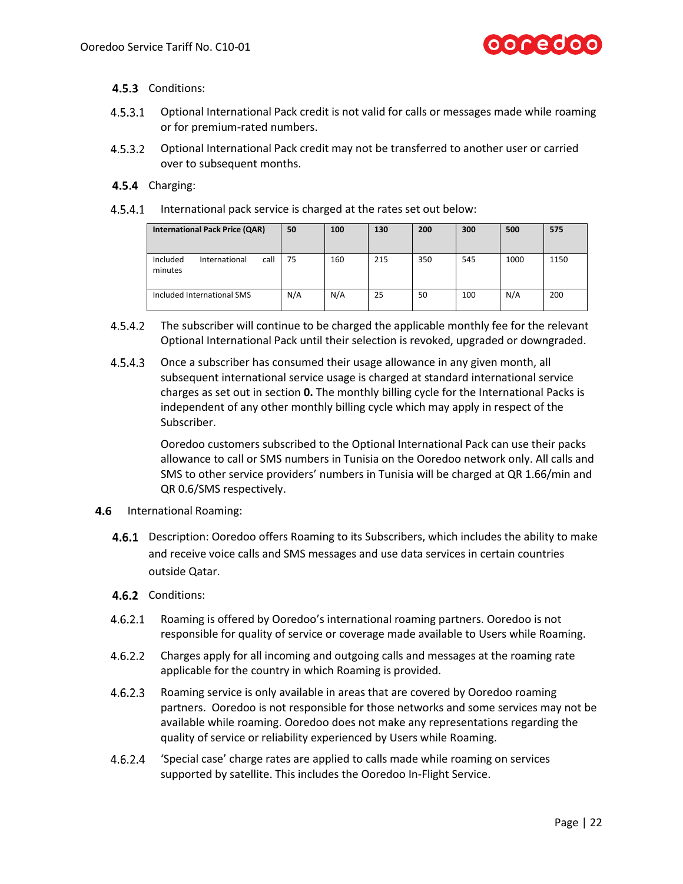### 4.5.3 Conditions:

4.5.3.1 Optional International Pack credit is not valid for calls or messages made while roaming or for premium-rated numbers.

4.5.3.2 Optional International Pack credit may not be transferred to another user or carried over to subsequent months.

### 4.5.4 Charging:

4.5.4.1 International pack service is charged at the rates set out below:

| International Pack Price (QAR) | 50 | 100 | 130 | 200 | 300 | 500 | 575 |
|---|---|---|---|---|---|---|---|
| Included International call minutes | 75 | 160 | 215 | 350 | 545 | 1000 | 1150 |
| Included International SMS | N/A | N/A | 25 | 50 | 100 | N/A | 200 |

4.5.4.2 The subscriber will continue to be charged the applicable monthly fee for the relevant Optional International Pack until their selection is revoked, upgraded or downgraded.

4.5.4.3 Once a subscriber has consumed their usage allowance in any given month, all subsequent international service usage is charged at standard international service charges as set out in section **0.** The monthly billing cycle for the International Packs is independent of any other monthly billing cycle which may apply in respect of the Subscriber.

Ooredoo customers subscribed to the Optional International Pack can use their packs allowance to call or SMS numbers in Tunisia on the Ooredoo network only. All calls and SMS to other service providers' numbers in Tunisia will be charged at QR 1.66/min and QR 0.6/SMS respectively.

## 4.6 International Roaming:

### 4.6.1 Description: Ooredoo offers Roaming to its Subscribers, which includes the ability to make and receive voice calls and SMS messages and use data services in certain countries outside Qatar.

### 4.6.2 Conditions:

4.6.2.1 Roaming is offered by Ooredoo's international roaming partners. Ooredoo is not responsible for quality of service or coverage made available to Users while Roaming.

4.6.2.2 Charges apply for all incoming and outgoing calls and messages at the roaming rate applicable for the country in which Roaming is provided.

4.6.2.3 Roaming service is only available in areas that are covered by Ooredoo roaming partners. Ooredoo is not responsible for those networks and some services may not be available while roaming. Ooredoo does not make any representations regarding the quality of service or reliability experienced by Users while Roaming.

4.6.2.4 'Special case' charge rates are applied to calls made while roaming on services supported by satellite. This includes the Ooredoo In-Flight Service.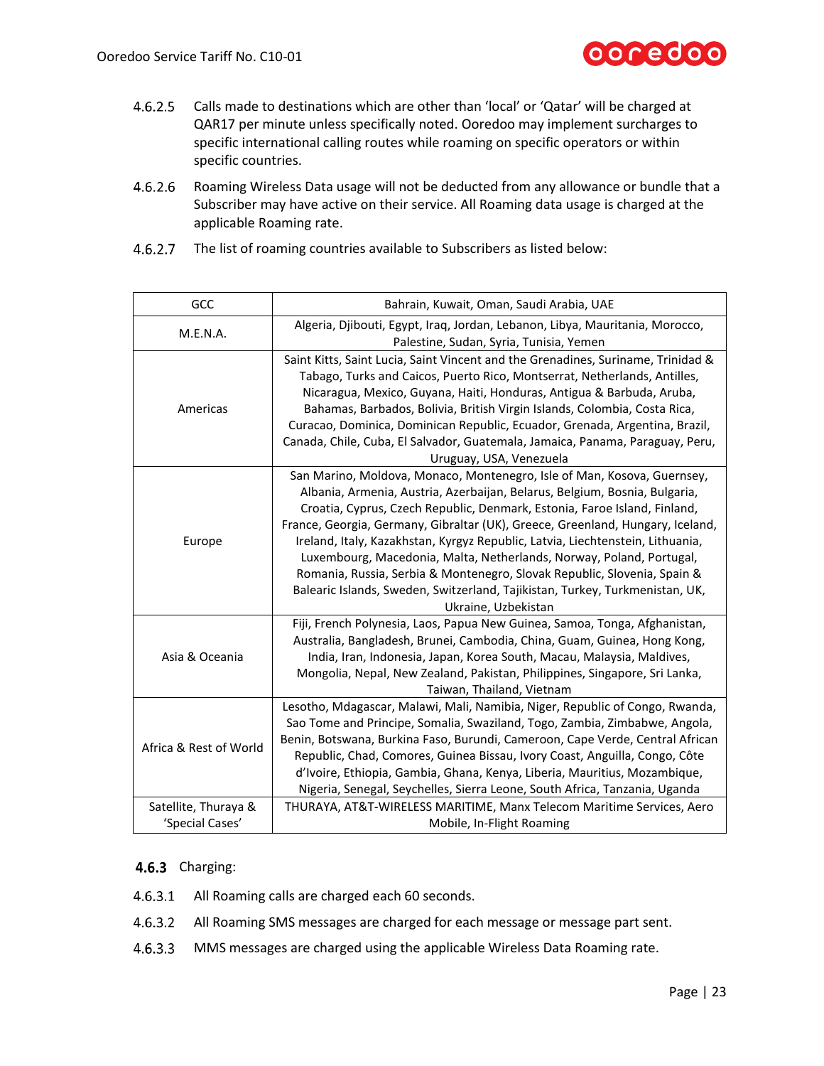4.6.2.5 Calls made to destinations which are other than 'local' or 'Qatar' will be charged at QAR17 per minute unless specifically noted. Ooredoo may implement surcharges to specific international calling routes while roaming on specific operators or within specific countries.

4.6.2.6 Roaming Wireless Data usage will not be deducted from any allowance or bundle that a Subscriber may have active on their service. All Roaming data usage is charged at the applicable Roaming rate.

4.6.2.7 The list of roaming countries available to Subscribers as listed below:

| GCC | Bahrain, Kuwait, Oman, Saudi Arabia, UAE |
|---|---|
| M.E.N.A. | Algeria, Djibouti, Egypt, Iraq, Jordan, Lebanon, Libya, Mauritania, Morocco, Palestine, Sudan, Syria, Tunisia, Yemen |
| Americas | Saint Kitts, Saint Lucia, Saint Vincent and the Grenadines, Suriname, Trinidad & Tabago, Turks and Caicos, Puerto Rico, Montserrat, Netherlands, Antilles, Nicaragua, Mexico, Guyana, Haiti, Honduras, Antigua & Barbuda, Aruba, Bahamas, Barbados, Bolivia, British Virgin Islands, Colombia, Costa Rica, Curacao, Dominica, Dominican Republic, Ecuador, Grenada, Argentina, Brazil, Canada, Chile, Cuba, El Salvador, Guatemala, Jamaica, Panama, Paraguay, Peru, Uruguay, USA, Venezuela |
| Europe | San Marino, Moldova, Monaco, Montenegro, Isle of Man, Kosova, Guernsey, Albania, Armenia, Austria, Azerbaijan, Belarus, Belgium, Bosnia, Bulgaria, Croatia, Cyprus, Czech Republic, Denmark, Estonia, Faroe Island, Finland, France, Georgia, Germany, Gibraltar (UK), Greece, Greenland, Hungary, Iceland, Ireland, Italy, Kazakhstan, Kyrgyz Republic, Latvia, Liechtenstein, Lithuania, Luxembourg, Macedonia, Malta, Netherlands, Norway, Poland, Portugal, Romania, Russia, Serbia & Montenegro, Slovak Republic, Slovenia, Spain & Balearic Islands, Sweden, Switzerland, Tajikistan, Turkey, Turkmenistan, UK, Ukraine, Uzbekistan |
| Asia & Oceania | Fiji, French Polynesia, Laos, Papua New Guinea, Samoa, Tonga, Afghanistan, Australia, Bangladesh, Brunei, Cambodia, China, Guam, Guinea, Hong Kong, India, Iran, Indonesia, Japan, Korea South, Macau, Malaysia, Maldives, Mongolia, Nepal, New Zealand, Pakistan, Philippines, Singapore, Sri Lanka, Taiwan, Thailand, Vietnam |
| Africa & Rest of World | Lesotho, Mdagascar, Malawi, Mali, Namibia, Niger, Republic of Congo, Rwanda, Sao Tome and Principe, Somalia, Swaziland, Togo, Zambia, Zimbabwe, Angola, Benin, Botswana, Burkina Faso, Burundi, Cameroon, Cape Verde, Central African Republic, Chad, Comores, Guinea Bissau, Ivory Coast, Anguilla, Congo, Côte d'Ivoire, Ethiopia, Gambia, Ghana, Kenya, Liberia, Mauritius, Mozambique, Nigeria, Senegal, Seychelles, Sierra Leone, South Africa, Tanzania, Uganda |
| Satellite, Thuraya & 'Special Cases' | THURAYA, AT&T-WIRELESS MARITIME, Manx Telecom Maritime Services, Aero Mobile, In-Flight Roaming |

### 4.6.3 Charging:

4.6.3.1 All Roaming calls are charged each 60 seconds.

4.6.3.2 All Roaming SMS messages are charged for each message or message part sent.

4.6.3.3 MMS messages are charged using the applicable Wireless Data Roaming rate.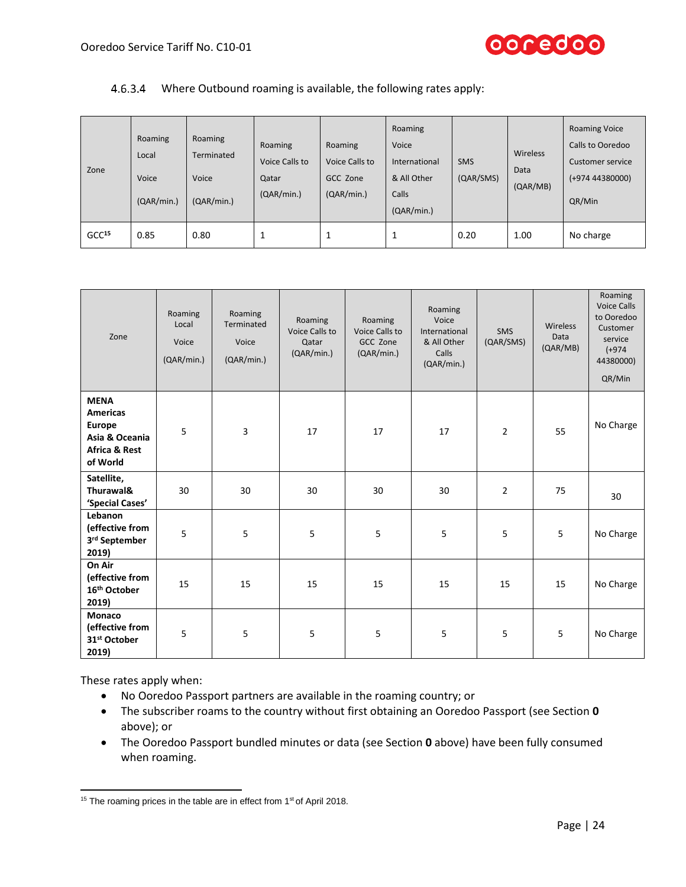4.6.3.4 Where Outbound roaming is available, the following rates apply:

| Zone | Roaming Local Voice (QAR/min.) | Roaming Terminated Voice (QAR/min.) | Roaming Voice Calls to Qatar (QAR/min.) | Roaming Voice Calls to GCC Zone (QAR/min.) | Roaming Voice International & All Other Calls (QAR/min.) | SMS (QAR/SMS) | Wireless Data (QAR/MB) | Roaming Voice Calls to Ooredoo Customer service (+974 44380000) QR/Min |
|---|---|---|---|---|---|---|---|---|
| GCC[15] | 0.85 | 0.80 | 1 | 1 | 1 | 0.20 | 1.00 | No charge |

| Zone | Roaming Local Voice (QAR/min.) | Roaming Terminated Voice (QAR/min.) | Roaming Voice Calls to Qatar (QAR/min.) | Roaming Voice Calls to GCC Zone (QAR/min.) | Roaming Voice International & All Other Calls (QAR/min.) | SMS (QAR/SMS) | Wireless Data (QAR/MB) | Roaming Voice Calls to Ooredoo Customer service (+974 44380000) QR/Min |
|---|---|---|---|---|---|---|---|---|
| **MENA Americas Europe Asia & Oceania Africa & Rest of World** | 5 | 3 | 17 | 17 | 17 | 2 | 55 | No Charge |
| **Satellite, Thurawal& 'Special Cases'** | 30 | 30 | 30 | 30 | 30 | 2 | 75 | 30 |
| **Lebanon (effective from 3rd September 2019)** | 5 | 5 | 5 | 5 | 5 | 5 | 5 | No Charge |
| **On Air (effective from 16th October 2019)** | 15 | 15 | 15 | 15 | 15 | 15 | 15 | No Charge |
| **Monaco (effective from 31st October 2019)** | 5 | 5 | 5 | 5 | 5 | 5 | 5 | No Charge |

These rates apply when:

- No Ooredoo Passport partners are available in the roaming country; or
- The subscriber roams to the country without first obtaining an Ooredoo Passport (see Section **0** above); or
- The Ooredoo Passport bundled minutes or data (see Section **0** above) have been fully consumed when roaming.

[15] The roaming prices in the table are in effect from 1st of April 2018.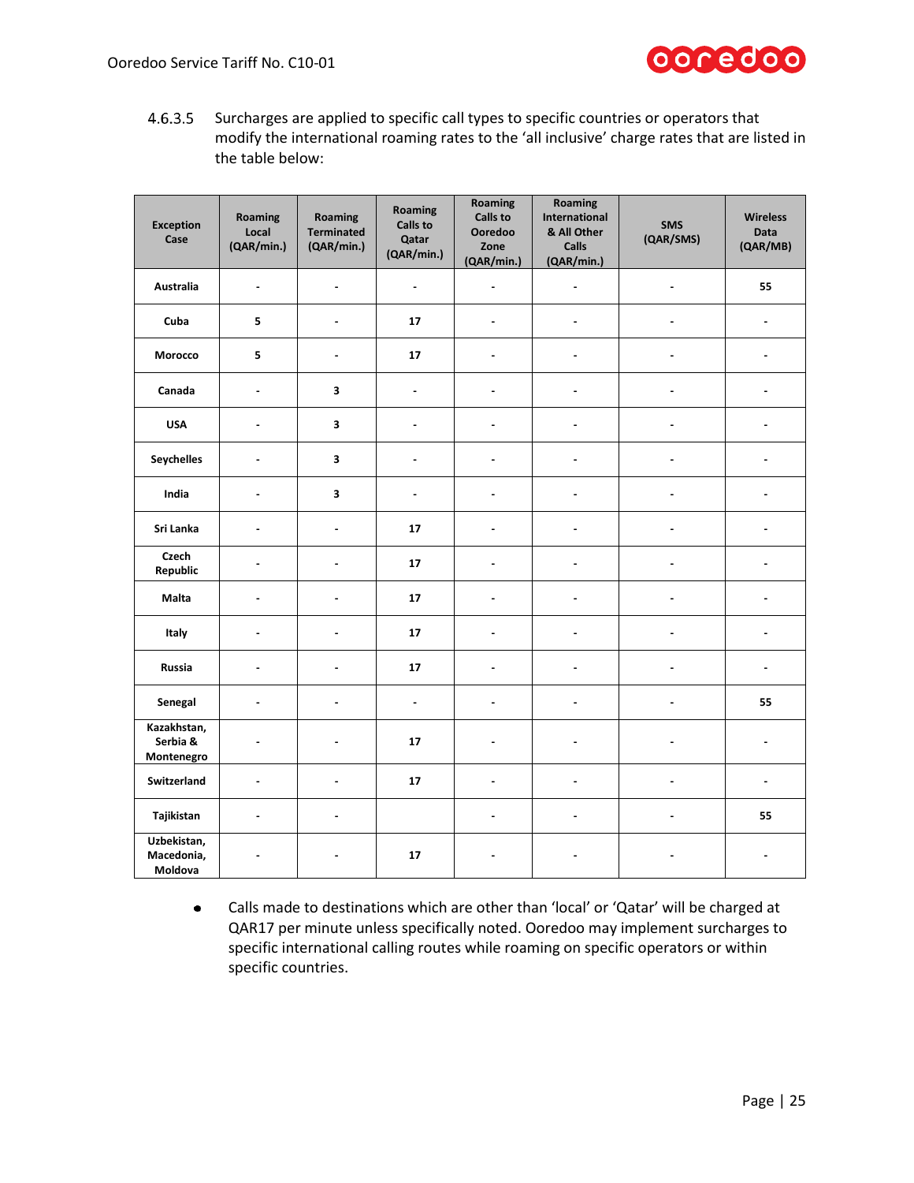4.6.3.5 Surcharges are applied to specific call types to specific countries or operators that modify the international roaming rates to the 'all inclusive' charge rates that are listed in the table below:

| Exception Case | Roaming Local (QAR/min.) | Roaming Terminated (QAR/min.) | Roaming Calls to Qatar (QAR/min.) | Roaming Calls to Ooredoo Zone (QAR/min.) | Roaming International & All Other Calls (QAR/min.) | SMS (QAR/SMS) | Wireless Data (QAR/MB) |
|---|---|---|---|---|---|---|---|
| Australia | - | - | - | - | - | - | 55 |
| Cuba | 5 | - | 17 | - | - | - | - |
| Morocco | 5 | - | 17 | - | - | - | - |
| Canada | - | 3 | - | - | - | - | - |
| USA | - | 3 | - | - | - | - | - |
| Seychelles | - | 3 | - | - | - | - | - |
| India | - | 3 | - | - | - | - | - |
| Sri Lanka | - | - | 17 | - | - | - | - |
| Czech Republic | - | - | 17 | - | - | - | - |
| Malta | - | - | 17 | - | - | - | - |
| Italy | - | - | 17 | - | - | - | - |
| Russia | - | - | 17 | - | - | - | - |
| Senegal | - | - | - | - | - | - | 55 |
| Kazakhstan, Serbia & Montenegro | - | - | 17 | - | - | - | - |
| Switzerland | - | - | 17 | - | - | - | - |
| Tajikistan | - | - | | - | - | - | 55 |
| Uzbekistan, Macedonia, Moldova | - | - | 17 | - | - | - | - |

- Calls made to destinations which are other than 'local' or 'Qatar' will be charged at QAR17 per minute unless specifically noted. Ooredoo may implement surcharges to specific international calling routes while roaming on specific operators or within specific countries.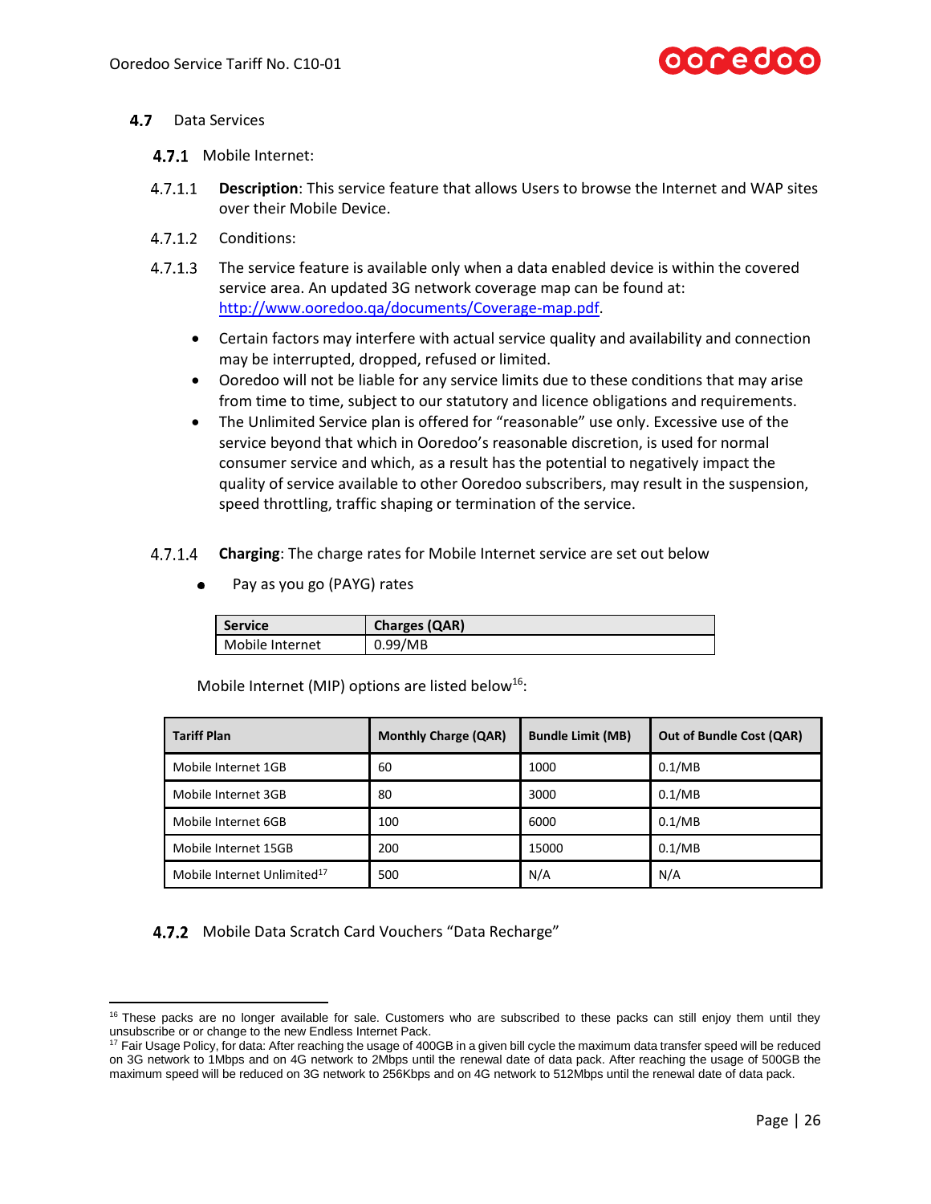## 4.7 Data Services

### 4.7.1 Mobile Internet:

4.7.1.1 **Description**: This service feature that allows Users to browse the Internet and WAP sites over their Mobile Device.

4.7.1.2 Conditions:

4.7.1.3 The service feature is available only when a data enabled device is within the covered service area. An updated 3G network coverage map can be found at: [http://www.ooredoo.qa/documents/Coverage-map.pdf](http://www.ooredoo.qa/documents/Coverage-map.pdf).

- Certain factors may interfere with actual service quality and availability and connection may be interrupted, dropped, refused or limited.
- Ooredoo will not be liable for any service limits due to these conditions that may arise from time to time, subject to our statutory and licence obligations and requirements.
- The Unlimited Service plan is offered for "reasonable" use only. Excessive use of the service beyond that which in Ooredoo's reasonable discretion, is used for normal consumer service and which, as a result has the potential to negatively impact the quality of service available to other Ooredoo subscribers, may result in the suspension, speed throttling, traffic shaping or termination of the service.

4.7.1.4 **Charging**: The charge rates for Mobile Internet service are set out below

- Pay as you go (PAYG) rates

| Service | Charges (QAR) |
|---|---|
| Mobile Internet | 0.99/MB |

Mobile Internet (MIP) options are listed below[16]:

| Tariff Plan | Monthly Charge (QAR) | Bundle Limit (MB) | Out of Bundle Cost (QAR) |
|---|---|---|---|
| Mobile Internet 1GB | 60 | 1000 | 0.1/MB |
| Mobile Internet 3GB | 80 | 3000 | 0.1/MB |
| Mobile Internet 6GB | 100 | 6000 | 0.1/MB |
| Mobile Internet 15GB | 200 | 15000 | 0.1/MB |
| Mobile Internet Unlimited[17] | 500 | N/A | N/A |

### 4.7.2 Mobile Data Scratch Card Vouchers "Data Recharge"

[16] These packs are no longer available for sale. Customers who are subscribed to these packs can still enjoy them until they unsubscribe or or change to the new Endless Internet Pack.

[17] Fair Usage Policy, for data: After reaching the usage of 400GB in a given bill cycle the maximum data transfer speed will be reduced on 3G network to 1Mbps and on 4G network to 2Mbps until the renewal date of data pack. After reaching the usage of 500GB the maximum speed will be reduced on 3G network to 256Kbps and on 4G network to 512Mbps until the renewal date of data pack.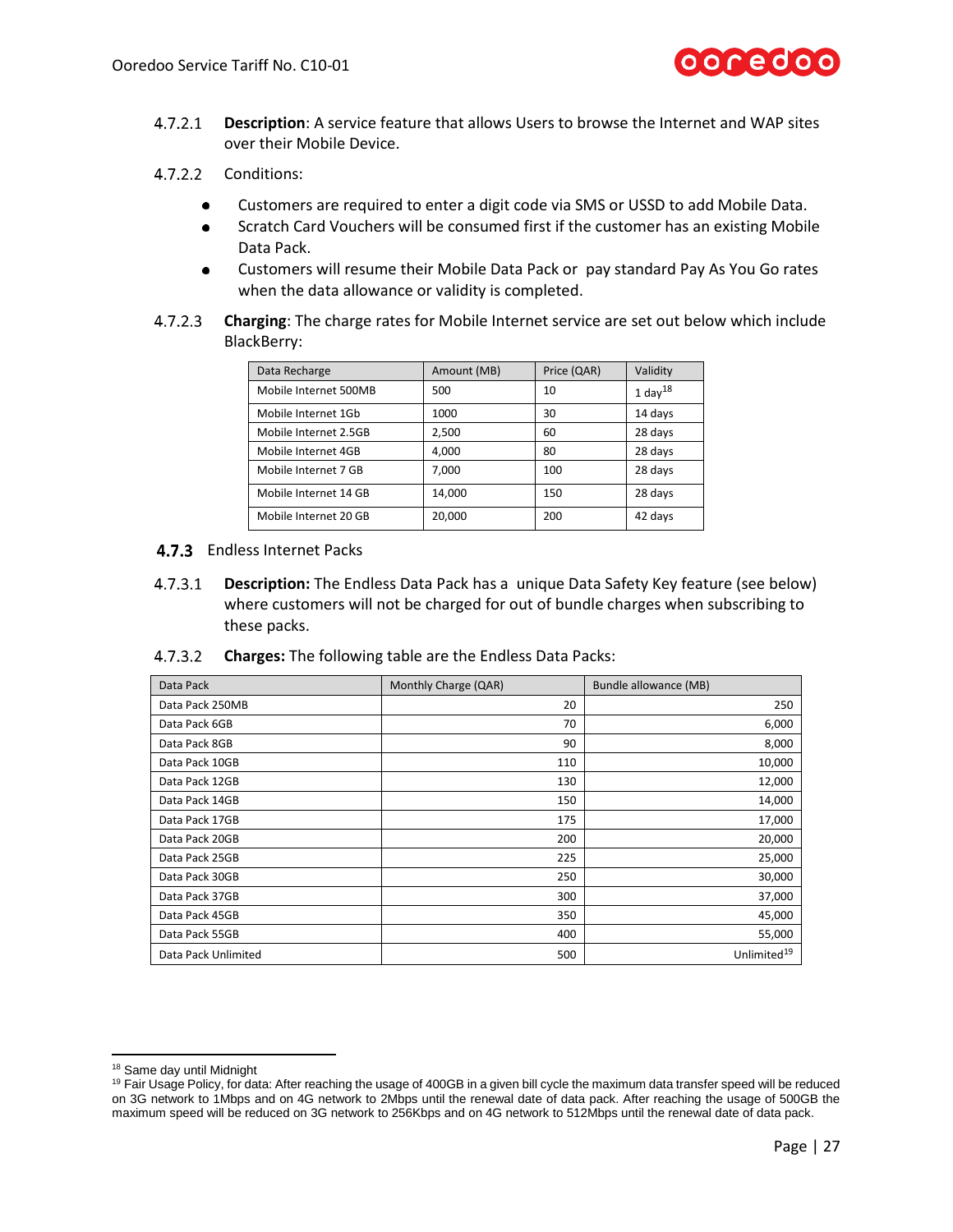4.7.2.1 **Description**: A service feature that allows Users to browse the Internet and WAP sites over their Mobile Device.

4.7.2.2 Conditions:

- Customers are required to enter a digit code via SMS or USSD to add Mobile Data.
- Scratch Card Vouchers will be consumed first if the customer has an existing Mobile Data Pack.
- Customers will resume their Mobile Data Pack or pay standard Pay As You Go rates when the data allowance or validity is completed.

4.7.2.3 **Charging**: The charge rates for Mobile Internet service are set out below which include BlackBerry:

| Data Recharge | Amount (MB) | Price (QAR) | Validity |
|---|---|---|---|
| Mobile Internet 500MB | 500 | 10 | 1 day[18] |
| Mobile Internet 1Gb | 1000 | 30 | 14 days |
| Mobile Internet 2.5GB | 2,500 | 60 | 28 days |
| Mobile Internet 4GB | 4,000 | 80 | 28 days |
| Mobile Internet 7 GB | 7,000 | 100 | 28 days |
| Mobile Internet 14 GB | 14,000 | 150 | 28 days |
| Mobile Internet 20 GB | 20,000 | 200 | 42 days |

### 4.7.3 Endless Internet Packs

4.7.3.1 **Description:** The Endless Data Pack has a unique Data Safety Key feature (see below) where customers will not be charged for out of bundle charges when subscribing to these packs.

4.7.3.2 **Charges:** The following table are the Endless Data Packs:

| Data Pack | Monthly Charge (QAR) | Bundle allowance (MB) |
|---|---:|---:|
| Data Pack 250MB | 20 | 250 |
| Data Pack 6GB | 70 | 6,000 |
| Data Pack 8GB | 90 | 8,000 |
| Data Pack 10GB | 110 | 10,000 |
| Data Pack 12GB | 130 | 12,000 |
| Data Pack 14GB | 150 | 14,000 |
| Data Pack 17GB | 175 | 17,000 |
| Data Pack 20GB | 200 | 20,000 |
| Data Pack 25GB | 225 | 25,000 |
| Data Pack 30GB | 250 | 30,000 |
| Data Pack 37GB | 300 | 37,000 |
| Data Pack 45GB | 350 | 45,000 |
| Data Pack 55GB | 400 | 55,000 |
| Data Pack Unlimited | 500 | Unlimited[19] |

---

[18] Same day until Midnight

[19] Fair Usage Policy, for data: After reaching the usage of 400GB in a given bill cycle the maximum data transfer speed will be reduced on 3G network to 1Mbps and on 4G network to 2Mbps until the renewal date of data pack. After reaching the usage of 500GB the maximum speed will be reduced on 3G network to 256Kbps and on 4G network to 512Mbps until the renewal date of data pack.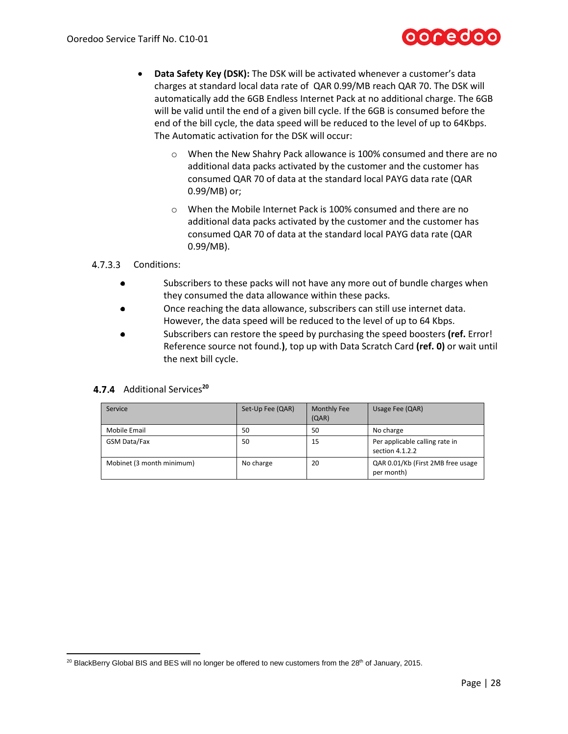- **Data Safety Key (DSK):** The DSK will be activated whenever a customer's data charges at standard local data rate of QAR 0.99/MB reach QAR 70. The DSK will automatically add the 6GB Endless Internet Pack at no additional charge. The 6GB will be valid until the end of a given bill cycle. If the 6GB is consumed before the end of the bill cycle, the data speed will be reduced to the level of up to 64Kbps. The Automatic activation for the DSK will occur:
  - When the New Shahry Pack allowance is 100% consumed and there are no additional data packs activated by the customer and the customer has consumed QAR 70 of data at the standard local PAYG data rate (QAR 0.99/MB) or;
  - When the Mobile Internet Pack is 100% consumed and there are no additional data packs activated by the customer and the customer has consumed QAR 70 of data at the standard local PAYG data rate (QAR 0.99/MB).

4.7.3.3 Conditions:

- Subscribers to these packs will not have any more out of bundle charges when they consumed the data allowance within these packs.
- Once reaching the data allowance, subscribers can still use internet data. However, the data speed will be reduced to the level of up to 64 Kbps.
- Subscribers can restore the speed by purchasing the speed boosters **(ref.** Error! Reference source not found.**)**, top up with Data Scratch Card **(ref. 0)** or wait until the next bill cycle.

### 4.7.4 Additional Services[20]

| Service | Set-Up Fee (QAR) | Monthly Fee (QAR) | Usage Fee (QAR) |
|---|---|---|---|
| Mobile Email | 50 | 50 | No charge |
| GSM Data/Fax | 50 | 15 | Per applicable calling rate in section 4.1.2.2 |
| Mobinet (3 month minimum) | No charge | 20 | QAR 0.01/Kb (First 2MB free usage per month) |

[20] BlackBerry Global BIS and BES will no longer be offered to new customers from the 28th of January, 2015.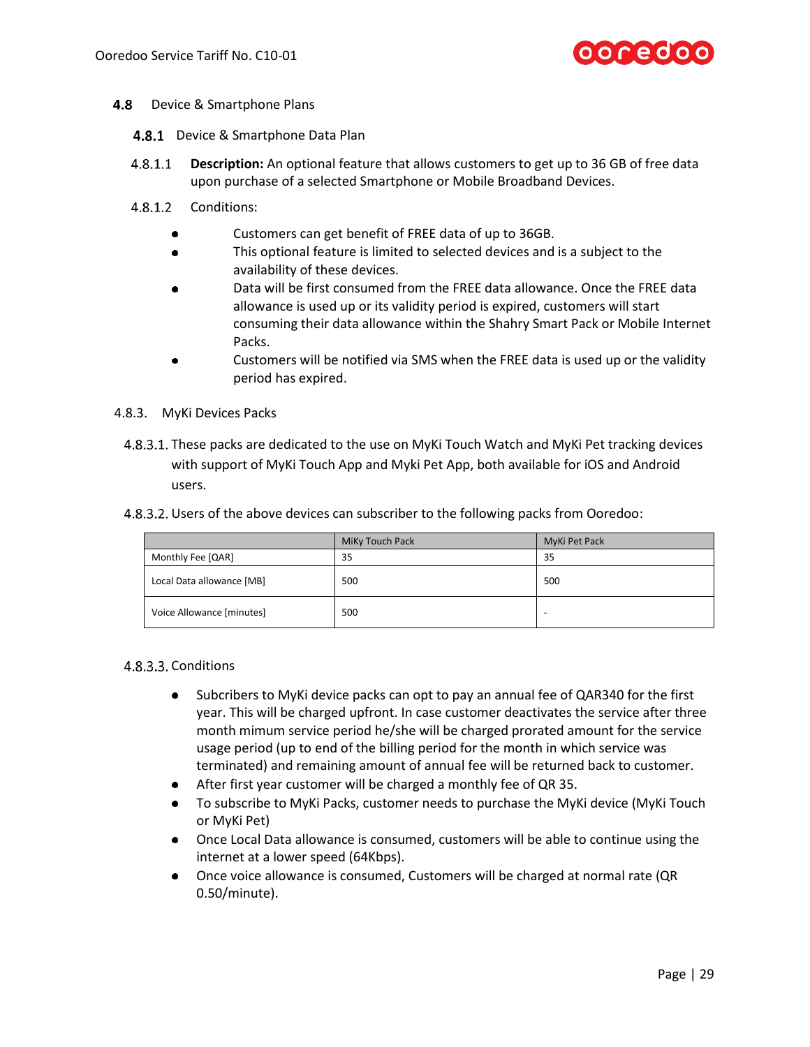## 4.8 Device & Smartphone Plans

### 4.8.1 Device & Smartphone Data Plan

4.8.1.1 **Description:** An optional feature that allows customers to get up to 36 GB of free data upon purchase of a selected Smartphone or Mobile Broadband Devices.

4.8.1.2 Conditions:

- Customers can get benefit of FREE data of up to 36GB.
- This optional feature is limited to selected devices and is a subject to the availability of these devices.
- Data will be first consumed from the FREE data allowance. Once the FREE data allowance is used up or its validity period is expired, customers will start consuming their data allowance within the Shahry Smart Pack or Mobile Internet Packs.
- Customers will be notified via SMS when the FREE data is used up or the validity period has expired.

### 4.8.3. MyKi Devices Packs

4.8.3.1. These packs are dedicated to the use on MyKi Touch Watch and MyKi Pet tracking devices with support of MyKi Touch App and Myki Pet App, both available for iOS and Android users.

4.8.3.2. Users of the above devices can subscriber to the following packs from Ooredoo:

| | MiKy Touch Pack | MyKi Pet Pack |
|---|---|---|
| Monthly Fee [QAR] | 35 | 35 |
| Local Data allowance [MB] | 500 | 500 |
| Voice Allowance [minutes] | 500 | - |

4.8.3.3. Conditions

- Subcribers to MyKi device packs can opt to pay an annual fee of QAR340 for the first year. This will be charged upfront. In case customer deactivates the service after three month mimum service period he/she will be charged prorated amount for the service usage period (up to end of the billing period for the month in which service was terminated) and remaining amount of annual fee will be returned back to customer.
- After first year customer will be charged a monthly fee of QR 35.
- To subscribe to MyKi Packs, customer needs to purchase the MyKi device (MyKi Touch or MyKi Pet)
- Once Local Data allowance is consumed, customers will be able to continue using the internet at a lower speed (64Kbps).
- Once voice allowance is consumed, Customers will be charged at normal rate (QR 0.50/minute).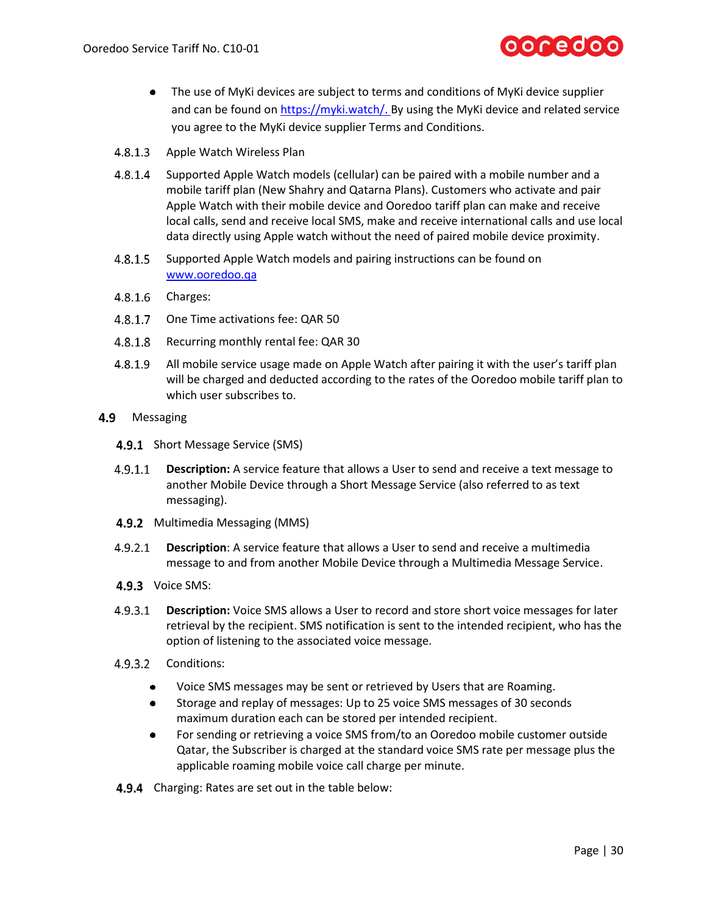- The use of MyKi devices are subject to terms and conditions of MyKi device supplier and can be found on https://myki.watch/. By using the MyKi device and related service you agree to the MyKi device supplier Terms and Conditions.

4.8.1.3 Apple Watch Wireless Plan

4.8.1.4 Supported Apple Watch models (cellular) can be paired with a mobile number and a mobile tariff plan (New Shahry and Qatarna Plans). Customers who activate and pair Apple Watch with their mobile device and Ooredoo tariff plan can make and receive local calls, send and receive local SMS, make and receive international calls and use local data directly using Apple watch without the need of paired mobile device proximity.

4.8.1.5 Supported Apple Watch models and pairing instructions can be found on www.ooredoo.qa

4.8.1.6 Charges:

4.8.1.7 One Time activations fee: QAR 50

4.8.1.8 Recurring monthly rental fee: QAR 30

4.8.1.9 All mobile service usage made on Apple Watch after pairing it with the user's tariff plan will be charged and deducted according to the rates of the Ooredoo mobile tariff plan to which user subscribes to.

## 4.9 Messaging

### 4.9.1 Short Message Service (SMS)

4.9.1.1 **Description:** A service feature that allows a User to send and receive a text message to another Mobile Device through a Short Message Service (also referred to as text messaging).

### 4.9.2 Multimedia Messaging (MMS)

4.9.2.1 **Description**: A service feature that allows a User to send and receive a multimedia message to and from another Mobile Device through a Multimedia Message Service.

### 4.9.3 Voice SMS:

4.9.3.1 **Description:** Voice SMS allows a User to record and store short voice messages for later retrieval by the recipient. SMS notification is sent to the intended recipient, who has the option of listening to the associated voice message.

4.9.3.2 Conditions:

- Voice SMS messages may be sent or retrieved by Users that are Roaming.
- Storage and replay of messages: Up to 25 voice SMS messages of 30 seconds maximum duration each can be stored per intended recipient.
- For sending or retrieving a voice SMS from/to an Ooredoo mobile customer outside Qatar, the Subscriber is charged at the standard voice SMS rate per message plus the applicable roaming mobile voice call charge per minute.

### 4.9.4 Charging: Rates are set out in the table below: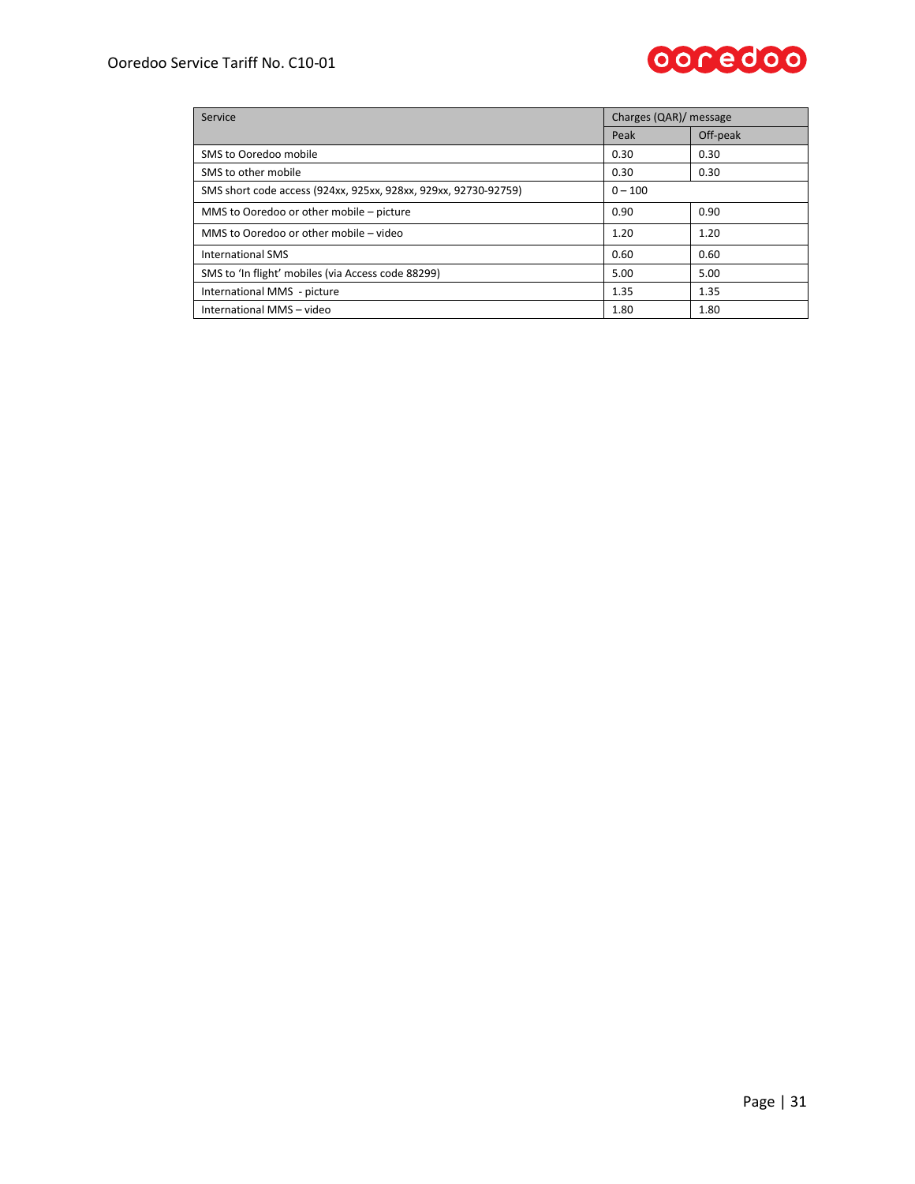| Service | Charges (QAR)/ message | |
|---|---|---|
| | Peak | Off-peak |
| SMS to Ooredoo mobile | 0.30 | 0.30 |
| SMS to other mobile | 0.30 | 0.30 |
| SMS short code access (924xx, 925xx, 928xx, 929xx, 92730-92759) | 0 – 100 | |
| MMS to Ooredoo or other mobile – picture | 0.90 | 0.90 |
| MMS to Ooredoo or other mobile – video | 1.20 | 1.20 |
| International SMS | 0.60 | 0.60 |
| SMS to 'In flight' mobiles (via Access code 88299) | 5.00 | 5.00 |
| International MMS - picture | 1.35 | 1.35 |
| International MMS – video | 1.80 | 1.80 |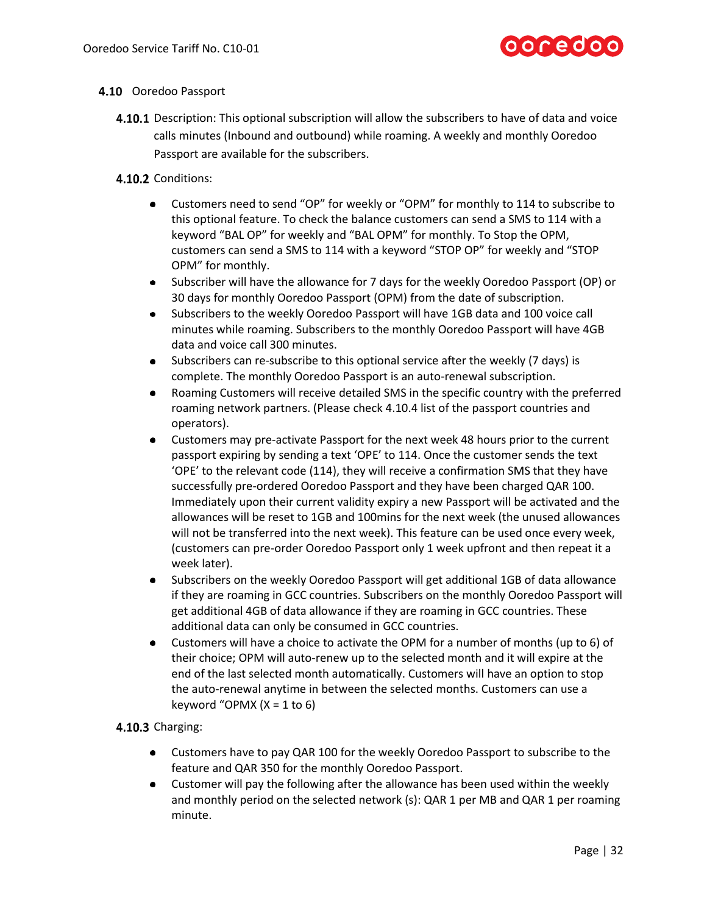## 4.10 Ooredoo Passport

**4.10.1** Description: This optional subscription will allow the subscribers to have of data and voice calls minutes (Inbound and outbound) while roaming. A weekly and monthly Ooredoo Passport are available for the subscribers.

**4.10.2** Conditions:

- Customers need to send "OP" for weekly or "OPM" for monthly to 114 to subscribe to this optional feature. To check the balance customers can send a SMS to 114 with a keyword "BAL OP" for weekly and "BAL OPM" for monthly. To Stop the OPM, customers can send a SMS to 114 with a keyword "STOP OP" for weekly and "STOP OPM" for monthly.
- Subscriber will have the allowance for 7 days for the weekly Ooredoo Passport (OP) or 30 days for monthly Ooredoo Passport (OPM) from the date of subscription.
- Subscribers to the weekly Ooredoo Passport will have 1GB data and 100 voice call minutes while roaming. Subscribers to the monthly Ooredoo Passport will have 4GB data and voice call 300 minutes.
- Subscribers can re-subscribe to this optional service after the weekly (7 days) is complete. The monthly Ooredoo Passport is an auto-renewal subscription.
- Roaming Customers will receive detailed SMS in the specific country with the preferred roaming network partners. (Please check 4.10.4 list of the passport countries and operators).
- Customers may pre-activate Passport for the next week 48 hours prior to the current passport expiring by sending a text 'OPE' to 114. Once the customer sends the text 'OPE' to the relevant code (114), they will receive a confirmation SMS that they have successfully pre-ordered Ooredoo Passport and they have been charged QAR 100. Immediately upon their current validity expiry a new Passport will be activated and the allowances will be reset to 1GB and 100mins for the next week (the unused allowances will not be transferred into the next week). This feature can be used once every week, (customers can pre-order Ooredoo Passport only 1 week upfront and then repeat it a week later).
- Subscribers on the weekly Ooredoo Passport will get additional 1GB of data allowance if they are roaming in GCC countries. Subscribers on the monthly Ooredoo Passport will get additional 4GB of data allowance if they are roaming in GCC countries. These additional data can only be consumed in GCC countries.
- Customers will have a choice to activate the OPM for a number of months (up to 6) of their choice; OPM will auto-renew up to the selected month and it will expire at the end of the last selected month automatically. Customers will have an option to stop the auto-renewal anytime in between the selected months. Customers can use a keyword "OPMX (X = 1 to 6)

**4.10.3** Charging:

- Customers have to pay QAR 100 for the weekly Ooredoo Passport to subscribe to the feature and QAR 350 for the monthly Ooredoo Passport.
- Customer will pay the following after the allowance has been used within the weekly and monthly period on the selected network (s): QAR 1 per MB and QAR 1 per roaming minute.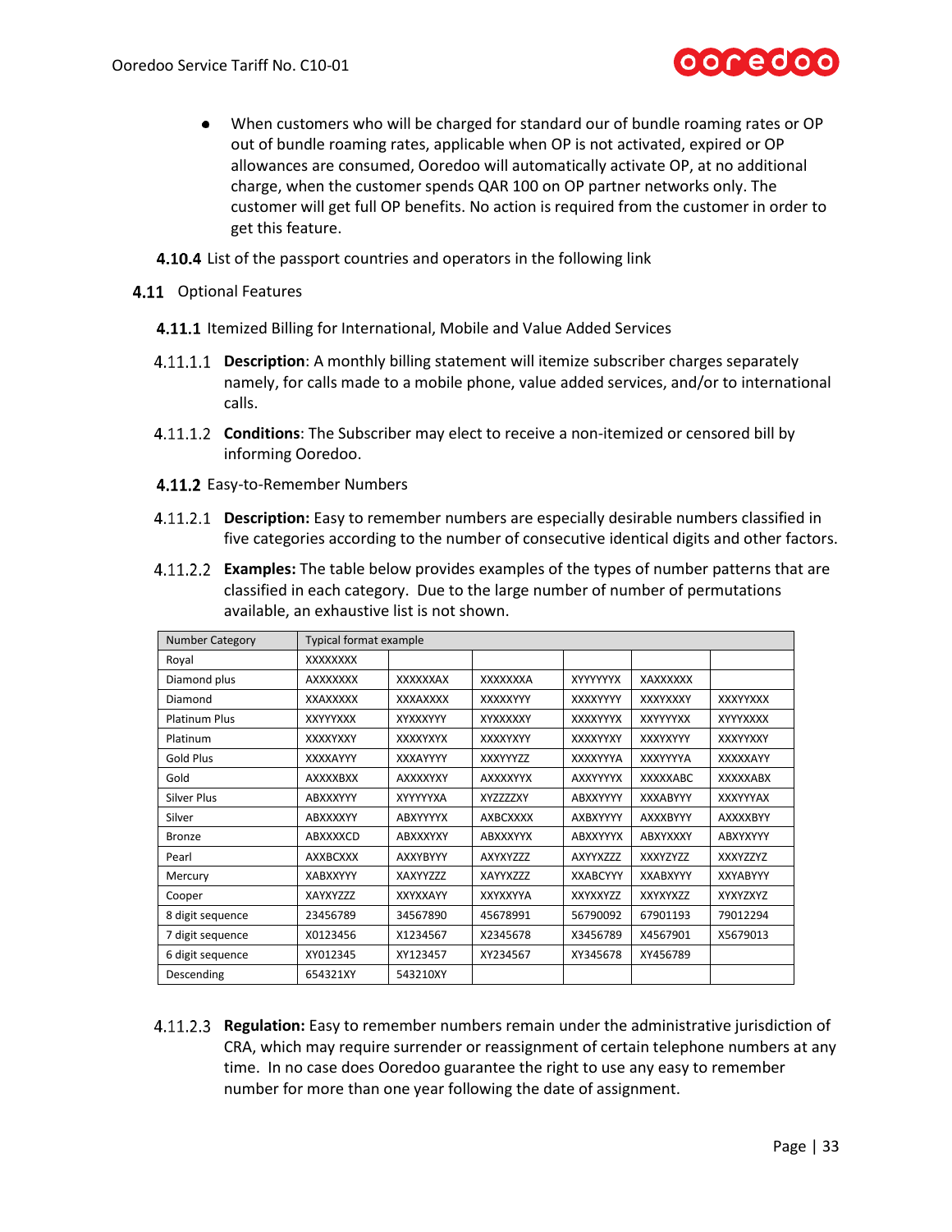- When customers who will be charged for standard our of bundle roaming rates or OP out of bundle roaming rates, applicable when OP is not activated, expired or OP allowances are consumed, Ooredoo will automatically activate OP, at no additional charge, when the customer spends QAR 100 on OP partner networks only. The customer will get full OP benefits. No action is required from the customer in order to get this feature.

**4.10.4** List of the passport countries and operators in the following link

## 4.11 Optional Features

### 4.11.1 Itemized Billing for International, Mobile and Value Added Services

4.11.1.1 **Description**: A monthly billing statement will itemize subscriber charges separately namely, for calls made to a mobile phone, value added services, and/or to international calls.

4.11.1.2 **Conditions**: The Subscriber may elect to receive a non-itemized or censored bill by informing Ooredoo.

### 4.11.2 Easy-to-Remember Numbers

4.11.2.1 **Description:** Easy to remember numbers are especially desirable numbers classified in five categories according to the number of consecutive identical digits and other factors.

4.11.2.2 **Examples:** The table below provides examples of the types of number patterns that are classified in each category. Due to the large number of number of permutations available, an exhaustive list is not shown.

| Number Category | Typical format example | | | | | |
|---|---|---|---|---|---|---|
| Royal | XXXXXXXX | | | | | |
| Diamond plus | AXXXXXXX | XXXXXXAX | XXXXXXXA | XYYYYYYX | XAXXXXXX | |
| Diamond | XXAXXXXX | XXXAXXXX | XXXXXYYY | XXXXYYYY | XXXYXXXY | XXXYYXXX |
| Platinum Plus | XXYYYXXX | XYXXXYYY | XYXXXXXY | XXXXYYYX | XXYYYYXX | XYYYXXXX |
| Platinum | XXXXYXXY | XXXXYXYX | XXXXYXYY | XXXXYYXY | XXXYXYYY | XXXYYXXY |
| Gold Plus | XXXXAYYY | XXXAYYYY | XXXYYYZZ | XXXXYYYA | XXXYYYYA | XXXXXAYY |
| Gold | AXXXXBXX | AXXXXYXY | AXXXXYYX | AXXYYYYX | XXXXXABC | XXXXXABX |
| Silver Plus | ABXXXYYY | XYYYYYXA | XYZZZZXY | ABXXYYYY | XXXABYYY | XXXYYYAX |
| Silver | ABXXXXYY | ABXYYYYX | AXBCXXXX | AXBXYYYY | AXXXBYYY | AXXXXBYY |
| Bronze | ABXXXXCD | ABXXXYXY | ABXXXYYX | ABXXYYYX | ABXYXXXY | ABXYXYYY |
| Pearl | AXXBCXXX | AXXYBYYY | AXYXYZZZ | AXYYXZZZ | XXXYZYZZ | XXXYZZYZ |
| Mercury | XABXXYYY | XAXYYZZZ | XAYYXZZZ | XXABCYYY | XXABXYYY | XXYABYYY |
| Cooper | XAYXYZZZ | XXYXXAYY | XXYXXYYA | XXYXXYZZ | XXYXYXZZ | XYXYZXYZ |
| 8 digit sequence | 23456789 | 34567890 | 45678991 | 56790092 | 67901193 | 79012294 |
| 7 digit sequence | X0123456 | X1234567 | X2345678 | X3456789 | X4567901 | X5679013 |
| 6 digit sequence | XY012345 | XY123457 | XY234567 | XY345678 | XY456789 | |
| Descending | 654321XY | 543210XY | | | | |

4.11.2.3 **Regulation:** Easy to remember numbers remain under the administrative jurisdiction of CRA, which may require surrender or reassignment of certain telephone numbers at any time. In no case does Ooredoo guarantee the right to use any easy to remember number for more than one year following the date of assignment.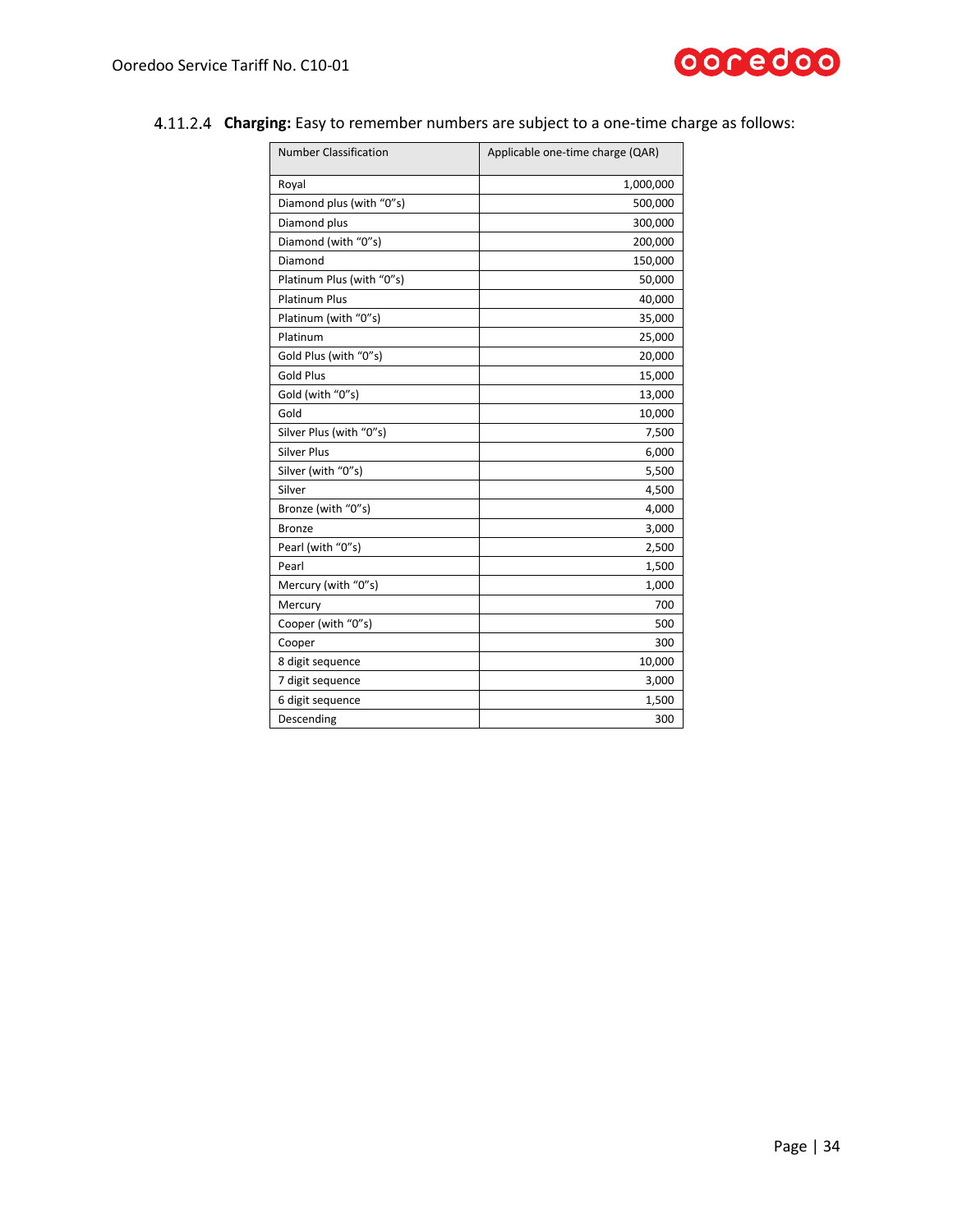4.11.2.4 **Charging:** Easy to remember numbers are subject to a one-time charge as follows:

| Number Classification | Applicable one-time charge (QAR) |
|---|---|
| Royal | 1,000,000 |
| Diamond plus (with "0"s) | 500,000 |
| Diamond plus | 300,000 |
| Diamond (with "0"s) | 200,000 |
| Diamond | 150,000 |
| Platinum Plus (with "0"s) | 50,000 |
| Platinum Plus | 40,000 |
| Platinum (with "0"s) | 35,000 |
| Platinum | 25,000 |
| Gold Plus (with "0"s) | 20,000 |
| Gold Plus | 15,000 |
| Gold (with "0"s) | 13,000 |
| Gold | 10,000 |
| Silver Plus (with "0"s) | 7,500 |
| Silver Plus | 6,000 |
| Silver (with "0"s) | 5,500 |
| Silver | 4,500 |
| Bronze (with "0"s) | 4,000 |
| Bronze | 3,000 |
| Pearl (with "0"s) | 2,500 |
| Pearl | 1,500 |
| Mercury (with "0"s) | 1,000 |
| Mercury | 700 |
| Cooper (with "0"s) | 500 |
| Cooper | 300 |
| 8 digit sequence | 10,000 |
| 7 digit sequence | 3,000 |
| 6 digit sequence | 1,500 |
| Descending | 300 |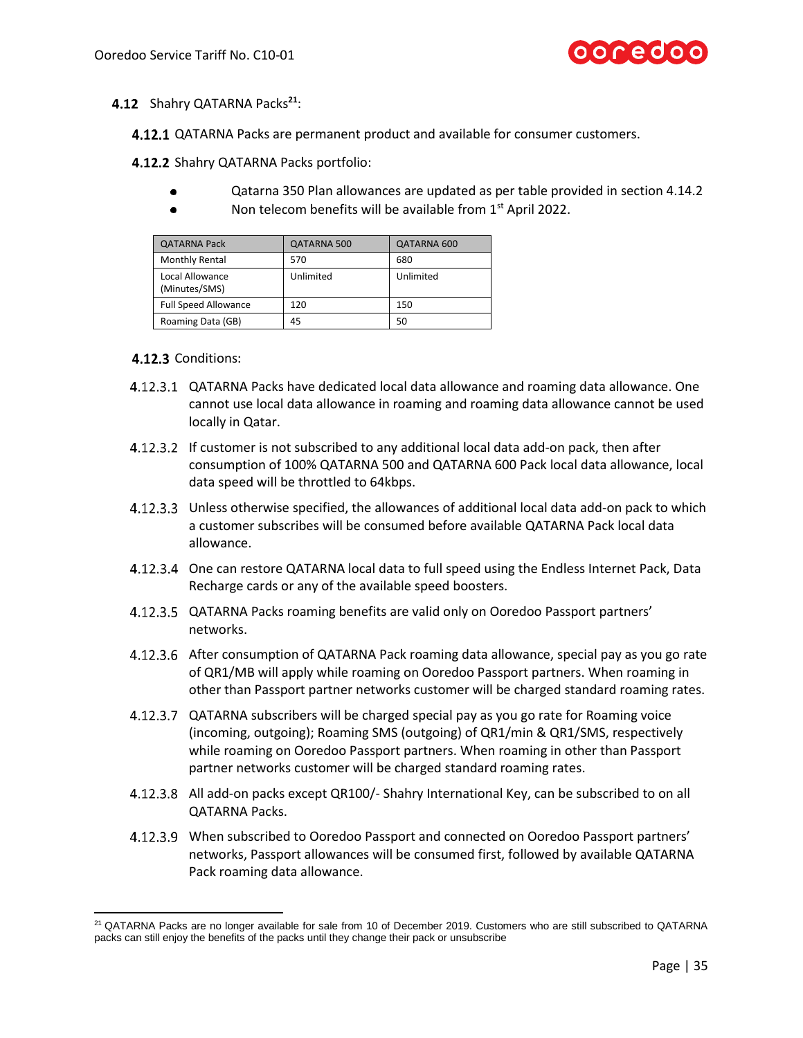## 4.12 Shahry QATARNA Packs[21]:

**4.12.1** QATARNA Packs are permanent product and available for consumer customers.

**4.12.2** Shahry QATARNA Packs portfolio:

- Qatarna 350 Plan allowances are updated as per table provided in section 4.14.2
- Non telecom benefits will be available from 1st April 2022.

| QATARNA Pack | QATARNA 500 | QATARNA 600 |
|---|---|---|
| Monthly Rental | 570 | 680 |
| Local Allowance (Minutes/SMS) | Unlimited | Unlimited |
| Full Speed Allowance | 120 | 150 |
| Roaming Data (GB) | 45 | 50 |

**4.12.3** Conditions:

4.12.3.1 QATARNA Packs have dedicated local data allowance and roaming data allowance. One cannot use local data allowance in roaming and roaming data allowance cannot be used locally in Qatar.

4.12.3.2 If customer is not subscribed to any additional local data add-on pack, then after consumption of 100% QATARNA 500 and QATARNA 600 Pack local data allowance, local data speed will be throttled to 64kbps.

4.12.3.3 Unless otherwise specified, the allowances of additional local data add-on pack to which a customer subscribes will be consumed before available QATARNA Pack local data allowance.

4.12.3.4 One can restore QATARNA local data to full speed using the Endless Internet Pack, Data Recharge cards or any of the available speed boosters.

4.12.3.5 QATARNA Packs roaming benefits are valid only on Ooredoo Passport partners' networks.

4.12.3.6 After consumption of QATARNA Pack roaming data allowance, special pay as you go rate of QR1/MB will apply while roaming on Ooredoo Passport partners. When roaming in other than Passport partner networks customer will be charged standard roaming rates.

4.12.3.7 QATARNA subscribers will be charged special pay as you go rate for Roaming voice (incoming, outgoing); Roaming SMS (outgoing) of QR1/min & QR1/SMS, respectively while roaming on Ooredoo Passport partners. When roaming in other than Passport partner networks customer will be charged standard roaming rates.

4.12.3.8 All add-on packs except QR100/- Shahry International Key, can be subscribed to on all QATARNA Packs.

4.12.3.9 When subscribed to Ooredoo Passport and connected on Ooredoo Passport partners' networks, Passport allowances will be consumed first, followed by available QATARNA Pack roaming data allowance.

---

[21] QATARNA Packs are no longer available for sale from 10 of December 2019. Customers who are still subscribed to QATARNA packs can still enjoy the benefits of the packs until they change their pack or unsubscribe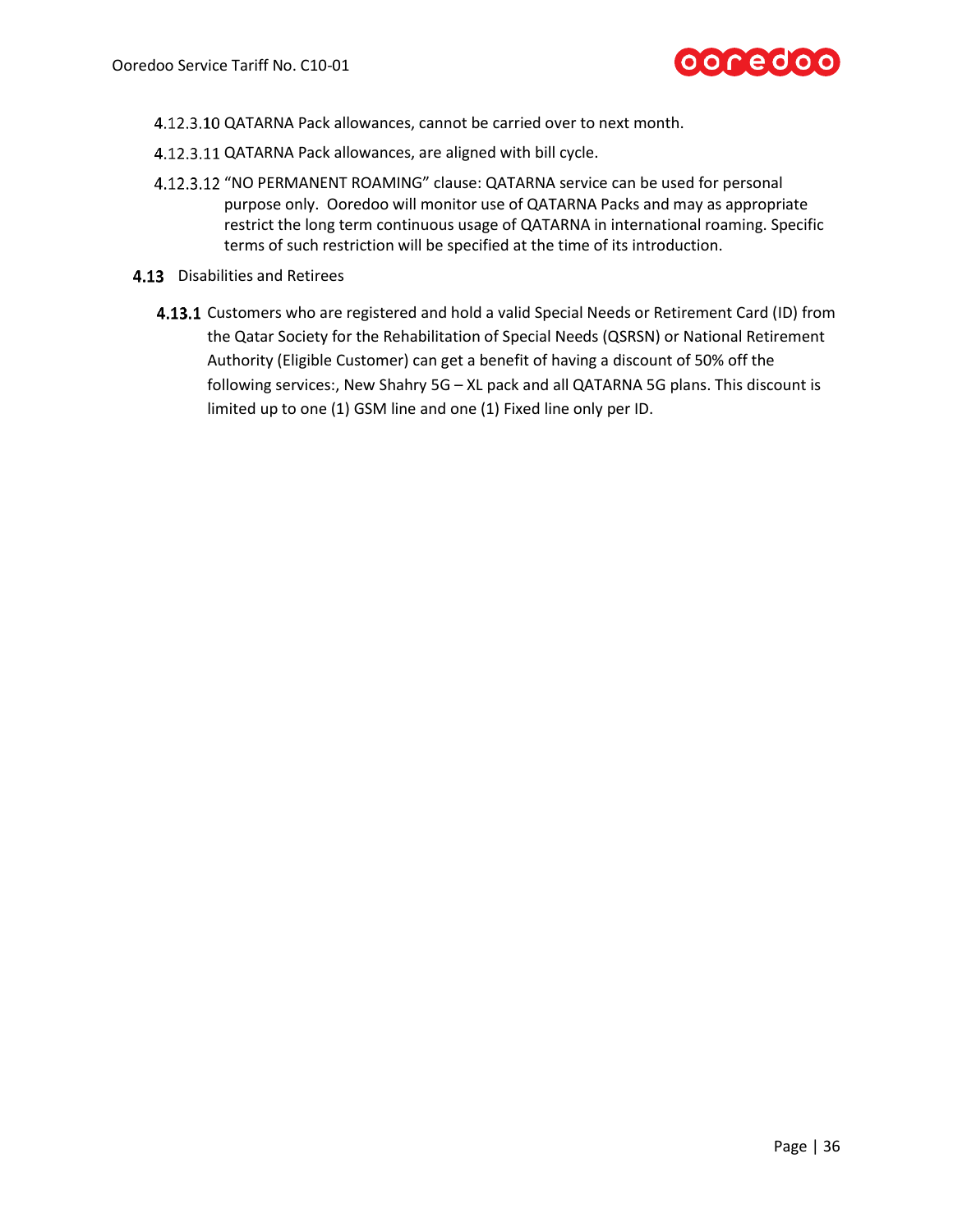4.12.3.10 QATARNA Pack allowances, cannot be carried over to next month.

4.12.3.11 QATARNA Pack allowances, are aligned with bill cycle.

4.12.3.12 "NO PERMANENT ROAMING" clause: QATARNA service can be used for personal purpose only. Ooredoo will monitor use of QATARNA Packs and may as appropriate restrict the long term continuous usage of QATARNA in international roaming. Specific terms of such restriction will be specified at the time of its introduction.

## 4.13 Disabilities and Retirees

**4.13.1** Customers who are registered and hold a valid Special Needs or Retirement Card (ID) from the Qatar Society for the Rehabilitation of Special Needs (QSRSN) or National Retirement Authority (Eligible Customer) can get a benefit of having a discount of 50% off the following services:, New Shahry 5G – XL pack and all QATARNA 5G plans. This discount is limited up to one (1) GSM line and one (1) Fixed line only per ID.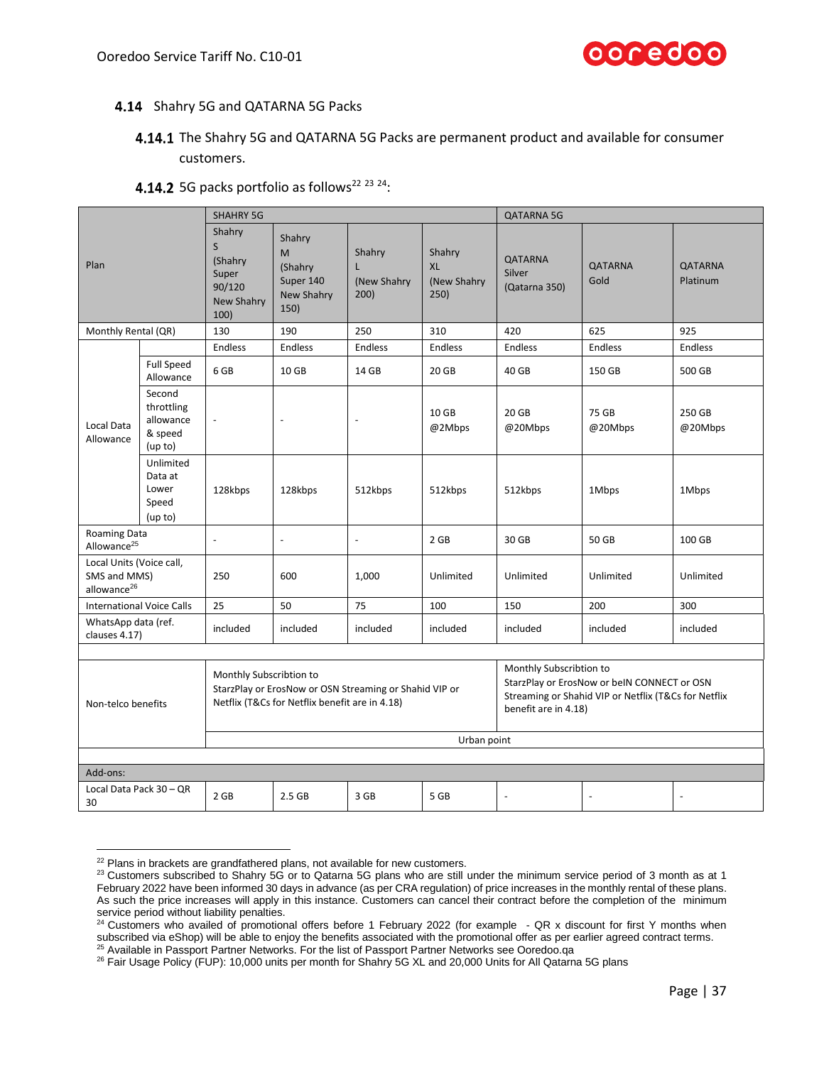## 4.14 Shahry 5G and QATARNA 5G Packs

### 4.14.1 The Shahry 5G and QATARNA 5G Packs are permanent product and available for consumer customers.

### 4.14.2 5G packs portfolio as follows[22] [23] [24]:

| Plan | | SHAHRY 5G | | | | QATARNA 5G | | |
|---|---|---|---|---|---|---|---|---|
| | | Shahry S (Shahry Super 90/120 New Shahry 100) | Shahry M (Shahry Super 140 New Shahry 150) | Shahry L (New Shahry 200) | Shahry XL (New Shahry 250) | QATARNA Silver (Qatarna 350) | QATARNA Gold | QATARNA Platinum |
| Monthly Rental (QR) | | 130 | 190 | 250 | 310 | 420 | 625 | 925 |
| Local Data Allowance | | Endless | Endless | Endless | Endless | Endless | Endless | Endless |
| | Full Speed Allowance | 6 GB | 10 GB | 14 GB | 20 GB | 40 GB | 150 GB | 500 GB |
| | Second throttling allowance & speed (up to) | - | - | - | 10 GB @2Mbps | 20 GB @20Mbps | 75 GB @20Mbps | 250 GB @20Mbps |
| | Unlimited Data at Lower Speed (up to) | 128kbps | 128kbps | 512kbps | 512kbps | 512kbps | 1Mbps | 1Mbps |
| Roaming Data Allowance[25] | | - | - | - | 2 GB | 30 GB | 50 GB | 100 GB |
| Local Units (Voice call, SMS and MMS) allowance[26] | | 250 | 600 | 1,000 | Unlimited | Unlimited | Unlimited | Unlimited |
| International Voice Calls | | 25 | 50 | 75 | 100 | 150 | 200 | 300 |
| WhatsApp data (ref. clauses 4.17) | | included | included | included | included | included | included | included |
| | | | | | | | | |
| Non-telco benefits | | Monthly Subscription to StarzPlay or ErosNow or OSN Streaming or Shahid VIP or Netflix (T&Cs for Netflix benefit are in 4.18) | | | | Monthly Subscribtion to StarzPlay or ErosNow or beIN CONNECT or OSN Streaming or Shahid VIP or Netflix (T&Cs for Netflix benefit are in 4.18) | | |
| | | Urban point | | | | | | |
| | | | | | | | | |
| Add-ons: | | | | | | | | |
| Local Data Pack 30 – QR 30 | | 2 GB | 2.5 GB | 3 GB | 5 GB | - | - | - |

[22] Plans in brackets are grandfathered plans, not available for new customers.

[23] Customers subscribed to Shahry 5G or to Qatarna 5G plans who are still under the minimum service period of 3 month as at 1 February 2022 have been informed 30 days in advance (as per CRA regulation) of price increases in the monthly rental of these plans. As such the price increases will apply in this instance. Customers can cancel their contract before the completion of the minimum service period without liability penalties.

[24] Customers who availed of promotional offers before 1 February 2022 (for example - QR x discount for first Y months when subscribed via eShop) will be able to enjoy the benefits associated with the promotional offer as per earlier agreed contract terms.

[25] Available in Passport Partner Networks. For the list of Passport Partner Networks see Ooredoo.qa

[26] Fair Usage Policy (FUP): 10,000 units per month for Shahry 5G XL and 20,000 Units for All Qatarna 5G plans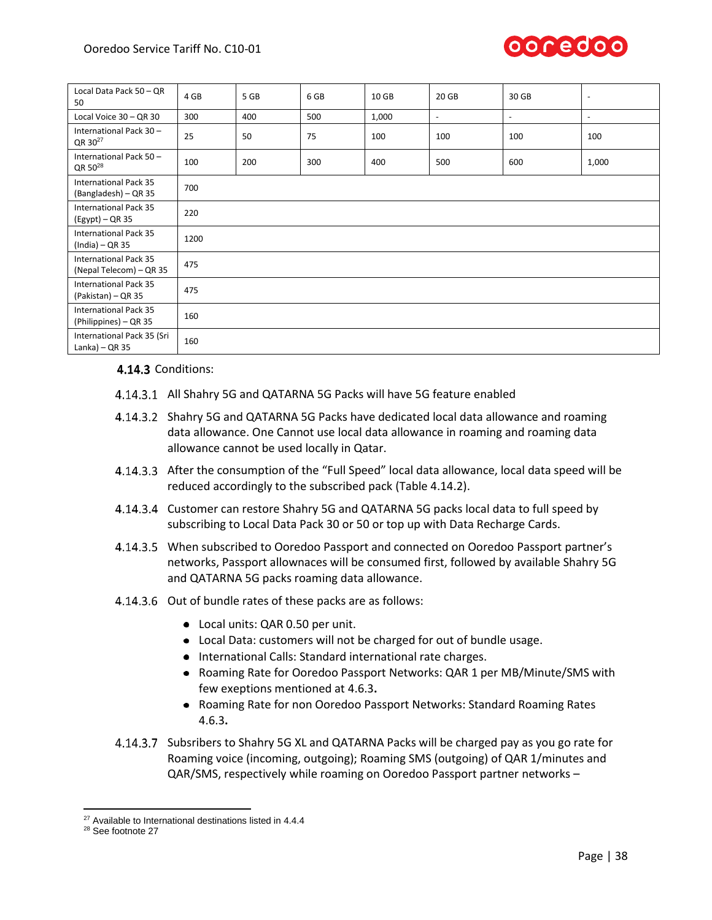| Local Data Pack 50 – QR 50 | 4 GB | 5 GB | 6 GB | 10 GB | 20 GB | 30 GB | - |
|---|---|---|---|---|---|---|---|
| Local Voice 30 – QR 30 | 300 | 400 | 500 | 1,000 | - | - | - |
| International Pack 30 – QR 30[27] | 25 | 50 | 75 | 100 | 100 | 100 | 100 |
| International Pack 50 – QR 50[28] | 100 | 200 | 300 | 400 | 500 | 600 | 1,000 |
| International Pack 35 (Bangladesh) – QR 35 | 700 | | | | | | |
| International Pack 35 (Egypt) – QR 35 | 220 | | | | | | |
| International Pack 35 (India) – QR 35 | 1200 | | | | | | |
| International Pack 35 (Nepal Telecom) – QR 35 | 475 | | | | | | |
| International Pack 35 (Pakistan) – QR 35 | 475 | | | | | | |
| International Pack 35 (Philippines) – QR 35 | 160 | | | | | | |
| International Pack 35 (Sri Lanka) – QR 35 | 160 | | | | | | |

**4.14.3** Conditions:

4.14.3.1 All Shahry 5G and QATARNA 5G Packs will have 5G feature enabled

4.14.3.2 Shahry 5G and QATARNA 5G Packs have dedicated local data allowance and roaming data allowance. One Cannot use local data allowance in roaming and roaming data allowance cannot be used locally in Qatar.

4.14.3.3 After the consumption of the "Full Speed" local data allowance, local data speed will be reduced accordingly to the subscribed pack (Table 4.14.2).

4.14.3.4 Customer can restore Shahry 5G and QATARNA 5G packs local data to full speed by subscribing to Local Data Pack 30 or 50 or top up with Data Recharge Cards.

4.14.3.5 When subscribed to Ooredoo Passport and connected on Ooredoo Passport partner's networks, Passport allownaces will be consumed first, followed by available Shahry 5G and QATARNA 5G packs roaming data allowance.

4.14.3.6 Out of bundle rates of these packs are as follows:

- Local units: QAR 0.50 per unit.
- Local Data: customers will not be charged for out of bundle usage.
- International Calls: Standard international rate charges.
- Roaming Rate for Ooredoo Passport Networks: QAR 1 per MB/Minute/SMS with few exeptions mentioned at 4.6.3**.**
- Roaming Rate for non Ooredoo Passport Networks: Standard Roaming Rates 4.6.3**.**

4.14.3.7 Subsribers to Shahry 5G XL and QATARNA Packs will be charged pay as you go rate for Roaming voice (incoming, outgoing); Roaming SMS (outgoing) of QAR 1/minutes and QAR/SMS, respectively while roaming on Ooredoo Passport partner networks –

[27] Available to International destinations listed in 4.4.4

[28] See footnote 27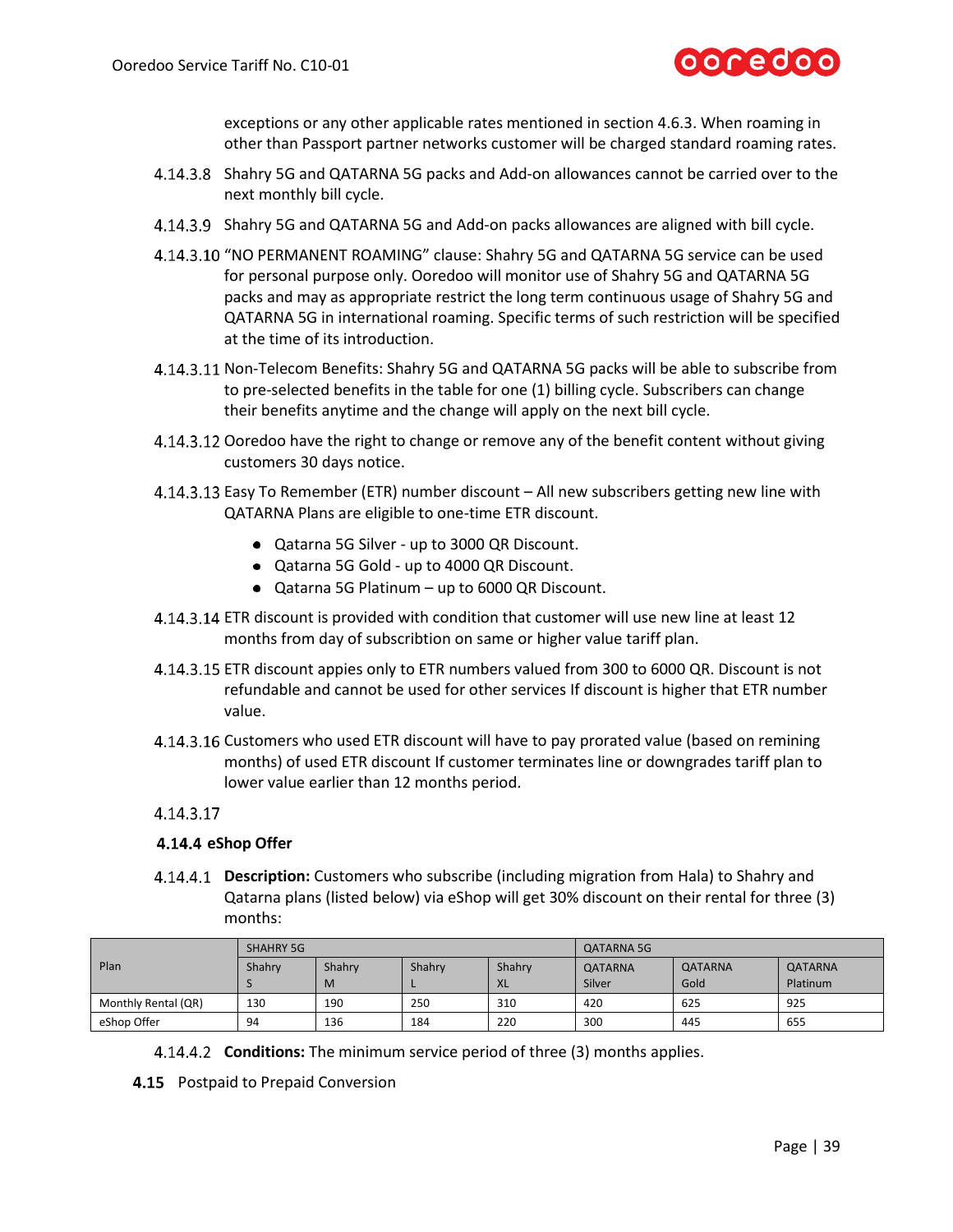exceptions or any other applicable rates mentioned in section 4.6.3. When roaming in other than Passport partner networks customer will be charged standard roaming rates.

4.14.3.8 Shahry 5G and QATARNA 5G packs and Add-on allowances cannot be carried over to the next monthly bill cycle.

4.14.3.9 Shahry 5G and QATARNA 5G and Add-on packs allowances are aligned with bill cycle.

4.14.3.10 "NO PERMANENT ROAMING" clause: Shahry 5G and QATARNA 5G service can be used for personal purpose only. Ooredoo will monitor use of Shahry 5G and QATARNA 5G packs and may as appropriate restrict the long term continuous usage of Shahry 5G and QATARNA 5G in international roaming. Specific terms of such restriction will be specified at the time of its introduction.

4.14.3.11 Non-Telecom Benefits: Shahry 5G and QATARNA 5G packs will be able to subscribe from to pre-selected benefits in the table for one (1) billing cycle. Subscribers can change their benefits anytime and the change will apply on the next bill cycle.

4.14.3.12 Ooredoo have the right to change or remove any of the benefit content without giving customers 30 days notice.

4.14.3.13 Easy To Remember (ETR) number discount – All new subscribers getting new line with QATARNA Plans are eligible to one-time ETR discount.

- Qatarna 5G Silver - up to 3000 QR Discount.
- Qatarna 5G Gold - up to 4000 QR Discount.
- Qatarna 5G Platinum – up to 6000 QR Discount.

4.14.3.14 ETR discount is provided with condition that customer will use new line at least 12 months from day of subscribtion on same or higher value tariff plan.

4.14.3.15 ETR discount appies only to ETR numbers valued from 300 to 6000 QR. Discount is not refundable and cannot be used for other services If discount is higher that ETR number value.

4.14.3.16 Customers who used ETR discount will have to pay prorated value (based on remining months) of used ETR discount If customer terminates line or downgrades tariff plan to lower value earlier than 12 months period.

4.14.3.17

### 4.14.4 eShop Offer

4.14.4.1 **Description:** Customers who subscribe (including migration from Hala) to Shahry and Qatarna plans (listed below) via eShop will get 30% discount on their rental for three (3) months:

| Plan | SHAHRY 5G | | | | QATARNA 5G | | |
|---|---|---|---|---|---|---|---|
| | Shahry S | Shahry M | Shahry L | Shahry XL | QATARNA Silver | QATARNA Gold | QATARNA Platinum |
| Monthly Rental (QR) | 130 | 190 | 250 | 310 | 420 | 625 | 925 |
| eShop Offer | 94 | 136 | 184 | 220 | 300 | 445 | 655 |

4.14.4.2 **Conditions:** The minimum service period of three (3) months applies.

## 4.15 Postpaid to Prepaid Conversion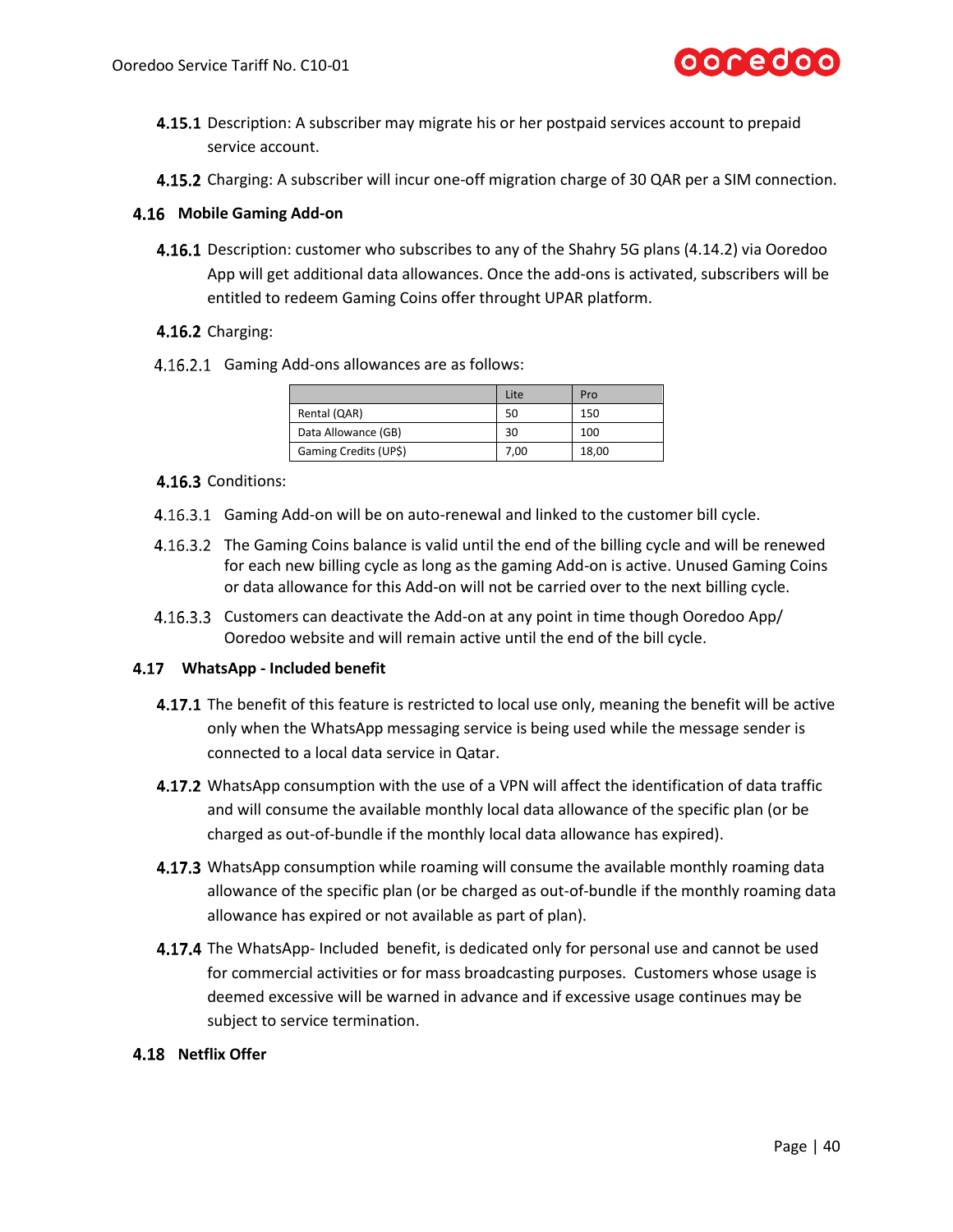**4.15.1** Description: A subscriber may migrate his or her postpaid services account to prepaid service account.

**4.15.2** Charging: A subscriber will incur one-off migration charge of 30 QAR per a SIM connection.

### 4.16 Mobile Gaming Add-on

**4.16.1** Description: customer who subscribes to any of the Shahry 5G plans (4.14.2) via Ooredoo App will get additional data allowances. Once the add-ons is activated, subscribers will be entitled to redeem Gaming Coins offer throught UPAR platform.

**4.16.2** Charging:

4.16.2.1 Gaming Add-ons allowances are as follows:

| | Lite | Pro |
|---|---|---|
| Rental (QAR) | 50 | 150 |
| Data Allowance (GB) | 30 | 100 |
| Gaming Credits (UP$) | 7,00 | 18,00 |

**4.16.3** Conditions:

4.16.3.1 Gaming Add-on will be on auto-renewal and linked to the customer bill cycle.

4.16.3.2 The Gaming Coins balance is valid until the end of the billing cycle and will be renewed for each new billing cycle as long as the gaming Add-on is active. Unused Gaming Coins or data allowance for this Add-on will not be carried over to the next billing cycle.

4.16.3.3 Customers can deactivate the Add-on at any point in time though Ooredoo App/ Ooredoo website and will remain active until the end of the bill cycle.

### 4.17 WhatsApp - Included benefit

**4.17.1** The benefit of this feature is restricted to local use only, meaning the benefit will be active only when the WhatsApp messaging service is being used while the message sender is connected to a local data service in Qatar.

**4.17.2** WhatsApp consumption with the use of a VPN will affect the identification of data traffic and will consume the available monthly local data allowance of the specific plan (or be charged as out-of-bundle if the monthly local data allowance has expired).

**4.17.3** WhatsApp consumption while roaming will consume the available monthly roaming data allowance of the specific plan (or be charged as out-of-bundle if the monthly roaming data allowance has expired or not available as part of plan).

**4.17.4** The WhatsApp- Included benefit, is dedicated only for personal use and cannot be used for commercial activities or for mass broadcasting purposes. Customers whose usage is deemed excessive will be warned in advance and if excessive usage continues may be subject to service termination.

### 4.18 Netflix Offer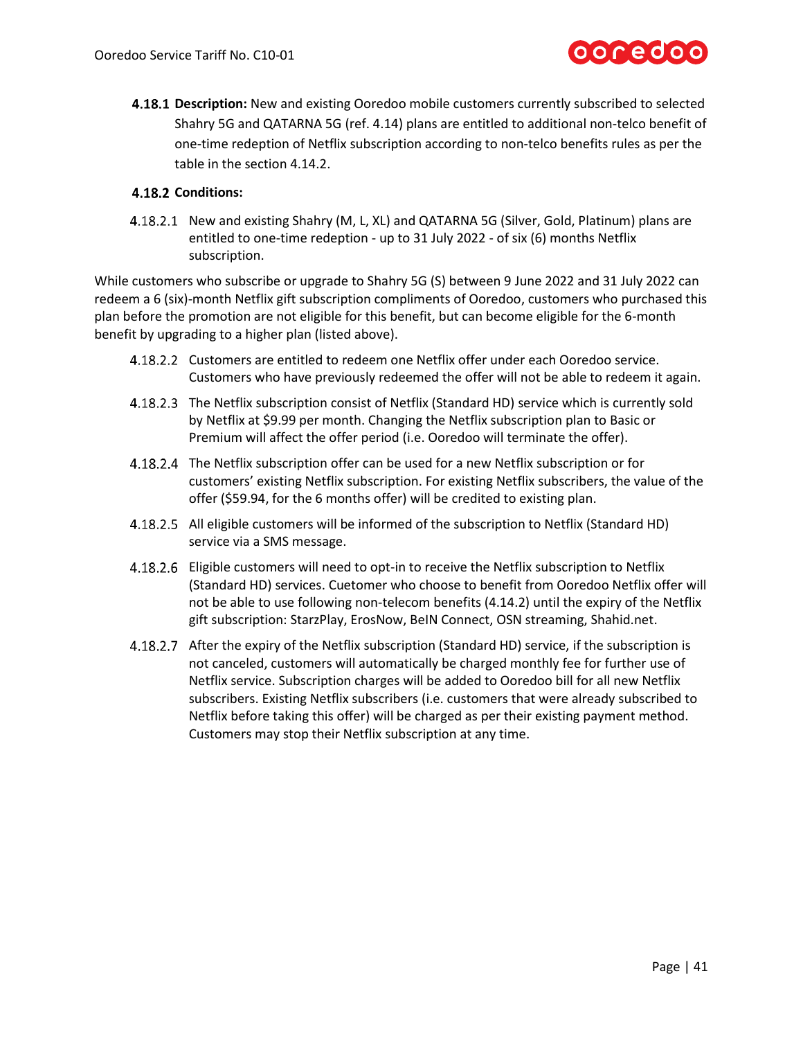**4.18.1 Description:** New and existing Ooredoo mobile customers currently subscribed to selected Shahry 5G and QATARNA 5G (ref. 4.14) plans are entitled to additional non-telco benefit of one-time redeption of Netflix subscription according to non-telco benefits rules as per the table in the section 4.14.2.

**4.18.2 Conditions:**

4.18.2.1 New and existing Shahry (M, L, XL) and QATARNA 5G (Silver, Gold, Platinum) plans are entitled to one-time redeption - up to 31 July 2022 - of six (6) months Netflix subscription.

While customers who subscribe or upgrade to Shahry 5G (S) between 9 June 2022 and 31 July 2022 can redeem a 6 (six)-month Netflix gift subscription compliments of Ooredoo, customers who purchased this plan before the promotion are not eligible for this benefit, but can become eligible for the 6-month benefit by upgrading to a higher plan (listed above).

4.18.2.2 Customers are entitled to redeem one Netflix offer under each Ooredoo service. Customers who have previously redeemed the offer will not be able to redeem it again.

4.18.2.3 The Netflix subscription consist of Netflix (Standard HD) service which is currently sold by Netflix at $9.99 per month. Changing the Netflix subscription plan to Basic or Premium will affect the offer period (i.e. Ooredoo will terminate the offer).

4.18.2.4 The Netflix subscription offer can be used for a new Netflix subscription or for customers' existing Netflix subscription. For existing Netflix subscribers, the value of the offer ($59.94, for the 6 months offer) will be credited to existing plan.

4.18.2.5 All eligible customers will be informed of the subscription to Netflix (Standard HD) service via a SMS message.

4.18.2.6 Eligible customers will need to opt-in to receive the Netflix subscription to Netflix (Standard HD) services. Cuetomer who choose to benefit from Ooredoo Netflix offer will not be able to use following non-telecom benefits (4.14.2) until the expiry of the Netflix gift subscription: StarzPlay, ErosNow, BeIN Connect, OSN streaming, Shahid.net.

4.18.2.7 After the expiry of the Netflix subscription (Standard HD) service, if the subscription is not canceled, customers will automatically be charged monthly fee for further use of Netflix service. Subscription charges will be added to Ooredoo bill for all new Netflix subscribers. Existing Netflix subscribers (i.e. customers that were already subscribed to Netflix before taking this offer) will be charged as per their existing payment method. Customers may stop their Netflix subscription at any time.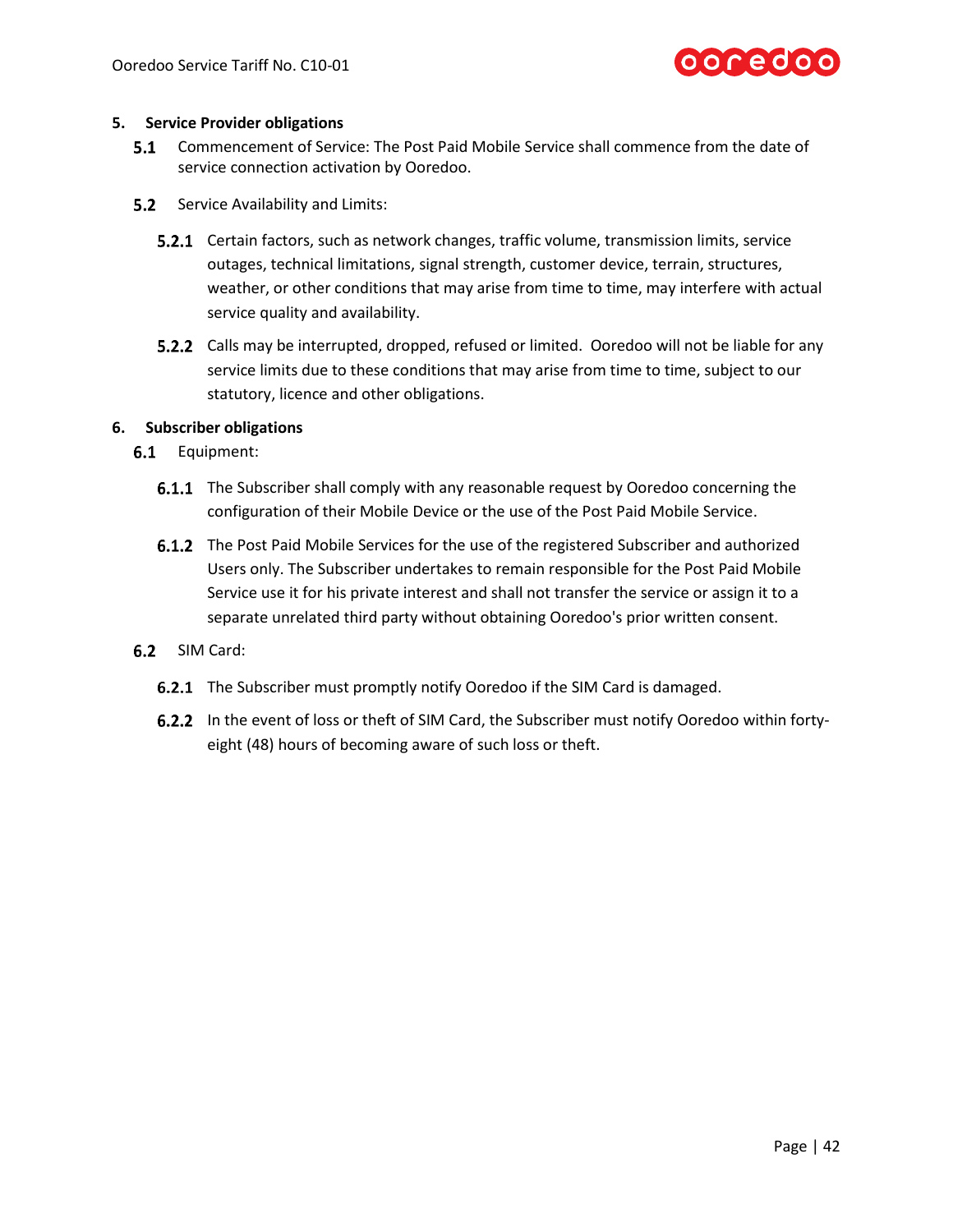## 5. Service Provider obligations

**5.1** Commencement of Service: The Post Paid Mobile Service shall commence from the date of service connection activation by Ooredoo.

**5.2** Service Availability and Limits:

**5.2.1** Certain factors, such as network changes, traffic volume, transmission limits, service outages, technical limitations, signal strength, customer device, terrain, structures, weather, or other conditions that may arise from time to time, may interfere with actual service quality and availability.

**5.2.2** Calls may be interrupted, dropped, refused or limited. Ooredoo will not be liable for any service limits due to these conditions that may arise from time to time, subject to our statutory, licence and other obligations.

## 6. Subscriber obligations

**6.1** Equipment:

**6.1.1** The Subscriber shall comply with any reasonable request by Ooredoo concerning the configuration of their Mobile Device or the use of the Post Paid Mobile Service.

**6.1.2** The Post Paid Mobile Services for the use of the registered Subscriber and authorized Users only. The Subscriber undertakes to remain responsible for the Post Paid Mobile Service use it for his private interest and shall not transfer the service or assign it to a separate unrelated third party without obtaining Ooredoo's prior written consent.

**6.2** SIM Card:

**6.2.1** The Subscriber must promptly notify Ooredoo if the SIM Card is damaged.

**6.2.2** In the event of loss or theft of SIM Card, the Subscriber must notify Ooredoo within forty-eight (48) hours of becoming aware of such loss or theft.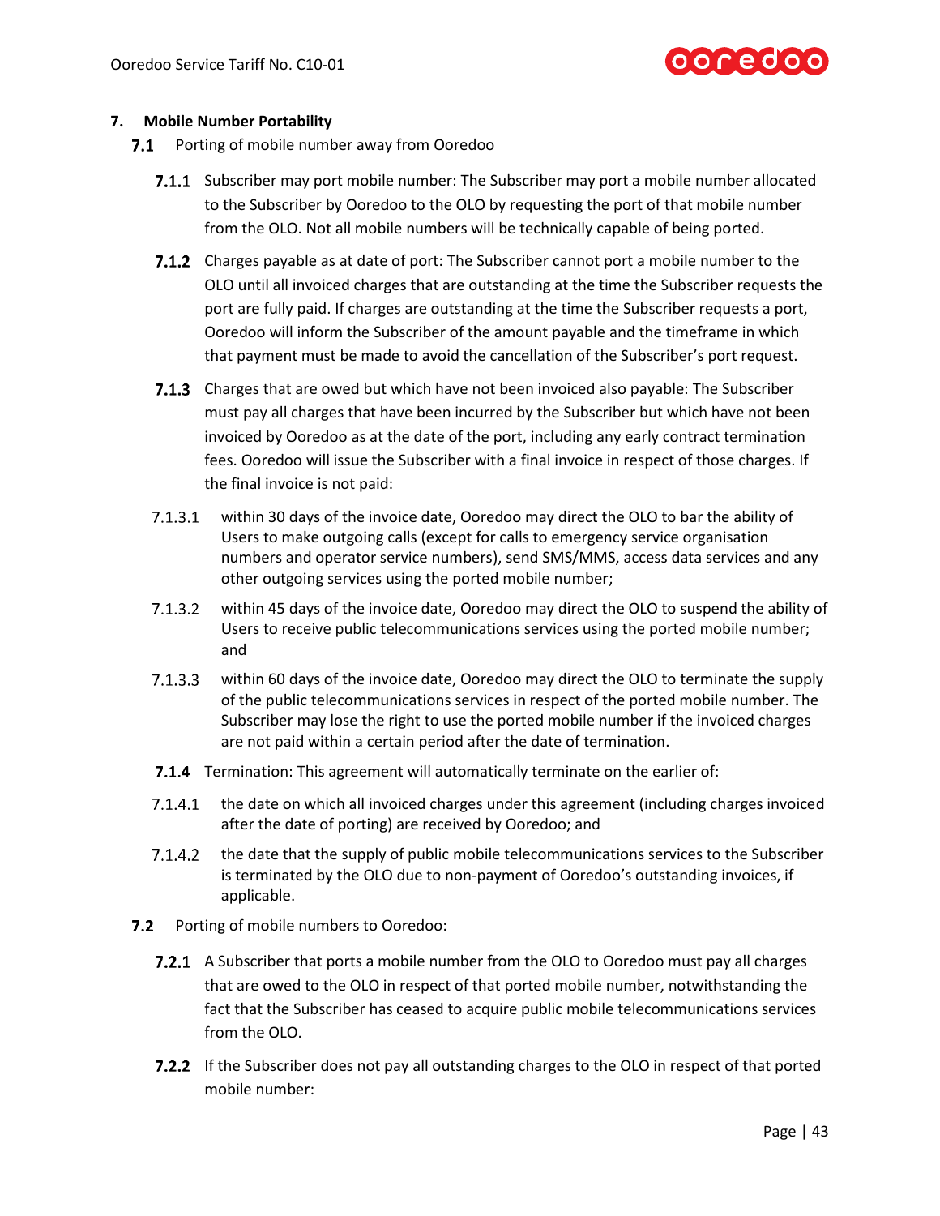## 7. Mobile Number Portability

**7.1** Porting of mobile number away from Ooredoo

**7.1.1** Subscriber may port mobile number: The Subscriber may port a mobile number allocated to the Subscriber by Ooredoo to the OLO by requesting the port of that mobile number from the OLO. Not all mobile numbers will be technically capable of being ported.

**7.1.2** Charges payable as at date of port: The Subscriber cannot port a mobile number to the OLO until all invoiced charges that are outstanding at the time the Subscriber requests the port are fully paid. If charges are outstanding at the time the Subscriber requests a port, Ooredoo will inform the Subscriber of the amount payable and the timeframe in which that payment must be made to avoid the cancellation of the Subscriber's port request.

**7.1.3** Charges that are owed but which have not been invoiced also payable: The Subscriber must pay all charges that have been incurred by the Subscriber but which have not been invoiced by Ooredoo as at the date of the port, including any early contract termination fees. Ooredoo will issue the Subscriber with a final invoice in respect of those charges. If the final invoice is not paid:

7.1.3.1 within 30 days of the invoice date, Ooredoo may direct the OLO to bar the ability of Users to make outgoing calls (except for calls to emergency service organisation numbers and operator service numbers), send SMS/MMS, access data services and any other outgoing services using the ported mobile number;

7.1.3.2 within 45 days of the invoice date, Ooredoo may direct the OLO to suspend the ability of Users to receive public telecommunications services using the ported mobile number; and

7.1.3.3 within 60 days of the invoice date, Ooredoo may direct the OLO to terminate the supply of the public telecommunications services in respect of the ported mobile number. The Subscriber may lose the right to use the ported mobile number if the invoiced charges are not paid within a certain period after the date of termination.

**7.1.4** Termination: This agreement will automatically terminate on the earlier of:

7.1.4.1 the date on which all invoiced charges under this agreement (including charges invoiced after the date of porting) are received by Ooredoo; and

7.1.4.2 the date that the supply of public mobile telecommunications services to the Subscriber is terminated by the OLO due to non-payment of Ooredoo's outstanding invoices, if applicable.

**7.2** Porting of mobile numbers to Ooredoo:

**7.2.1** A Subscriber that ports a mobile number from the OLO to Ooredoo must pay all charges that are owed to the OLO in respect of that ported mobile number, notwithstanding the fact that the Subscriber has ceased to acquire public mobile telecommunications services from the OLO.

**7.2.2** If the Subscriber does not pay all outstanding charges to the OLO in respect of that ported mobile number: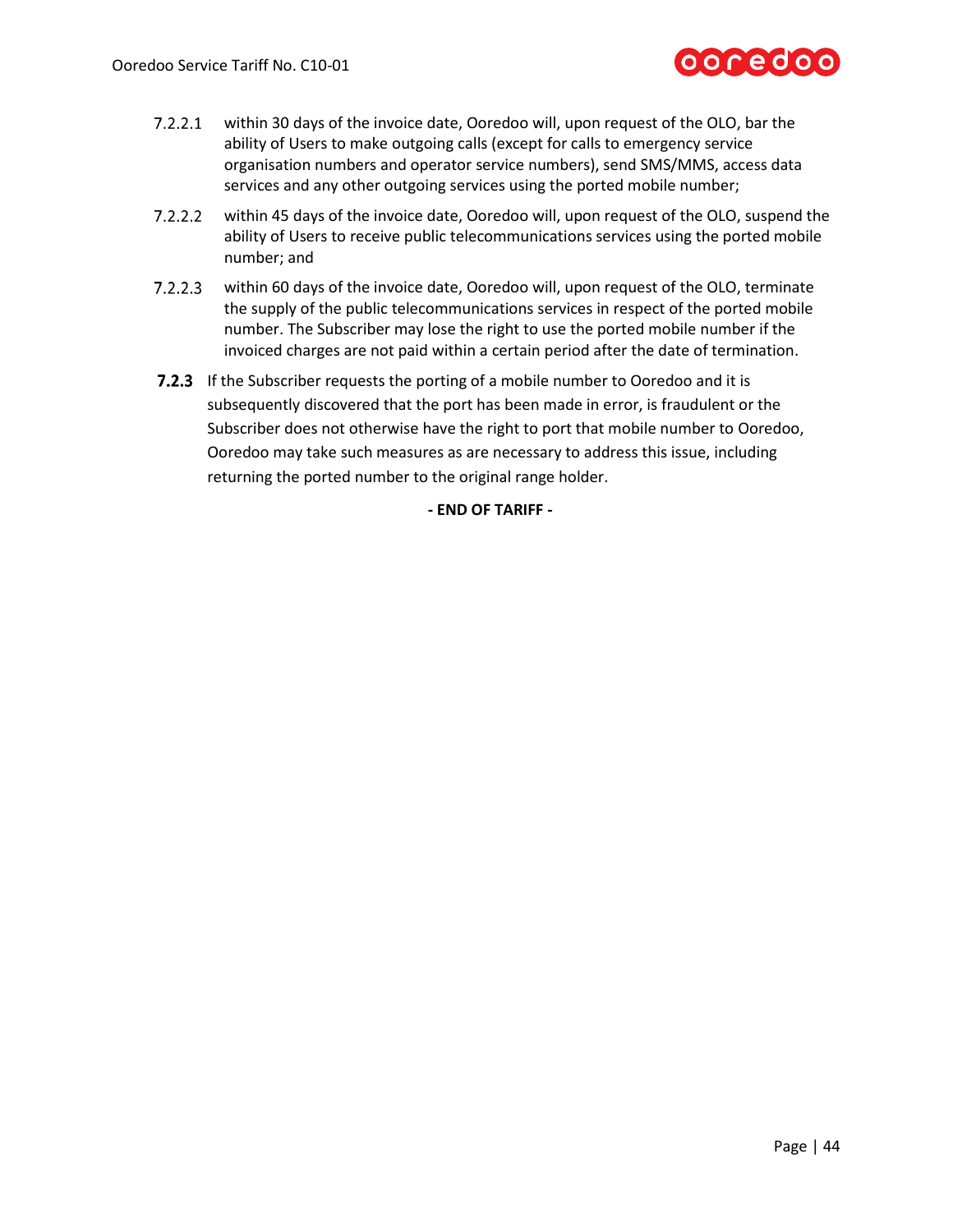7.2.2.1 within 30 days of the invoice date, Ooredoo will, upon request of the OLO, bar the ability of Users to make outgoing calls (except for calls to emergency service organisation numbers and operator service numbers), send SMS/MMS, access data services and any other outgoing services using the ported mobile number;

7.2.2.2 within 45 days of the invoice date, Ooredoo will, upon request of the OLO, suspend the ability of Users to receive public telecommunications services using the ported mobile number; and

7.2.2.3 within 60 days of the invoice date, Ooredoo will, upon request of the OLO, terminate the supply of the public telecommunications services in respect of the ported mobile number. The Subscriber may lose the right to use the ported mobile number if the invoiced charges are not paid within a certain period after the date of termination.

**7.2.3** If the Subscriber requests the porting of a mobile number to Ooredoo and it is subsequently discovered that the port has been made in error, is fraudulent or the Subscriber does not otherwise have the right to port that mobile number to Ooredoo, Ooredoo may take such measures as are necessary to address this issue, including returning the ported number to the original range holder.

**- END OF TARIFF -**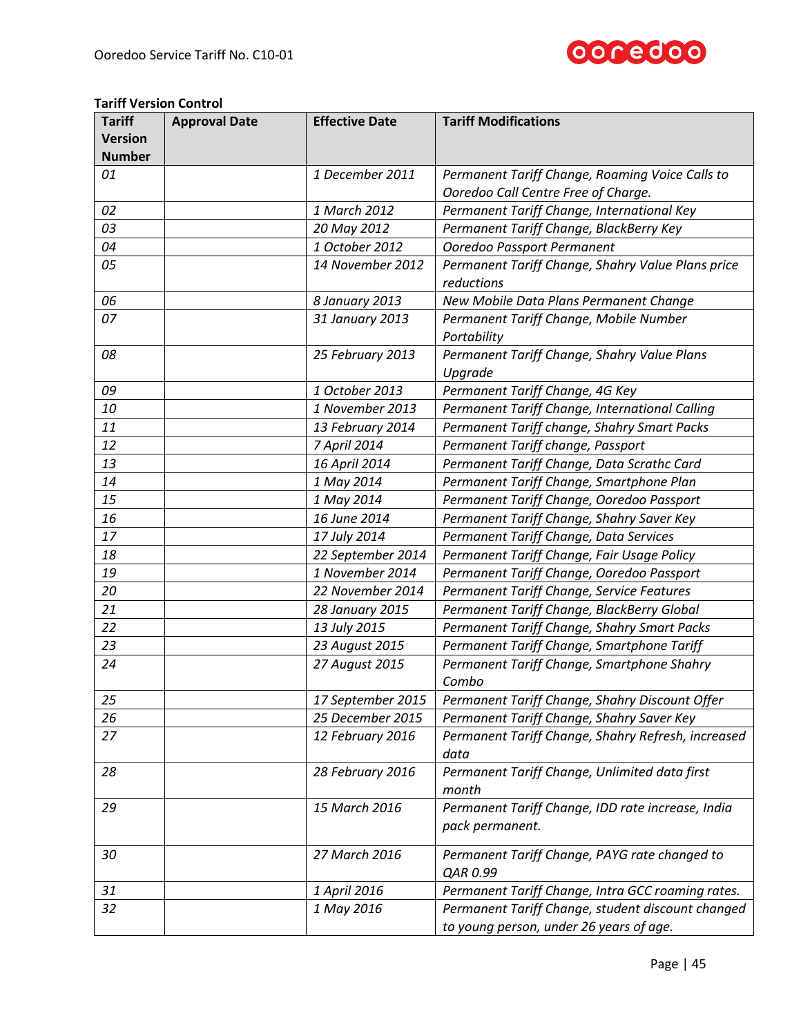**Tariff Version Control**

| Tariff Version Number | Approval Date | Effective Date | Tariff Modifications |
|---|---|---|---|
| *01* | | *1 December 2011* | *Permanent Tariff Change, Roaming Voice Calls to Ooredoo Call Centre Free of Charge.* |
| *02* | | *1 March 2012* | *Permanent Tariff Change, International Key* |
| *03* | | *20 May 2012* | *Permanent Tariff Change, BlackBerry Key* |
| *04* | | *1 October 2012* | *Ooredoo Passport Permanent* |
| *05* | | *14 November 2012* | *Permanent Tariff Change, Shahry Value Plans price reductions* |
| *06* | | *8 January 2013* | *New Mobile Data Plans Permanent Change* |
| *07* | | *31 January 2013* | *Permanent Tariff Change, Mobile Number Portability* |
| *08* | | *25 February 2013* | *Permanent Tariff Change, Shahry Value Plans Upgrade* |
| *09* | | *1 October 2013* | *Permanent Tariff Change, 4G Key* |
| *10* | | *1 November 2013* | *Permanent Tariff Change, International Calling* |
| *11* | | *13 February 2014* | *Permanent Tariff change, Shahry Smart Packs* |
| *12* | | *7 April 2014* | *Permanent Tariff change, Passport* |
| *13* | | *16 April 2014* | *Permanent Tariff Change, Data Scrathc Card* |
| *14* | | *1 May 2014* | *Permanent Tariff Change, Smartphone Plan* |
| *15* | | *1 May 2014* | *Permanent Tariff Change, Ooredoo Passport* |
| *16* | | *16 June 2014* | *Permanent Tariff Change, Shahry Saver Key* |
| *17* | | *17 July 2014* | *Permanent Tariff Change, Data Services* |
| *18* | | *22 September 2014* | *Permanent Tariff Change, Fair Usage Policy* |
| *19* | | *1 November 2014* | *Permanent Tariff Change, Ooredoo Passport* |
| *20* | | *22 November 2014* | *Permanent Tariff Change, Service Features* |
| *21* | | *28 January 2015* | *Permanent Tariff Change, BlackBerry Global* |
| *22* | | *13 July 2015* | *Permanent Tariff Change, Shahry Smart Packs* |
| *23* | | *23 August 2015* | *Permanent Tariff Change, Smartphone Tariff* |
| *24* | | *27 August 2015* | *Permanent Tariff Change, Smartphone Shahry Combo* |
| *25* | | *17 September 2015* | *Permanent Tariff Change, Shahry Discount Offer* |
| *26* | | *25 December 2015* | *Permanent Tariff Change, Shahry Saver Key* |
| *27* | | *12 February 2016* | *Permanent Tariff Change, Shahry Refresh, increased data* |
| *28* | | *28 February 2016* | *Permanent Tariff Change, Unlimited data first month* |
| *29* | | *15 March 2016* | *Permanent Tariff Change, IDD rate increase, India pack permanent.* |
| *30* | | *27 March 2016* | *Permanent Tariff Change, PAYG rate changed to QAR 0.99* |
| *31* | | *1 April 2016* | *Permanent Tariff Change, Intra GCC roaming rates.* |
| *32* | | *1 May 2016* | *Permanent Tariff Change, student discount changed to young person, under 26 years of age.* |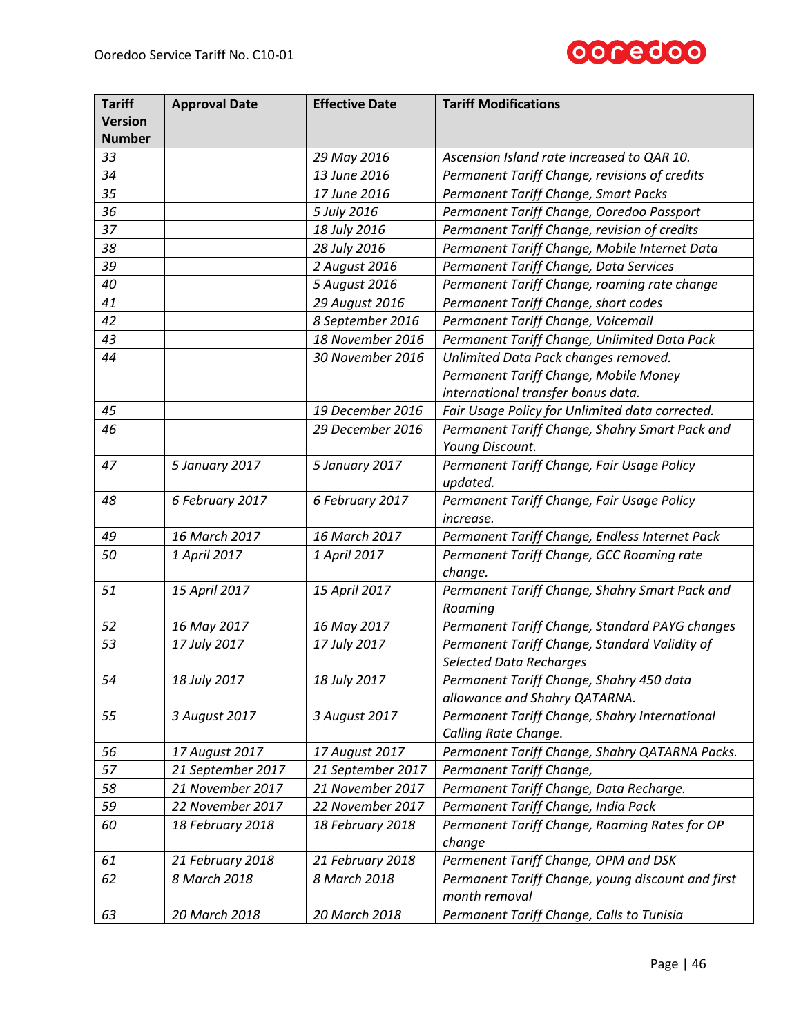| Tariff Version Number | Approval Date | Effective Date | Tariff Modifications |
|---|---|---|---|
| *33* | | *29 May 2016* | *Ascension Island rate increased to QAR 10.* |
| *34* | | *13 June 2016* | *Permanent Tariff Change, revisions of credits* |
| *35* | | *17 June 2016* | *Permanent Tariff Change, Smart Packs* |
| *36* | | *5 July 2016* | *Permanent Tariff Change, Ooredoo Passport* |
| *37* | | *18 July 2016* | *Permanent Tariff Change, revision of credits* |
| *38* | | *28 July 2016* | *Permanent Tariff Change, Mobile Internet Data* |
| *39* | | *2 August 2016* | *Permanent Tariff Change, Data Services* |
| *40* | | *5 August 2016* | *Permanent Tariff Change, roaming rate change* |
| *41* | | *29 August 2016* | *Permanent Tariff Change, short codes* |
| *42* | | *8 September 2016* | *Permanent Tariff Change, Voicemail* |
| *43* | | *18 November 2016* | *Permanent Tariff Change, Unlimited Data Pack* |
| *44* | | *30 November 2016* | *Unlimited Data Pack changes removed. Permanent Tariff Change, Mobile Money international transfer bonus data.* |
| *45* | | *19 December 2016* | *Fair Usage Policy for Unlimited data corrected.* |
| *46* | | *29 December 2016* | *Permanent Tariff Change, Shahry Smart Pack and Young Discount.* |
| *47* | *5 January 2017* | *5 January 2017* | *Permanent Tariff Change, Fair Usage Policy updated.* |
| *48* | *6 February 2017* | *6 February 2017* | *Permanent Tariff Change, Fair Usage Policy increase.* |
| *49* | *16 March 2017* | *16 March 2017* | *Permanent Tariff Change, Endless Internet Pack* |
| *50* | *1 April 2017* | *1 April 2017* | *Permanent Tariff Change, GCC Roaming rate change.* |
| *51* | *15 April 2017* | *15 April 2017* | *Permanent Tariff Change, Shahry Smart Pack and Roaming* |
| *52* | *16 May 2017* | *16 May 2017* | *Permanent Tariff Change, Standard PAYG changes* |
| *53* | *17 July 2017* | *17 July 2017* | *Permanent Tariff Change, Standard Validity of Selected Data Recharges* |
| *54* | *18 July 2017* | *18 July 2017* | *Permanent Tariff Change, Shahry 450 data allowance and Shahry QATARNA.* |
| *55* | *3 August 2017* | *3 August 2017* | *Permanent Tariff Change, Shahry International Calling Rate Change.* |
| *56* | *17 August 2017* | *17 August 2017* | *Permanent Tariff Change, Shahry QATARNA Packs.* |
| *57* | *21 September 2017* | *21 September 2017* | *Permanent Tariff Change,* |
| *58* | *21 November 2017* | *21 November 2017* | *Permanent Tariff Change, Data Recharge.* |
| *59* | *22 November 2017* | *22 November 2017* | *Permanent Tariff Change, India Pack* |
| *60* | *18 February 2018* | *18 February 2018* | *Permanent Tariff Change, Roaming Rates for OP change* |
| *61* | *21 February 2018* | *21 February 2018* | *Permenent Tariff Change, OPM and DSK* |
| *62* | *8 March 2018* | *8 March 2018* | *Permanent Tariff Change, young discount and first month removal* |
| *63* | *20 March 2018* | *20 March 2018* | *Permanent Tariff Change, Calls to Tunisia* |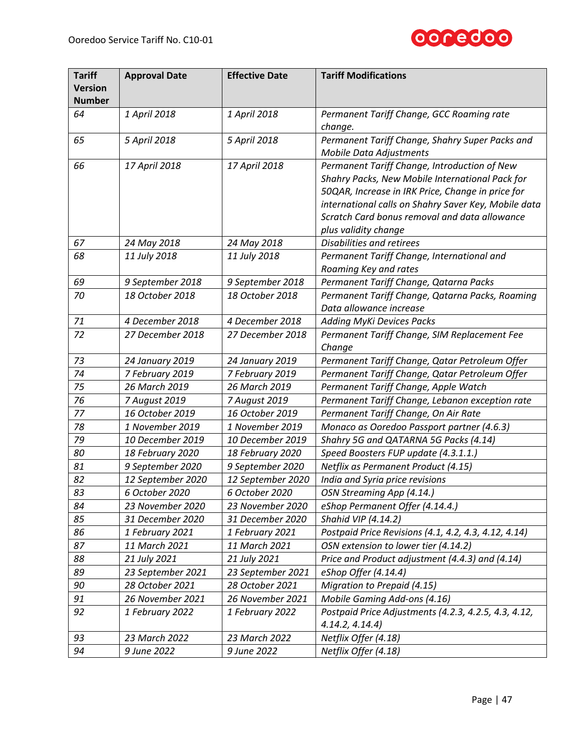| Tariff Version Number | Approval Date | Effective Date | Tariff Modifications |
|---|---|---|---|
| *64* | *1 April 2018* | *1 April 2018* | *Permanent Tariff Change, GCC Roaming rate change.* |
| *65* | *5 April 2018* | *5 April 2018* | *Permanent Tariff Change, Shahry Super Packs and Mobile Data Adjustments* |
| *66* | *17 April 2018* | *17 April 2018* | *Permanent Tariff Change, Introduction of New Shahry Packs, New Mobile International Pack for 50QAR, Increase in IRK Price, Change in price for international calls on Shahry Saver Key, Mobile data Scratch Card bonus removal and data allowance plus validity change* |
| *67* | *24 May 2018* | *24 May 2018* | *Disabilities and retirees* |
| *68* | *11 July 2018* | *11 July 2018* | *Permanent Tariff Change, International and Roaming Key and rates* |
| *69* | *9 September 2018* | *9 September 2018* | *Permanent Tariff Change, Qatarna Packs* |
| *70* | *18 October 2018* | *18 October 2018* | *Permanent Tariff Change, Qatarna Packs, Roaming Data allowance increase* |
| *71* | *4 December 2018* | *4 December 2018* | *Adding MyKi Devices Packs* |
| *72* | *27 December 2018* | *27 December 2018* | *Permanent Tariff Change, SIM Replacement Fee Change* |
| *73* | *24 January 2019* | *24 January 2019* | *Permanent Tariff Change, Qatar Petroleum Offer* |
| *74* | *7 February 2019* | *7 February 2019* | *Permanent Tariff Change, Qatar Petroleum Offer* |
| *75* | *26 March 2019* | *26 March 2019* | *Permanent Tariff Change, Apple Watch* |
| *76* | *7 August 2019* | *7 August 2019* | *Permanent Tariff Change, Lebanon exception rate* |
| *77* | *16 October 2019* | *16 October 2019* | *Permanent Tariff Change, On Air Rate* |
| *78* | *1 November 2019* | *1 November 2019* | *Monaco as Ooredoo Passport partner (4.6.3)* |
| *79* | *10 December 2019* | *10 December 2019* | *Shahry 5G and QATARNA 5G Packs (4.14)* |
| *80* | *18 February 2020* | *18 February 2020* | *Speed Boosters FUP update (4.3.1.1.)* |
| *81* | *9 September 2020* | *9 September 2020* | *Netflix as Permanent Product (4.15)* |
| *82* | *12 September 2020* | *12 September 2020* | *India and Syria price revisions* |
| *83* | *6 October 2020* | *6 October 2020* | *OSN Streaming App (4.14.)* |
| *84* | *23 November 2020* | *23 November 2020* | *eShop Permanent Offer (4.14.4.)* |
| *85* | *31 December 2020* | *31 December 2020* | *Shahid VIP (4.14.2)* |
| *86* | *1 February 2021* | *1 February 2021* | *Postpaid Price Revisions (4.1, 4.2, 4.3, 4.12, 4.14)* |
| *87* | *11 March 2021* | *11 March 2021* | *OSN extension to lower tier (4.14.2)* |
| *88* | *21 July 2021* | *21 July 2021* | *Price and Product adjustment (4.4.3) and (4.14)* |
| *89* | *23 September 2021* | *23 September 2021* | *eShop Offer (4.14.4)* |
| *90* | *28 October 2021* | *28 October 2021* | *Migration to Prepaid (4.15)* |
| *91* | *26 November 2021* | *26 November 2021* | *Mobile Gaming Add-ons (4.16)* |
| *92* | *1 February 2022* | *1 February 2022* | *Postpaid Price Adjustments (4.2.3, 4.2.5, 4.3, 4.12, 4.14.2, 4.14.4)* |
| *93* | *23 March 2022* | *23 March 2022* | *Netflix Offer (4.18)* |
| *94* | *9 June 2022* | *9 June 2022* | *Netflix Offer (4.18)* |